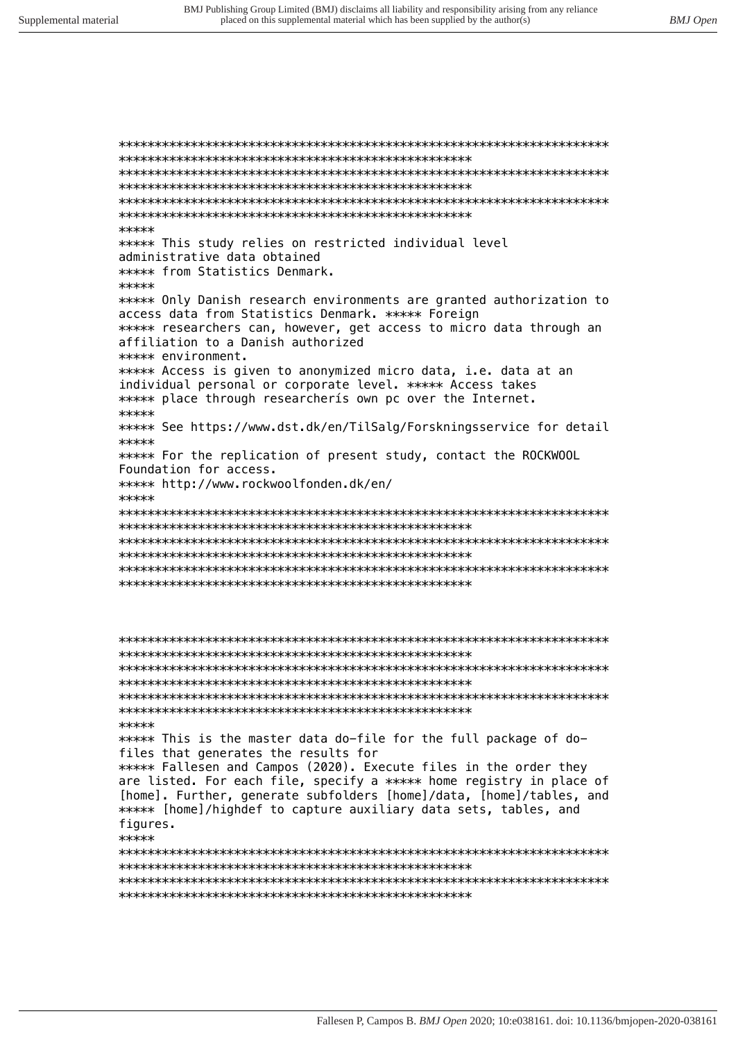```
*************************************************************************************************************************
*****
***** This study relies on restricted individual level administrative data obtained
***** from Statistics Denmark.
*****
***** Only Danish research environments are granted authorization to access data from Statistics Denmark. ***** Foreign
***** researchers can, however, get access to micro data through an affiliation to a Danish authorized
***** environment.
***** Access is given to anonymized micro data, i.e. data at an individual personal or corporate level. ***** Access takes
***** place through researcherís own pc over the Internet.
*****
***** See https://www.dst.dk/en/TilSalg/Forskningsservice for detail
*****
***** For the replication of present study, contact the ROCKWOOL Foundation for access.
***** http://www.rockwoolfonden.dk/en/
*****
*************************************************************************************************************************
```

```
*************************************************************************************************************************
*****
***** This is the master data do-file for the full package of do-files that generates the results for
***** Fallesen and Campos (2020). Execute files in the order they are listed. For each file, specify a ***** home registry in place of [home]. Further, generate subfolders [home]/data, [home]/tables, and
***** [home]/highdef to capture auxiliary data sets, tables, and figures.
*****
*************************************************************************************************************************
```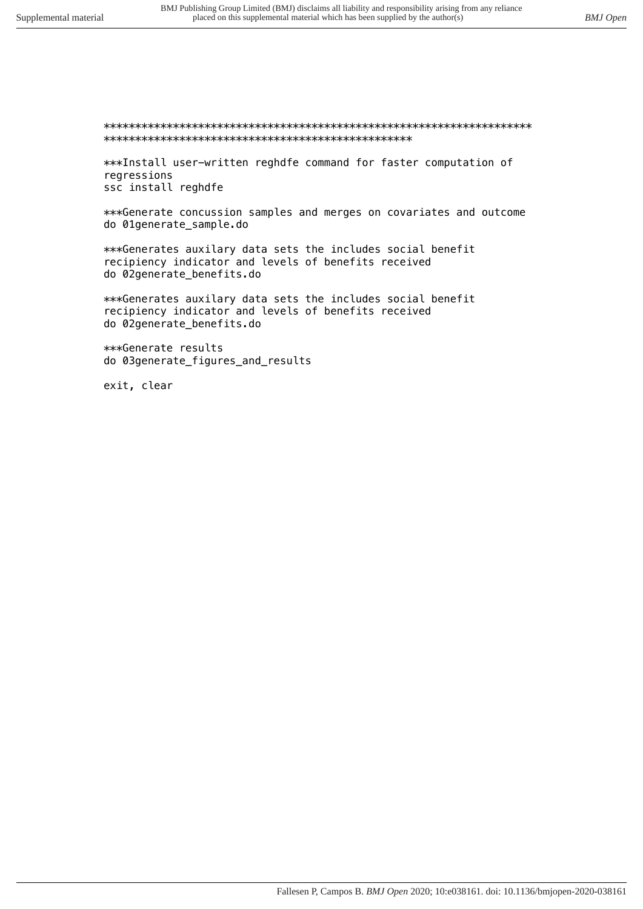```
*******************************************************************
************************************************

***Install user-written reghdfe command for faster computation of
regressions
ssc install reghdfe

***Generate concussion samples and merges on covariates and outcome
do 01generate_sample.do

***Generates auxilary data sets the includes social benefit
recipiency indicator and levels of benefits received
do 02generate_benefits.do

***Generates auxilary data sets the includes social benefit
recipiency indicator and levels of benefits received
do 02generate_benefits.do

***Generate results
do 03generate_figures_and_results

exit, clear
```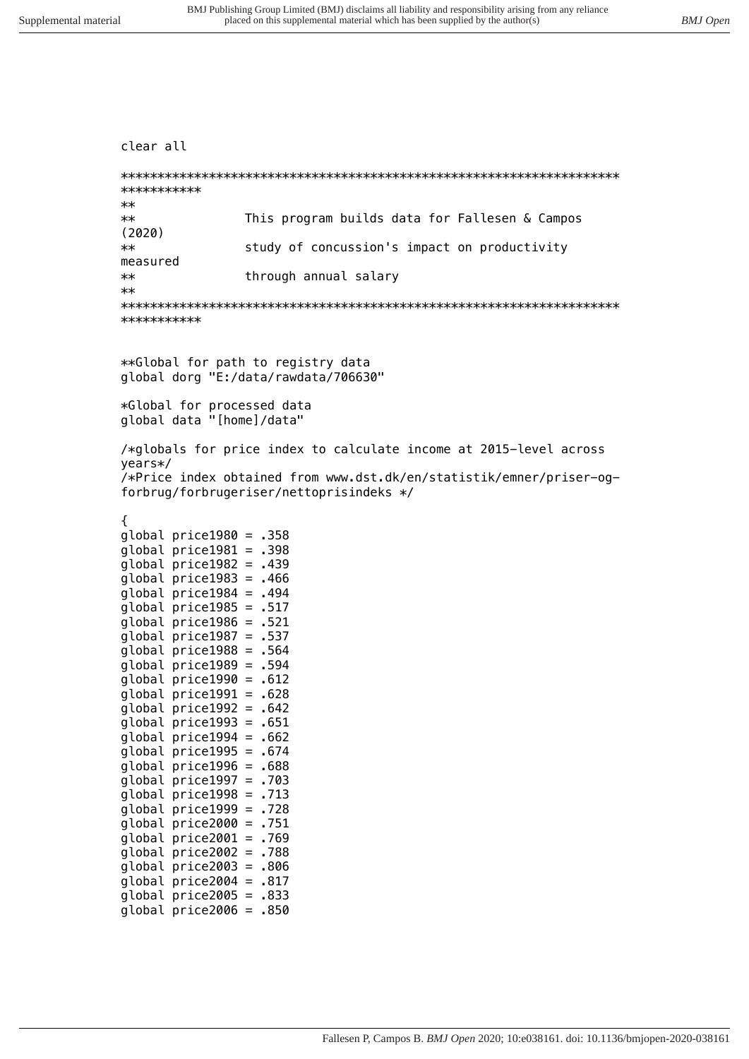```
clear all

********************************************************************
***********
**
**              This program builds data for Fallesen & Campos
(2020)
**              study of concussion's impact on productivity
measured
**              through annual salary
**
********************************************************************
***********


**Global for path to registry data
global dorg "E:/data/rawdata/706630"

*Global for processed data
global data "[home]/data"

/*globals for price index to calculate income at 2015-level across
years*/
/*Price index obtained from www.dst.dk/en/statistik/emner/priser-og-
forbrug/forbrugeriser/nettoprisindeks */

{
global price1980 = .358
global price1981 = .398
global price1982 = .439
global price1983 = .466
global price1984 = .494
global price1985 = .517
global price1986 = .521
global price1987 = .537
global price1988 = .564
global price1989 = .594
global price1990 = .612
global price1991 = .628
global price1992 = .642
global price1993 = .651
global price1994 = .662
global price1995 = .674
global price1996 = .688
global price1997 = .703
global price1998 = .713
global price1999 = .728
global price2000 = .751
global price2001 = .769
global price2002 = .788
global price2003 = .806
global price2004 = .817
global price2005 = .833
global price2006 = .850
```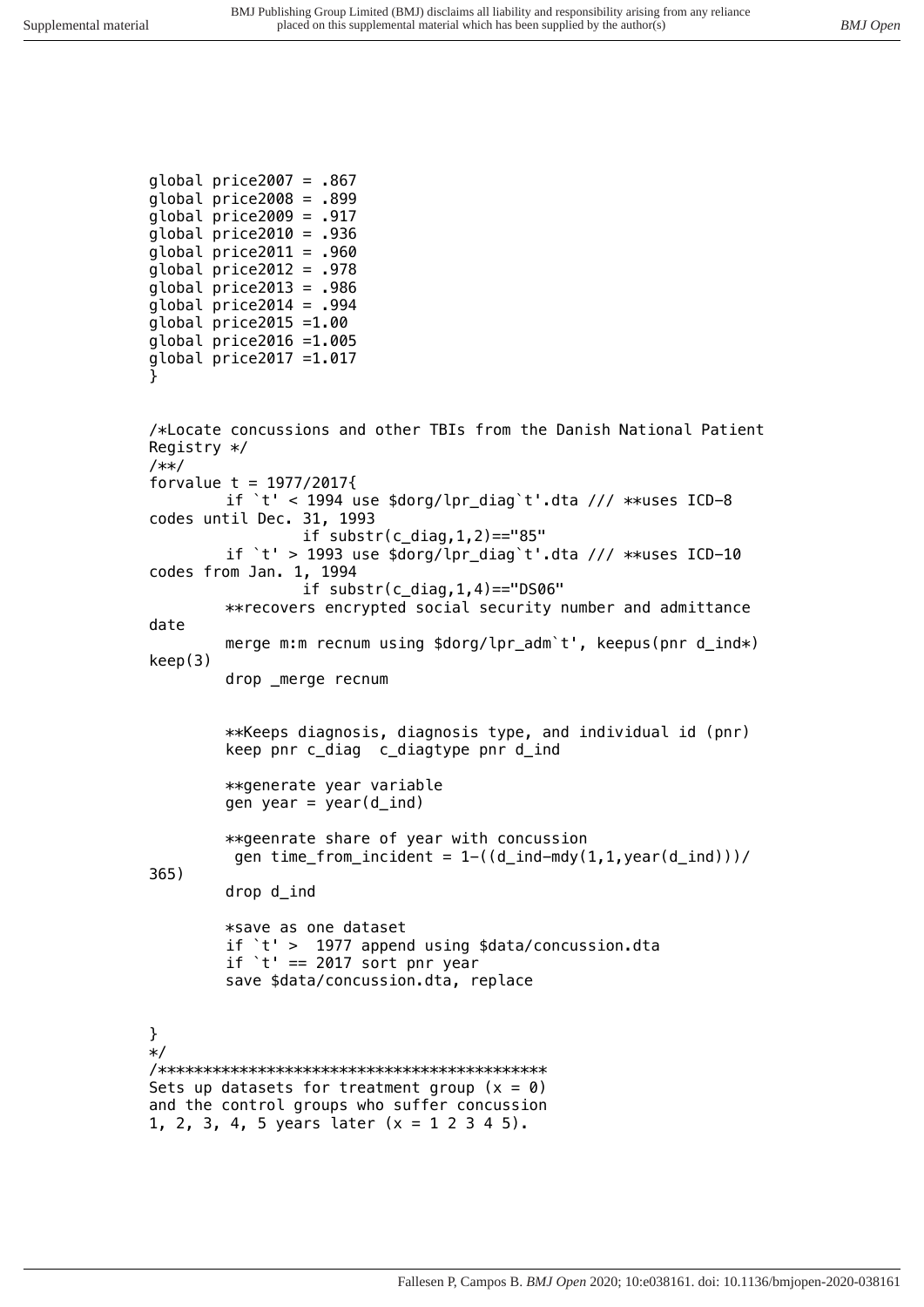```
global price2007 = .867
global price2008 = .899
global price2009 = .917
global price2010 = .936
global price2011 = .960
global price2012 = .978
global price2013 = .986
global price2014 = .994
global price2015 =1.00
global price2016 =1.005
global price2017 =1.017
}


/*Locate concussions and other TBIs from the Danish National Patient
Registry */
/**/
forvalue t = 1977/2017{
        if `t' < 1994 use $dorg/lpr_diag`t'.dta /// **uses ICD-8
codes until Dec. 31, 1993
                if substr(c_diag,1,2)=="85"
        if `t' > 1993 use $dorg/lpr_diag`t'.dta /// **uses ICD-10
codes from Jan. 1, 1994
                if substr(c_diag,1,4)=="DS06"
        **recovers encrypted social security number and admittance
date
        merge m:m recnum using $dorg/lpr_adm`t', keepus(pnr d_ind*)
keep(3)
        drop _merge recnum


        **Keeps diagnosis, diagnosis type, and individual id (pnr)
        keep pnr c_diag  c_diagtype pnr d_ind

        **generate year variable
        gen year = year(d_ind)

        **geenrate share of year with concussion
         gen time_from_incident = 1-((d_ind-mdy(1,1,year(d_ind)))/
365)
        drop d_ind

        *save as one dataset
        if `t' >  1977 append using $data/concussion.dta
        if `t' == 2017 sort pnr year
        save $data/concussion.dta, replace


}
*/
/******************************************
Sets up datasets for treatment group (x = 0)
and the control groups who suffer concussion
1, 2, 3, 4, 5 years later (x = 1 2 3 4 5).
```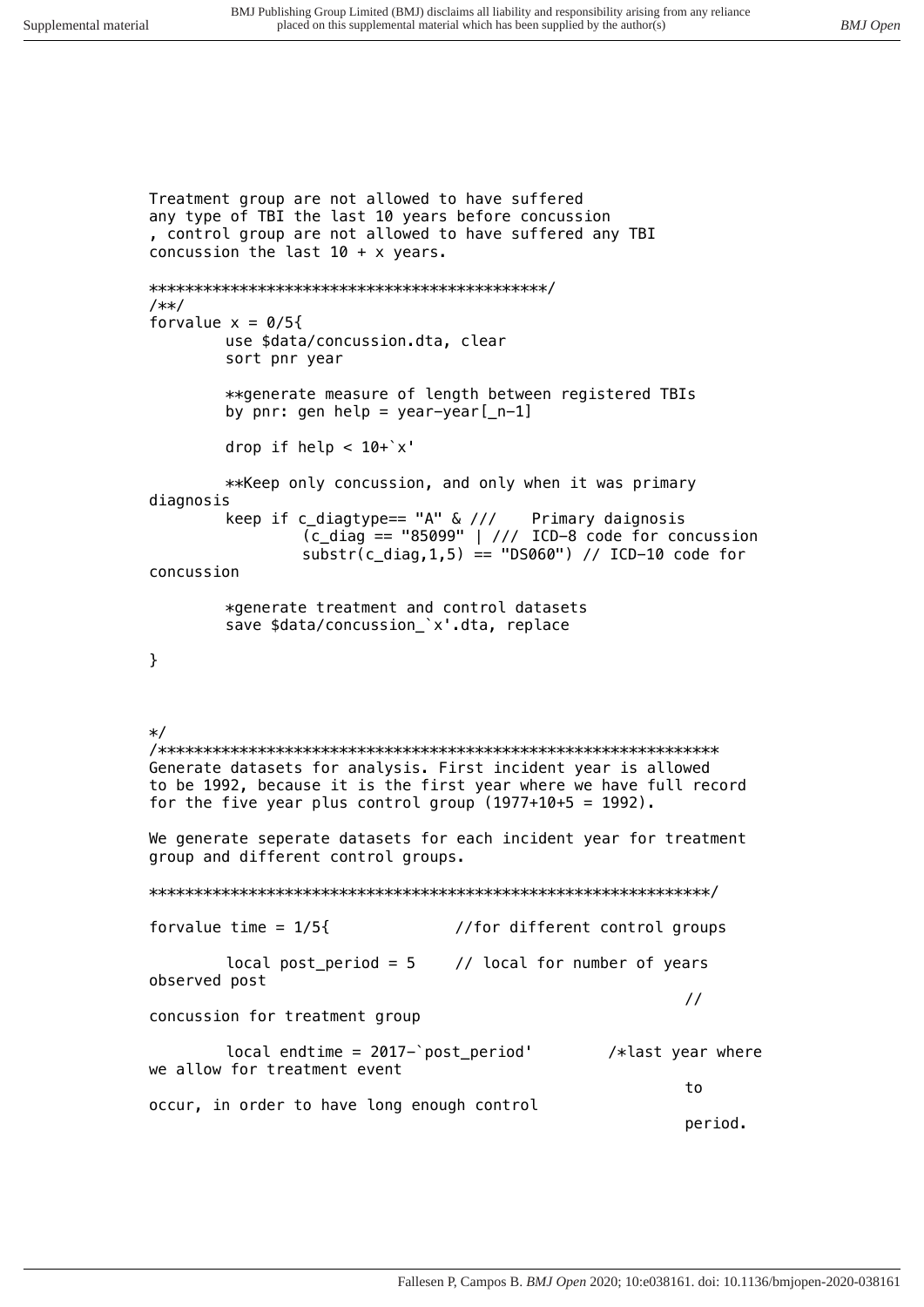```
Treatment group are not allowed to have suffered
any type of TBI the last 10 years before concussion
, control group are not allowed to have suffered any TBI
concussion the last 10 + x years.

*******************************************/
/**/
forvalue x = 0/5{
        use $data/concussion.dta, clear
        sort pnr year

        **generate measure of length between registered TBIs
        by pnr: gen help = year-year[_n-1]

        drop if help < 10+`x'

        **Keep only concussion, and only when it was primary
diagnosis
        keep if c_diagtype== "A" & ///    Primary daignosis
                (c_diag == "85099" | /// ICD-8 code for concussion
                substr(c_diag,1,5) == "DS060") // ICD-10 code for
concussion

        *generate treatment and control datasets
        save $data/concussion_`x'.dta, replace

}



*/
/**************************************************************
Generate datasets for analysis. First incident year is allowed
to be 1992, because it is the first year where we have full record
for the five year plus control group (1977+10+5 = 1992).

We generate seperate datasets for each incident year for treatment
group and different control groups.

**************************************************************/

forvalue time = 1/5{              //for different control groups

        local post_period = 5     // local for number of years
observed post
                                                            //
concussion for treatment group

        local endtime = 2017-`post_period'        /*last year where
we allow for treatment event
                                                            to
occur, in order to have long enough control
                                                            period.
```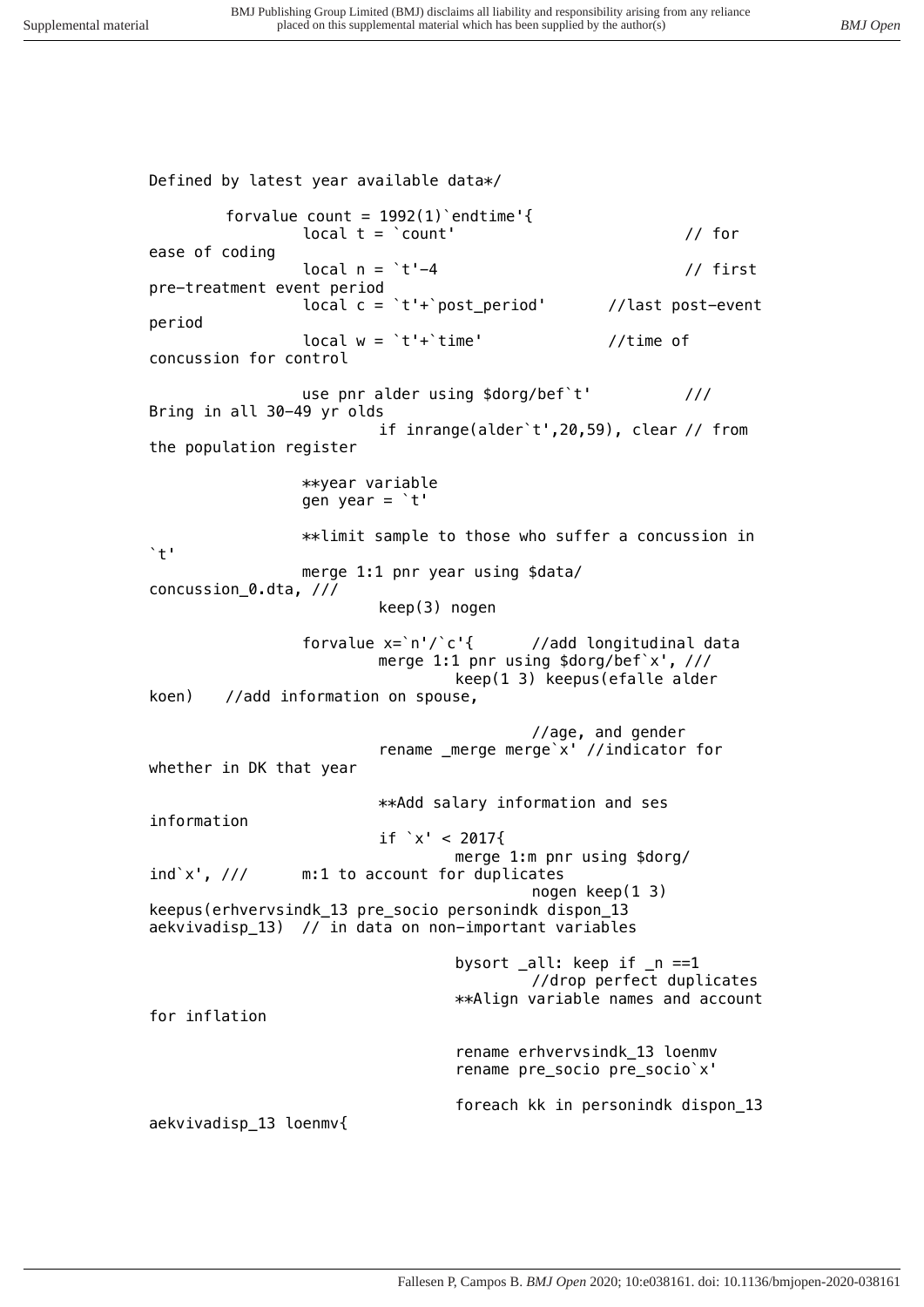```
Defined by latest year available data*/

        forvalue count = 1992(1)`endtime'{
                local t = `count'                         // for
ease of coding
                local n = `t'-4                           // first
pre-treatment event period
                local c = `t'+`post_period'       //last post-event
period
                local w = `t'+`time'              //time of
concussion for control

                use pnr alder using $dorg/bef`t'          ///
Bring in all 30-49 yr olds
                        if inrange(alder`t',20,59), clear // from
the population register

                **year variable
                gen year = `t'

                **limit sample to those who suffer a concussion in
`t'
                merge 1:1 pnr year using $data/
concussion_0.dta, ///
                        keep(3) nogen

                forvalue x=`n'/`c'{      //add longitudinal data
                        merge 1:1 pnr using $dorg/bef`x', ///
                                keep(1 3) keepus(efalle alder
koen)   //add information on spouse,

                                        //age, and gender
                        rename _merge merge`x' //indicator for
whether in DK that year

                        **Add salary information and ses
information
                        if `x' < 2017{
                                merge 1:m pnr using $dorg/
ind`x', ///      m:1 to account for duplicates
                                        nogen keep(1 3)
keepus(erhvervsindk_13 pre_socio personindk dispon_13
aekvivadisp_13)  // in data on non-important variables

                                bysort _all: keep if _n ==1
                                        //drop perfect duplicates
                                **Align variable names and account
for inflation

                                rename erhvervsindk_13 loenmv
                                rename pre_socio pre_socio`x'

                                foreach kk in personindk dispon_13
aekvivadisp_13 loenmv{
```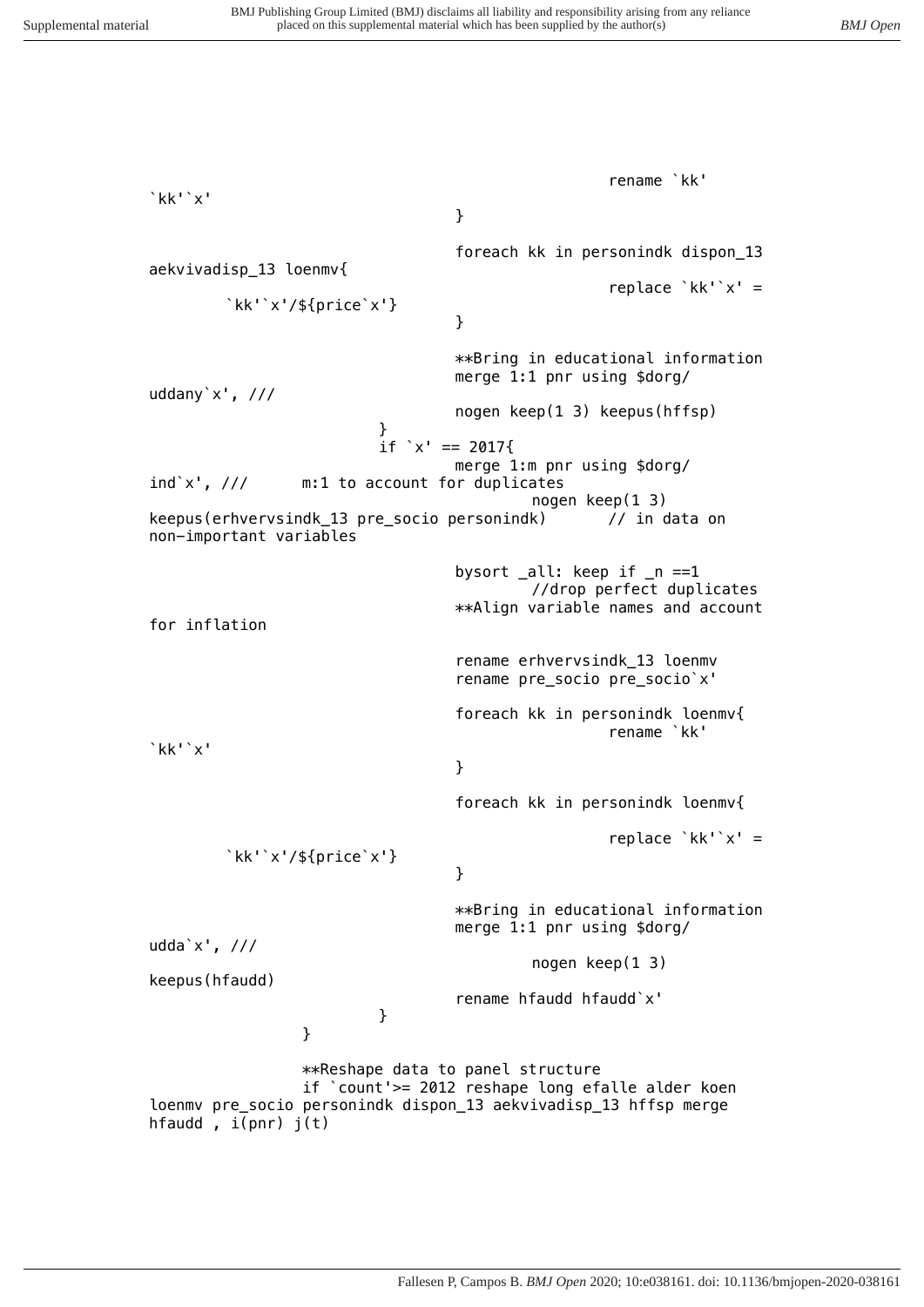```
                                        rename `kk'
`kk'`x'
                                }

                                foreach kk in personindk dispon_13
aekvivadisp_13 loenmv{
                                        replace `kk'`x' =
        `kk'`x'/${price`x'}
                                }

                                **Bring in educational information
                                merge 1:1 pnr using $dorg/
uddany`x', ///
                                nogen keep(1 3) keepus(hffsp)
                        }
                        if `x' == 2017{
                                merge 1:m pnr using $dorg/
ind`x', ///      m:1 to account for duplicates
                                        nogen keep(1 3)
keepus(erhvervsindk_13 pre_socio personindk)      // in data on
non-important variables

                                bysort _all: keep if _n ==1
                                        //drop perfect duplicates
                                **Align variable names and account
for inflation

                                rename erhvervsindk_13 loenmv
                                rename pre_socio pre_socio`x'

                                foreach kk in personindk loenmv{
                                        rename `kk'
`kk'`x'
                                }

                                foreach kk in personindk loenmv{

                                        replace `kk'`x' =
        `kk'`x'/${price`x'}
                                }

                                **Bring in educational information
                                merge 1:1 pnr using $dorg/
udda`x', ///
                                        nogen keep(1 3)
keepus(hfaudd)
                                rename hfaudd hfaudd`x'
                        }
                }

                **Reshape data to panel structure
                if `count'>= 2012 reshape long efalle alder koen
loenmv pre_socio personindk dispon_13 aekvivadisp_13 hffsp merge
hfaudd , i(pnr) j(t)
```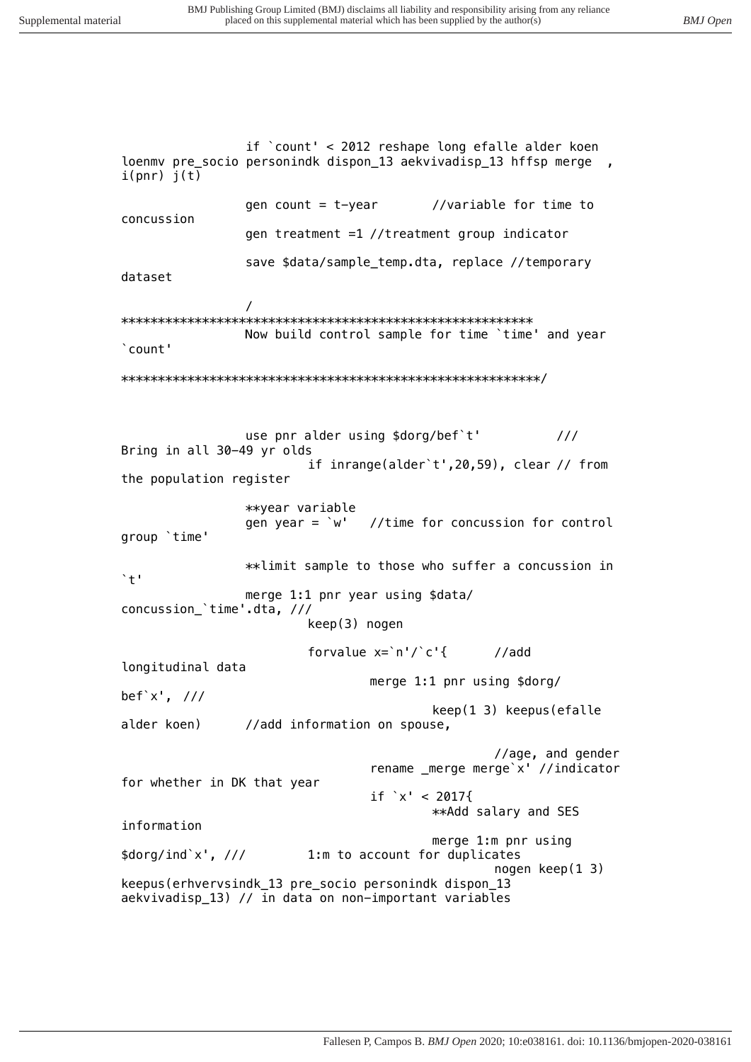```
		if `count' < 2012 reshape long efalle alder koen 
loenmv pre_socio personindk dispon_13 aekvivadisp_13 hffsp merge  , 
i(pnr) j(t)

		gen count = t-year 	//variable for time to 
concussion
		gen treatment =1 //treatment group indicator

		save $data/sample_temp.dta, replace //temporary 
dataset

		/
*************************************************************
		Now build control sample for time `time' and year 
`count'

*************************************************************/



		use pnr alder using $dorg/bef`t' 		/// 
Bring in all 30-49 yr olds
			if inrange(alder`t',20,59), clear // from 
the population register

		**year variable
		gen year = `w' 	//time for concussion for control 
group `time'

		**limit sample to those who suffer a concussion in 
`t'
		merge 1:1 pnr year using $data/
concussion_`time'.dta, ///
			keep(3) nogen

			forvalue x=`n'/`c'{ 	//add 
longitudinal data
				merge 1:1 pnr using $dorg/
bef`x', ///
					keep(1 3) keepus(efalle 
alder koen) 	//add information on spouse,

						//age, and gender
				rename _merge merge`x' //indicator 
for whether in DK that year
				if `x' < 2017{
					**Add salary and SES 
information
					merge 1:m pnr using 
$dorg/ind`x', /// 	1:m to account for duplicates
						nogen keep(1 3) 
keepus(erhvervsindk_13 pre_socio personindk dispon_13 
aekvivadisp_13) // in data on non-important variables
```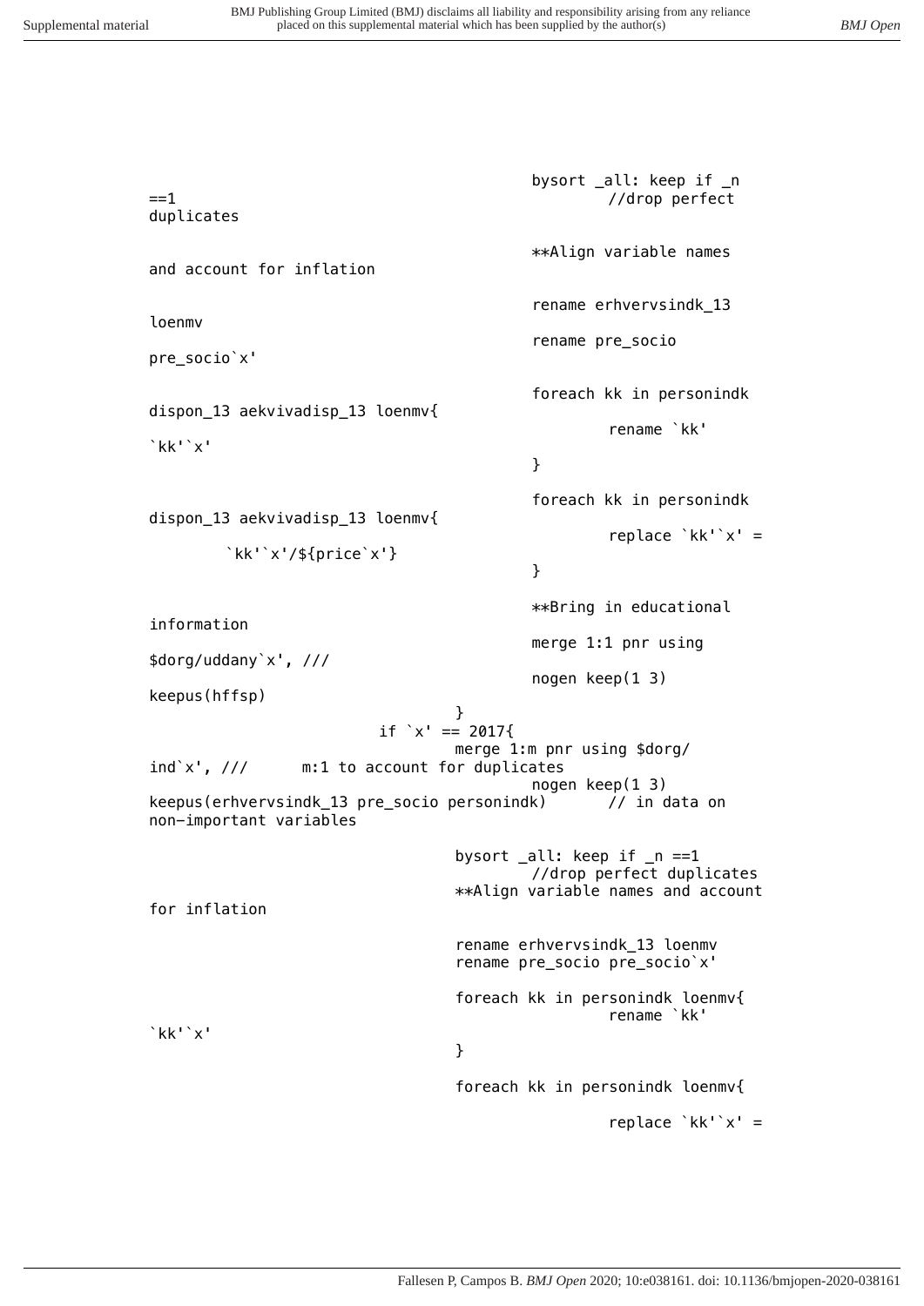```
                                        bysort _all: keep if _n
==1                                             //drop perfect
duplicates

                                        **Align variable names
and account for inflation

                                        rename erhvervsindk_13
loenmv
                                        rename pre_socio
pre_socio`x'

                                        foreach kk in personindk
dispon_13 aekvivadisp_13 loenmv{
                                                rename `kk'
`kk'`x'
                                        }

                                        foreach kk in personindk
dispon_13 aekvivadisp_13 loenmv{
                                                replace `kk'`x' =
        `kk'`x'/${price`x'}
                                        }

                                        **Bring in educational
information
                                        merge 1:1 pnr using
$dorg/uddany`x', ///
                                        nogen keep(1 3)
keepus(hffsp)
                                }
                        if `x' == 2017{
                                merge 1:m pnr using $dorg/
ind`x', ///      m:1 to account for duplicates
                                        nogen keep(1 3)
keepus(erhvervsindk_13 pre_socio personindk)       // in data on
non-important variables

                                bysort _all: keep if _n ==1
                                        //drop perfect duplicates
                                **Align variable names and account
for inflation

                                rename erhvervsindk_13 loenmv
                                rename pre_socio pre_socio`x'

                                foreach kk in personindk loenmv{
                                                rename `kk'
`kk'`x'
                                }

                                foreach kk in personindk loenmv{

                                                replace `kk'`x' =
```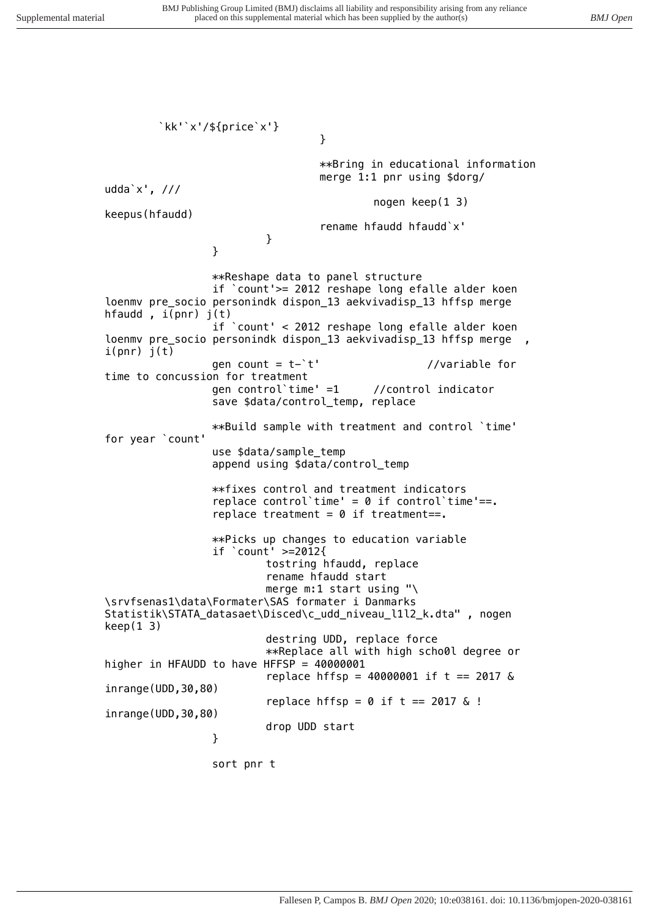```
	`kk'`x'/${price`x'}
				}

				**Bring in educational information
				merge 1:1 pnr using $dorg/
udda`x', ///
					nogen keep(1 3)
keepus(hfaudd)
				rename hfaudd hfaudd`x'
			}
		}

		**Reshape data to panel structure
		if `count'>= 2012 reshape long efalle alder koen
loenmv pre_socio personindk dispon_13 aekvivadisp_13 hffsp merge
hfaudd , i(pnr) j(t)
		if `count' < 2012 reshape long efalle alder koen
loenmv pre_socio personindk dispon_13 aekvivadisp_13 hffsp merge  ,
i(pnr) j(t)
		gen count = t-`t'		//variable for
time to concussion for treatment
		gen control`time' =1	//control indicator
		save $data/control_temp, replace

		**Build sample with treatment and control `time'
for year `count'
		use $data/sample_temp
		append using $data/control_temp

		**fixes control and treatment indicators
		replace control`time' = 0 if control`time'==.
		replace treatment = 0 if treatment==.

		**Picks up changes to education variable
		if `count' >=2012{
			tostring hfaudd, replace
			rename hfaudd start
			merge m:1 start using "\
\srvfsenas1\data\Formater\SAS formater i Danmarks
Statistik\STATA_datasaet\Disced\c_udd_niveau_l1l2_k.dta" , nogen
keep(1 3)
			destring UDD, replace force
			**Replace all with high scho0l degree or
higher in HFAUDD to have HFFSP = 40000001
			replace hffsp = 40000001 if t == 2017 &
inrange(UDD,30,80)
			replace hffsp = 0 if t == 2017 & !
inrange(UDD,30,80)
			drop UDD start
		}

		sort pnr t
```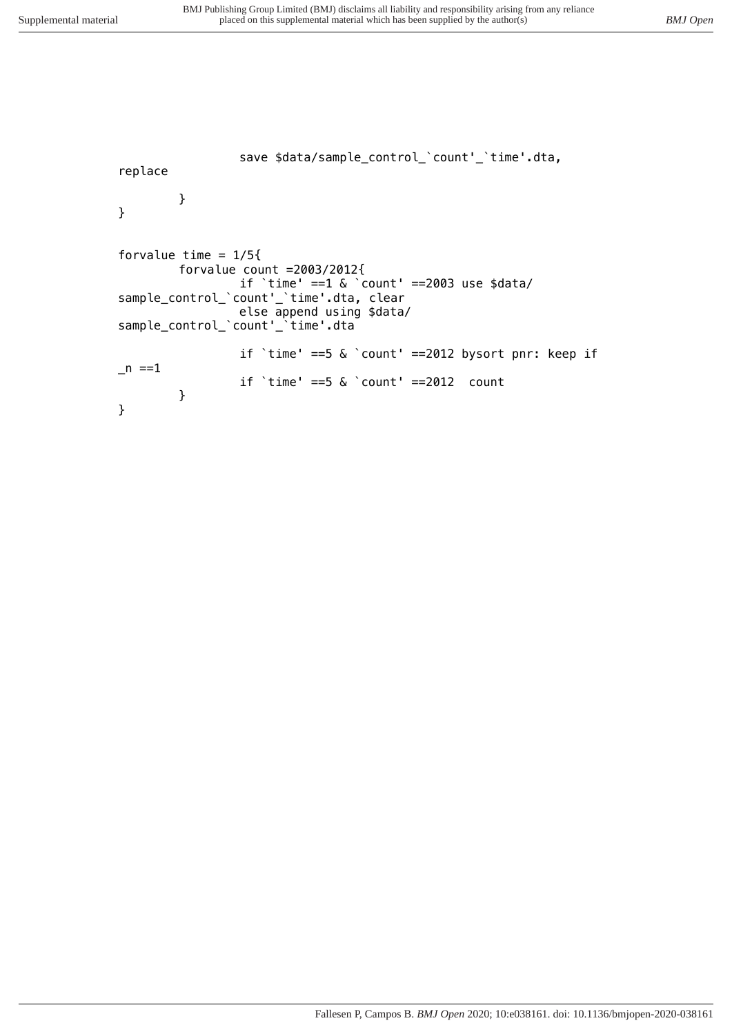```
                save $data/sample_control_`count'_`time'.dta, 
replace

        }
}


forvalue time = 1/5{
        forvalue count =2003/2012{
                if `time' ==1 & `count' ==2003 use $data/
sample_control_`count'_`time'.dta, clear
                else append using $data/
sample_control_`count'_`time'.dta

                if `time' ==5 & `count' ==2012 bysort pnr: keep if 
_n ==1
                if `time' ==5 & `count' ==2012  count
        }
}
```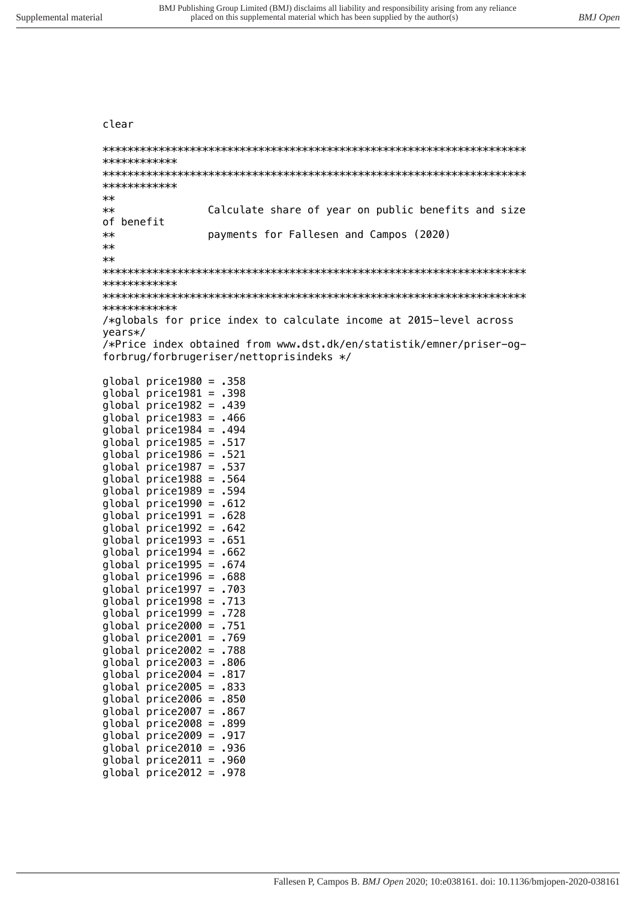```
clear

************************************************************************
************
************************************************************************
************
**
**              Calculate share of year on public benefits and size
of benefit
**              payments for Fallesen and Campos (2020)
**
**
************************************************************************
************
************************************************************************
************
/*globals for price index to calculate income at 2015-level across
years*/
/*Price index obtained from www.dst.dk/en/statistik/emner/priser-og-
forbrug/forbrugeriser/nettoprisindeks */

global price1980 = .358
global price1981 = .398
global price1982 = .439
global price1983 = .466
global price1984 = .494
global price1985 = .517
global price1986 = .521
global price1987 = .537
global price1988 = .564
global price1989 = .594
global price1990 = .612
global price1991 = .628
global price1992 = .642
global price1993 = .651
global price1994 = .662
global price1995 = .674
global price1996 = .688
global price1997 = .703
global price1998 = .713
global price1999 = .728
global price2000 = .751
global price2001 = .769
global price2002 = .788
global price2003 = .806
global price2004 = .817
global price2005 = .833
global price2006 = .850
global price2007 = .867
global price2008 = .899
global price2009 = .917
global price2010 = .936
global price2011 = .960
global price2012 = .978
```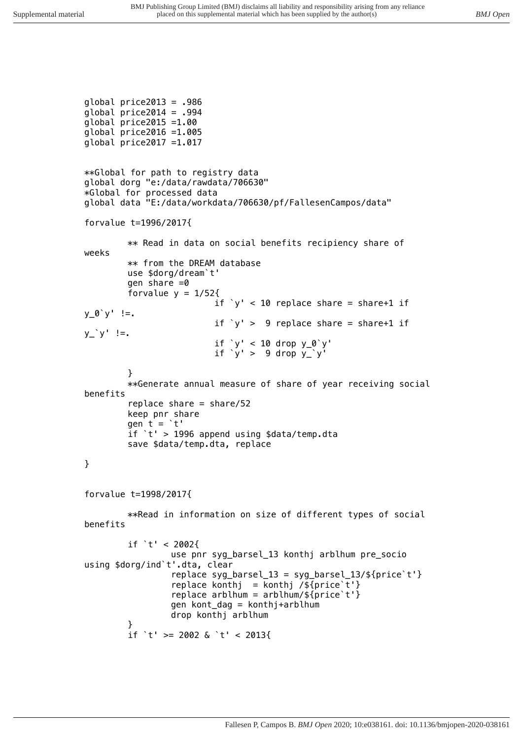```
global price2013 = .986
global price2014 = .994
global price2015 =1.00
global price2016 =1.005
global price2017 =1.017


**Global for path to registry data
global dorg "e:/data/rawdata/706630"
*Global for processed data
global data "E:/data/workdata/706630/pf/FallesenCampos/data"

forvalue t=1996/2017{

        ** Read in data on social benefits recipiency share of
weeks
        ** from the DREAM database
        use $dorg/dream`t'
        gen share =0
        forvalue y = 1/52{
                        if `y' < 10 replace share = share+1 if
y_0`y' !=.
                        if `y' >  9 replace share = share+1 if
y_`y' !=.
                        if `y' < 10 drop y_0`y'
                        if `y' >  9 drop y_`y'

        }
        **Generate annual measure of share of year receiving social
benefits
        replace share = share/52
        keep pnr share
        gen t = `t'
        if `t' > 1996 append using $data/temp.dta
        save $data/temp.dta, replace

}


forvalue t=1998/2017{

        **Read in information on size of different types of social
benefits

        if `t' < 2002{
                use pnr syg_barsel_13 konthj arblhum pre_socio
using $dorg/ind`t'.dta, clear
                replace syg_barsel_13 = syg_barsel_13/${price`t'}
                replace konthj  = konthj /${price`t'}
                replace arblhum = arblhum/${price`t'}
                gen kont_dag = konthj+arblhum
                drop konthj arblhum
        }
        if `t' >= 2002 & `t' < 2013{
```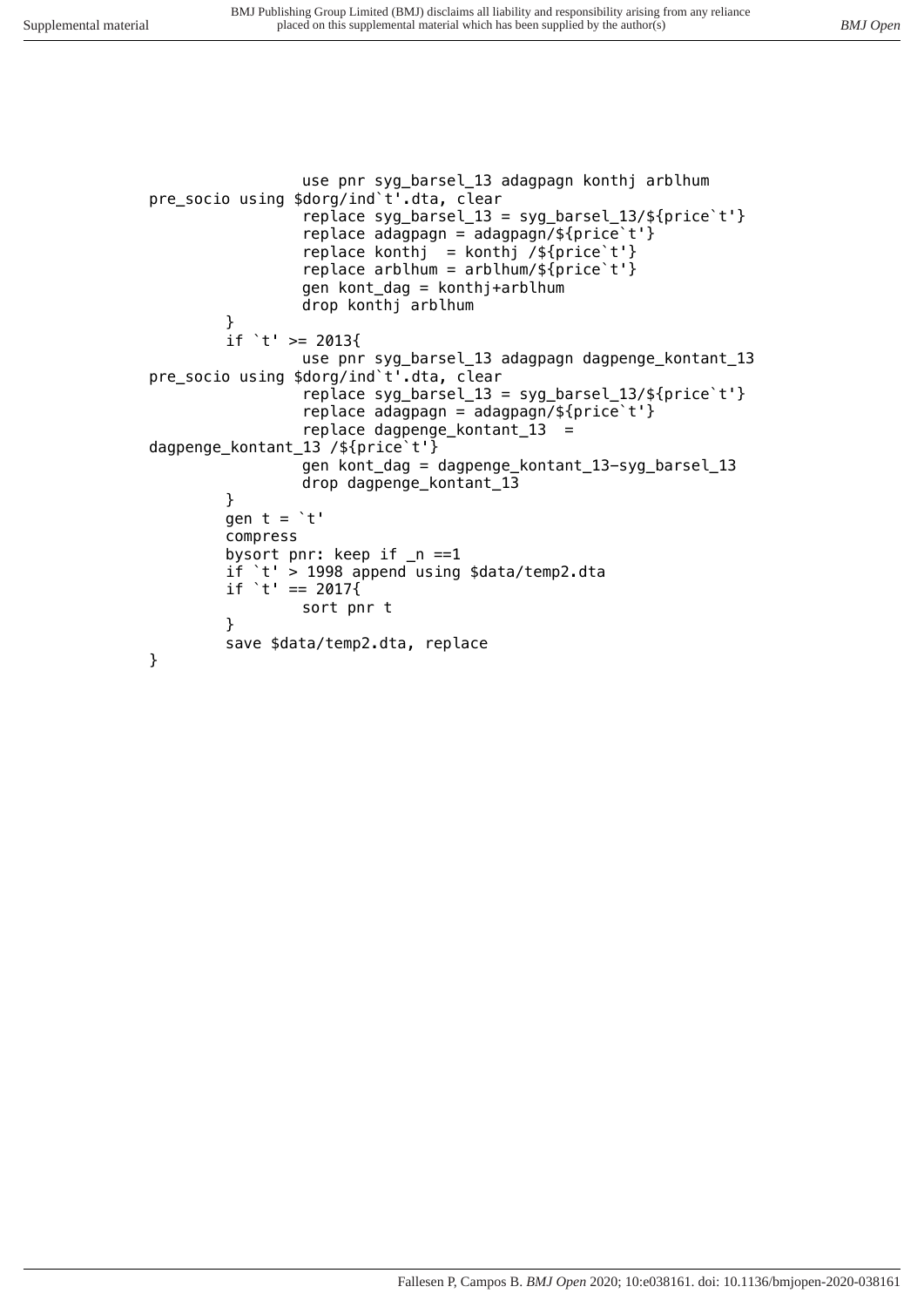```
		use pnr syg_barsel_13 adagpagn konthj arblhum
pre_socio using $dorg/ind`t'.dta, clear
		replace syg_barsel_13 = syg_barsel_13/${price`t'}
		replace adagpagn = adagpagn/${price`t'}
		replace konthj  = konthj /${price`t'}
		replace arblhum = arblhum/${price`t'}
		gen kont_dag = konthj+arblhum
		drop konthj arblhum
	}
	if `t' >= 2013{
		use pnr syg_barsel_13 adagpagn dagpenge_kontant_13
pre_socio using $dorg/ind`t'.dta, clear
		replace syg_barsel_13 = syg_barsel_13/${price`t'}
		replace adagpagn = adagpagn/${price`t'}
		replace dagpenge_kontant_13  =
dagpenge_kontant_13 /${price`t'}
		gen kont_dag = dagpenge_kontant_13-syg_barsel_13
		drop dagpenge_kontant_13
	}
	gen t = `t'
	compress
	bysort pnr: keep if _n ==1
	if `t' > 1998 append using $data/temp2.dta
	if `t' == 2017{
		sort pnr t
	}
	save $data/temp2.dta, replace
}
```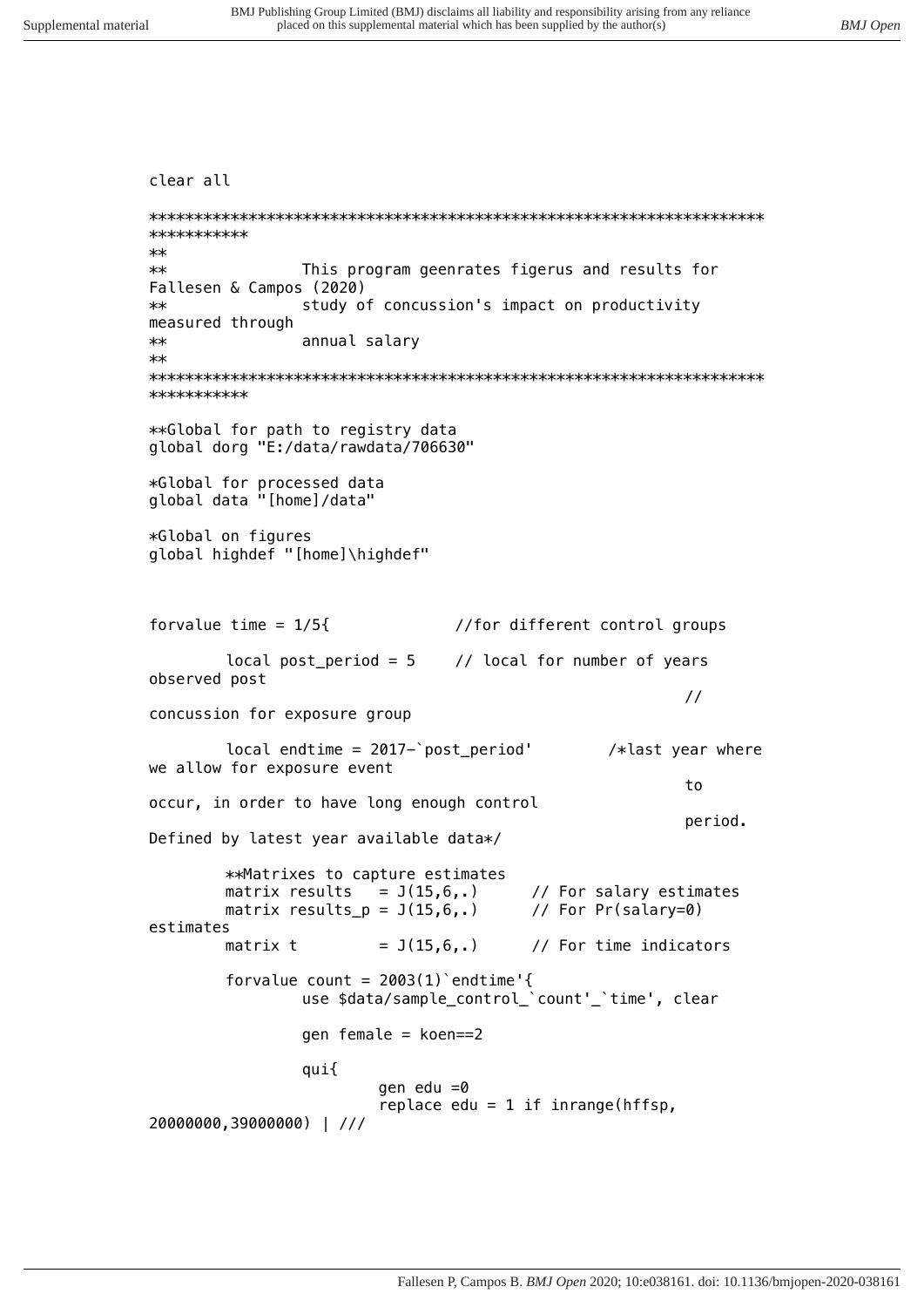```
clear all

*********************************************************************
***********
**
**              This program geenrates figerus and results for
Fallesen & Campos (2020)
**              study of concussion's impact on productivity
measured through
**              annual salary
**
*********************************************************************
***********

**Global for path to registry data
global dorg "E:/data/rawdata/706630"

*Global for processed data
global data "[home]/data"

*Global on figures
global highdef "[home]\highdef"



forvalue time = 1/5{            //for different control groups

        local post_period = 5    // local for number of years
observed post
                                                        //
concussion for exposure group

        local endtime = 2017-`post_period'      /*last year where
we allow for exposure event
                                                        to
occur, in order to have long enough control
                                                        period.
Defined by latest year available data*/

        **Matrixes to capture estimates
        matrix results   = J(15,6,.)      // For salary estimates
        matrix results_p = J(15,6,.)      // For Pr(salary=0)
estimates
        matrix t         = J(15,6,.)      // For time indicators

        forvalue count = 2003(1)`endtime'{
                use $data/sample_control_`count'_`time', clear

                gen female = koen==2

                qui{
                        gen edu =0
                        replace edu = 1 if inrange(hffsp,
20000000,39000000) | ///
```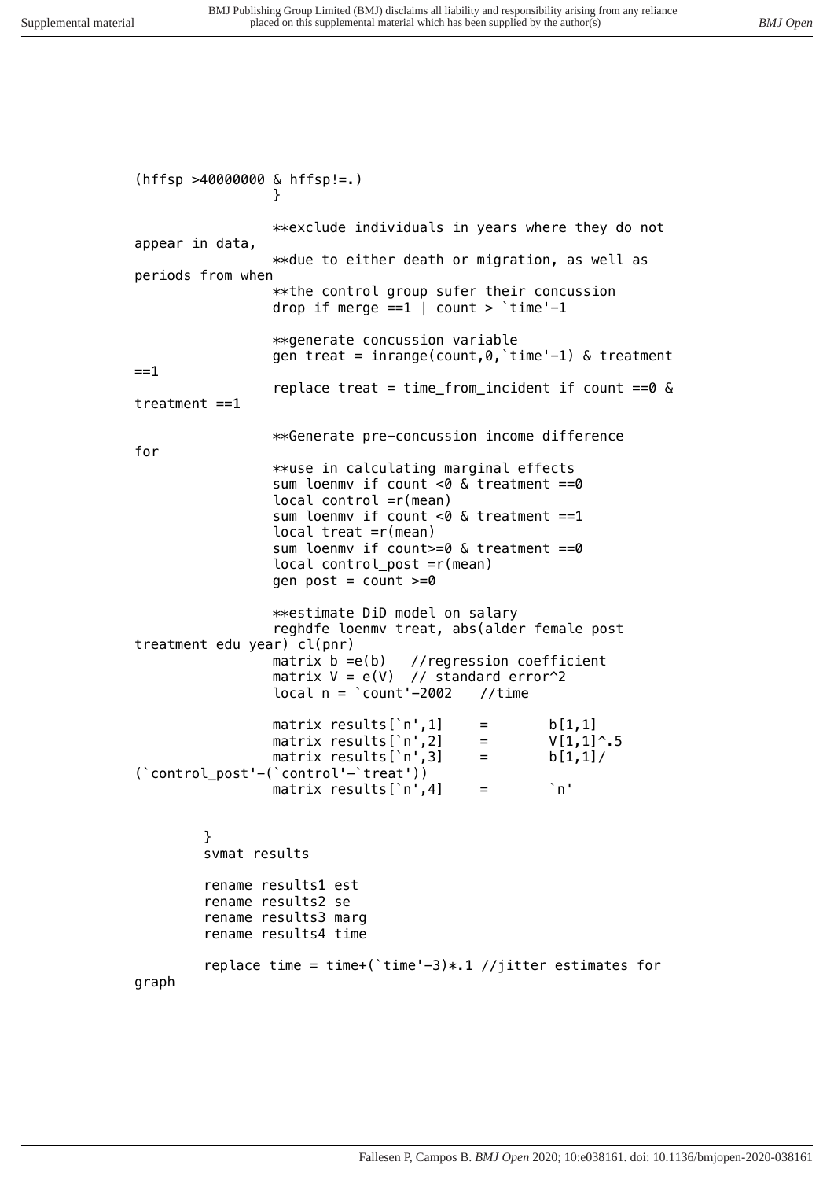```
(hffsp >40000000 & hffsp!=.)
                }

                **exclude individuals in years where they do not
appear in data,
                **due to either death or migration, as well as
periods from when
                **the control group sufer their concussion
                drop if merge ==1 | count > `time'-1

                **generate concussion variable
                gen treat = inrange(count,0,`time'-1) & treatment
==1
                replace treat = time_from_incident if count ==0 &
treatment ==1

                **Generate pre-concussion income difference
for
                **use in calculating marginal effects
                sum loenmv if count <0 & treatment ==0
                local control =r(mean)
                sum loenmv if count <0 & treatment ==1
                local treat =r(mean)
                sum loenmv if count>=0 & treatment ==0
                local control_post =r(mean)
                gen post = count >=0

                **estimate DiD model on salary
                reghdfe loenmv treat, abs(alder female post
treatment edu year) cl(pnr)
                matrix b =e(b)   //regression coefficient
                matrix V = e(V)  // standard error^2
                local n = `count'-2002   //time

                matrix results[`n',1]    =       b[1,1]
                matrix results[`n',2]    =       V[1,1]^.5
                matrix results[`n',3]    =       b[1,1]/
(`control_post'-(`control'-`treat'))
                matrix results[`n',4]    =       `n'


        }
        svmat results

        rename results1 est
        rename results2 se
        rename results3 marg
        rename results4 time

        replace time = time+(`time'-3)*.1 //jitter estimates for
graph
```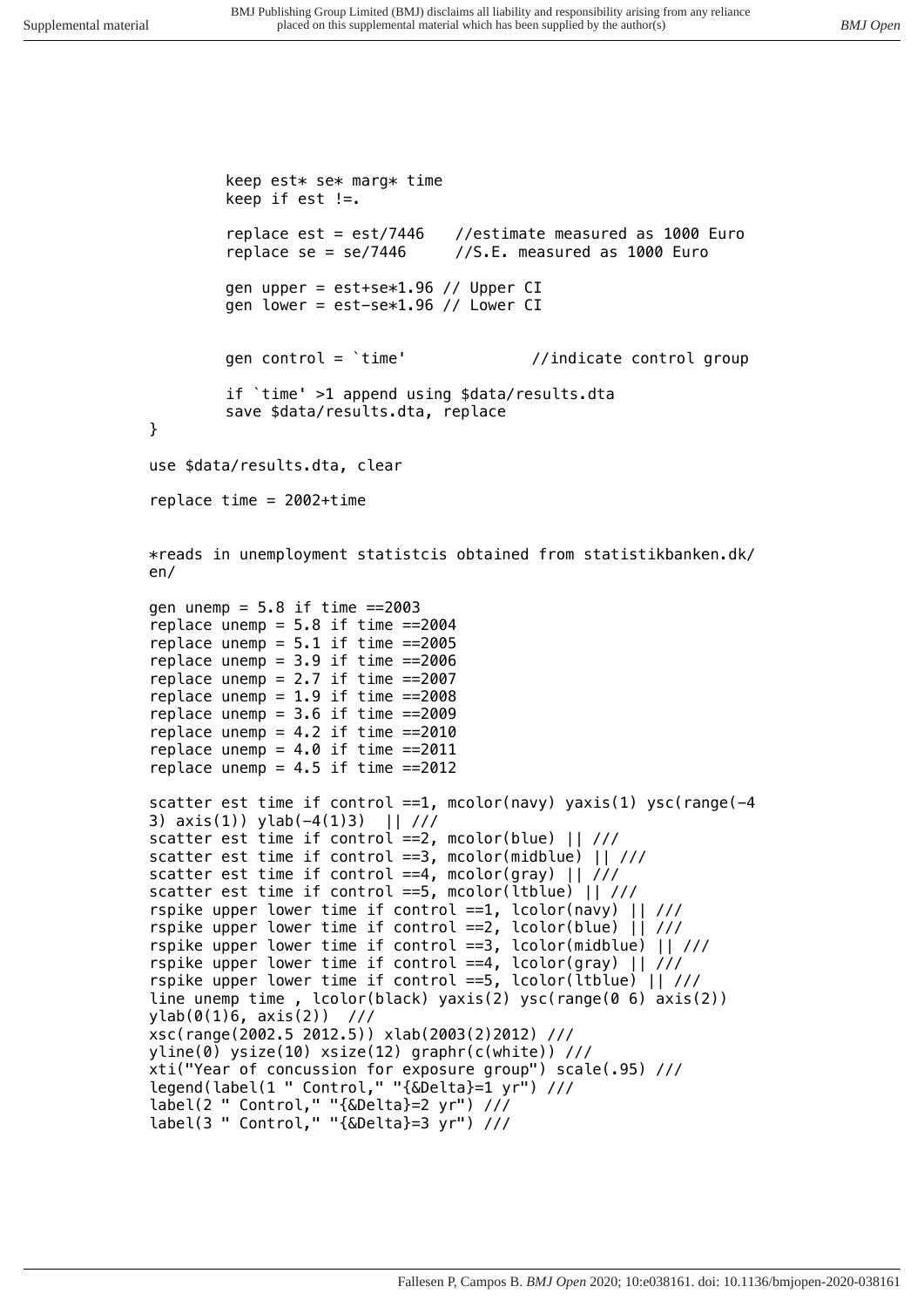```
        keep est* se* marg* time
        keep if est !=.

        replace est = est/7446   //estimate measured as 1000 Euro
        replace se = se/7446     //S.E. measured as 1000 Euro

        gen upper = est+se*1.96 // Upper CI
        gen lower = est-se*1.96 // Lower CI


        gen control = `time'             //indicate control group

        if `time' >1 append using $data/results.dta
        save $data/results.dta, replace
}

use $data/results.dta, clear

replace time = 2002+time


*reads in unemployment statistcis obtained from statistikbanken.dk/
en/

gen unemp = 5.8 if time ==2003
replace unemp = 5.8 if time ==2004
replace unemp = 5.1 if time ==2005
replace unemp = 3.9 if time ==2006
replace unemp = 2.7 if time ==2007
replace unemp = 1.9 if time ==2008
replace unemp = 3.6 if time ==2009
replace unemp = 4.2 if time ==2010
replace unemp = 4.0 if time ==2011
replace unemp = 4.5 if time ==2012

scatter est time if control ==1, mcolor(navy) yaxis(1) ysc(range(-4
3) axis(1)) ylab(-4(1)3)  || ///
scatter est time if control ==2, mcolor(blue) || ///
scatter est time if control ==3, mcolor(midblue) || ///
scatter est time if control ==4, mcolor(gray) || ///
scatter est time if control ==5, mcolor(ltblue) || ///
rspike upper lower time if control ==1, lcolor(navy) || ///
rspike upper lower time if control ==2, lcolor(blue) || ///
rspike upper lower time if control ==3, lcolor(midblue) || ///
rspike upper lower time if control ==4, lcolor(gray) || ///
rspike upper lower time if control ==5, lcolor(ltblue) || ///
line unemp time , lcolor(black) yaxis(2) ysc(range(0 6) axis(2))
ylab(0(1)6, axis(2))  ///
xsc(range(2002.5 2012.5)) xlab(2003(2)2012) ///
yline(0) ysize(10) xsize(12) graphr(c(white)) ///
xti("Year of concussion for exposure group") scale(.95) ///
legend(label(1 " Control," "{&Delta}=1 yr") ///
label(2 " Control," "{&Delta}=2 yr") ///
label(3 " Control," "{&Delta}=3 yr") ///
```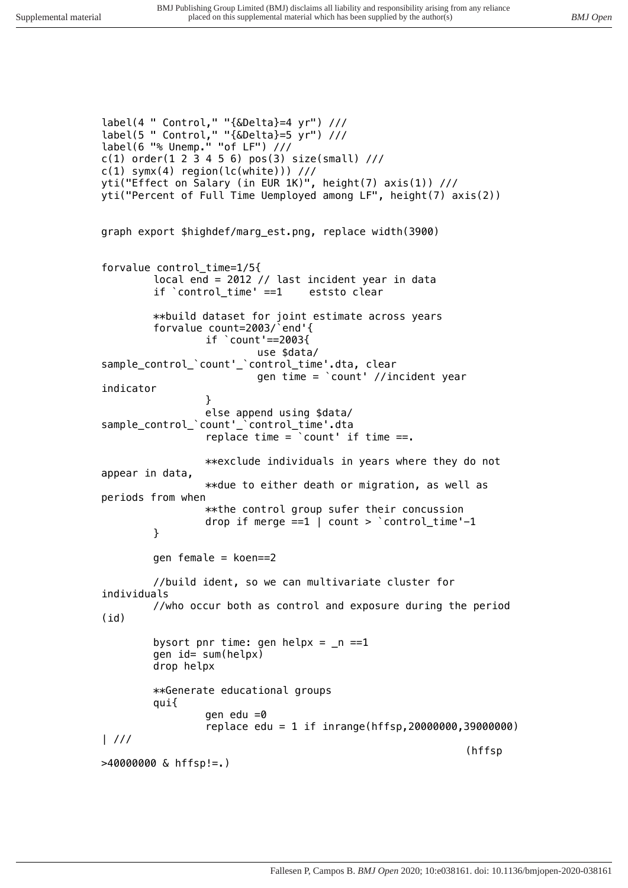```
label(4 " Control," "{&Delta}=4 yr") ///
label(5 " Control," "{&Delta}=5 yr") ///
label(6 "% Unemp." "of LF") ///
c(1) order(1 2 3 4 5 6) pos(3) size(small) ///
c(1) symx(4) region(lc(white))) ///
yti("Effect on Salary (in EUR 1K)", height(7) axis(1)) ///
yti("Percent of Full Time Uemployed among LF", height(7) axis(2))


graph export $highdef/marg_est.png, replace width(3900)


forvalue control_time=1/5{
        local end = 2012 // last incident year in data
        if `control_time' ==1    eststo clear

        **build dataset for joint estimate across years
        forvalue count=2003/`end'{
                if `count'==2003{
                        use $data/
sample_control_`count'_`control_time'.dta, clear
                        gen time = `count' //incident year
indicator
                }
                else append using $data/
sample_control_`count'_`control_time'.dta
                replace time = `count' if time ==.

                **exclude individuals in years where they do not
appear in data,
                **due to either death or migration, as well as
periods from when
                **the control group sufer their concussion
                drop if merge ==1 | count > `control_time'-1
        }

        gen female = koen==2

        //build ident, so we can multivariate cluster for
individuals
        //who occur both as control and exposure during the period
(id)

        bysort pnr time: gen helpx = _n ==1
        gen id= sum(helpx)
        drop helpx

        **Generate educational groups
        qui{
                gen edu =0
                replace edu = 1 if inrange(hffsp,20000000,39000000)
| ///
                                                                (hffsp
>40000000 & hffsp!=.)
```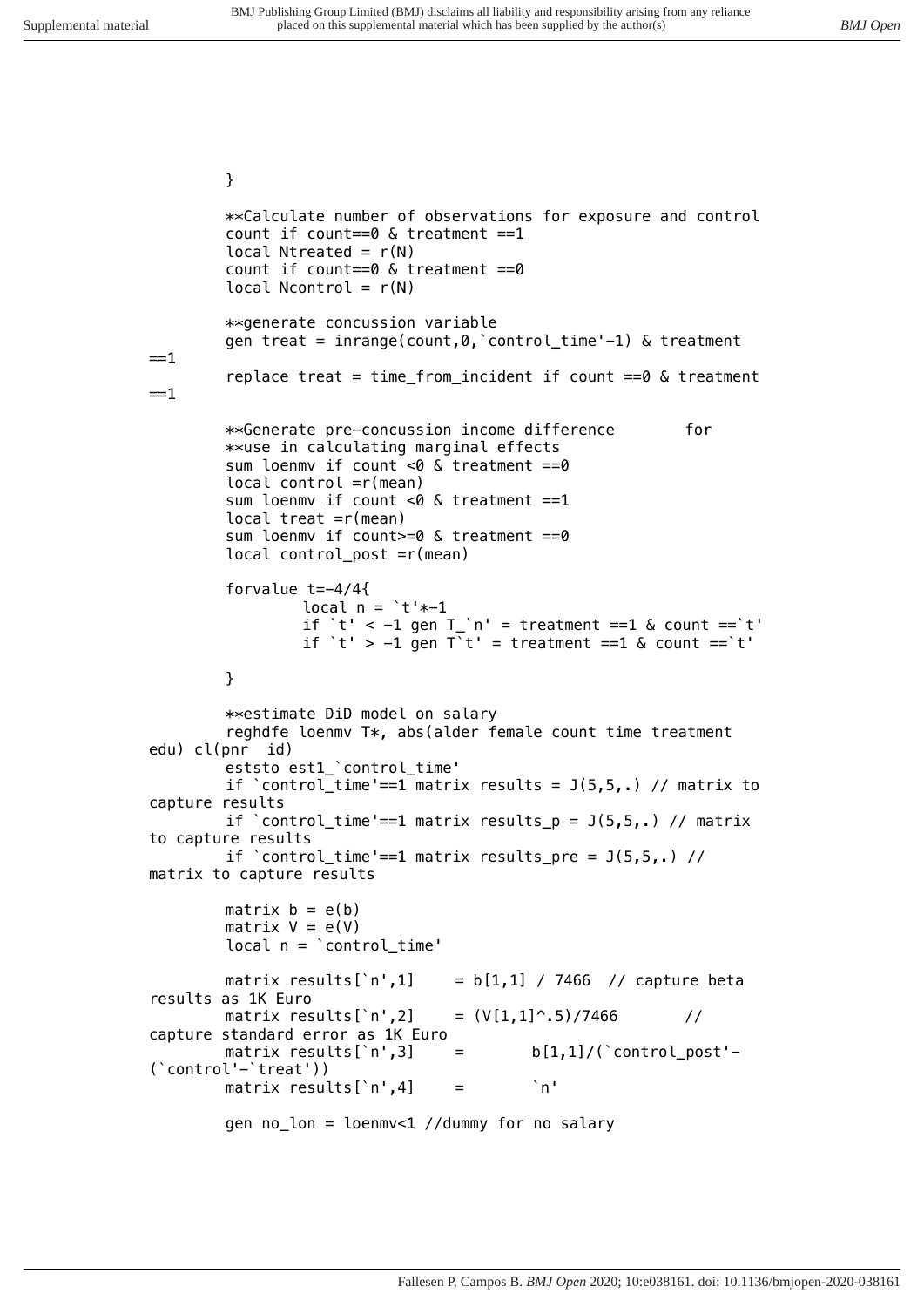```
	}

	**Calculate number of observations for exposure and control
	count if count==0 & treatment ==1
	local Ntreated = r(N)
	count if count==0 & treatment ==0
	local Ncontrol = r(N)

	**generate concussion variable
	gen treat = inrange(count,0,`control_time'-1) & treatment
==1
	replace treat = time_from_incident if count ==0 & treatment
==1

	**Generate pre-concussion income difference	for
	**use in calculating marginal effects
	sum loenmv if count <0 & treatment ==0
	local control =r(mean)
	sum loenmv if count <0 & treatment ==1
	local treat =r(mean)
	sum loenmv if count>=0 & treatment ==0
	local control_post =r(mean)

	forvalue t=-4/4{
		local n = `t'*-1
		if `t' < -1 gen T_`n' = treatment ==1 & count ==`t'
		if `t' > -1 gen T`t' = treatment ==1 & count ==`t'

	}

	**estimate DiD model on salary
	reghdfe loenmv T*, abs(alder female count time treatment
edu) cl(pnr  id)
	eststo est1_`control_time'
	if `control_time'==1 matrix results = J(5,5,.) // matrix to
capture results
	if `control_time'==1 matrix results_p = J(5,5,.) // matrix
to capture results
	if `control_time'==1 matrix results_pre = J(5,5,.) //
matrix to capture results

	matrix b = e(b)
	matrix V = e(V)
	local n = `control_time'

	matrix results[`n',1]	= b[1,1] / 7466  // capture beta
results as 1K Euro
	matrix results[`n',2]	= (V[1,1]^.5)/7466	//
capture standard error as 1K Euro
	matrix results[`n',3]	=	b[1,1]/(`control_post'-
(`control'-`treat'))
	matrix results[`n',4]	=	`n'

	gen no_lon = loenmv<1 //dummy for no salary
```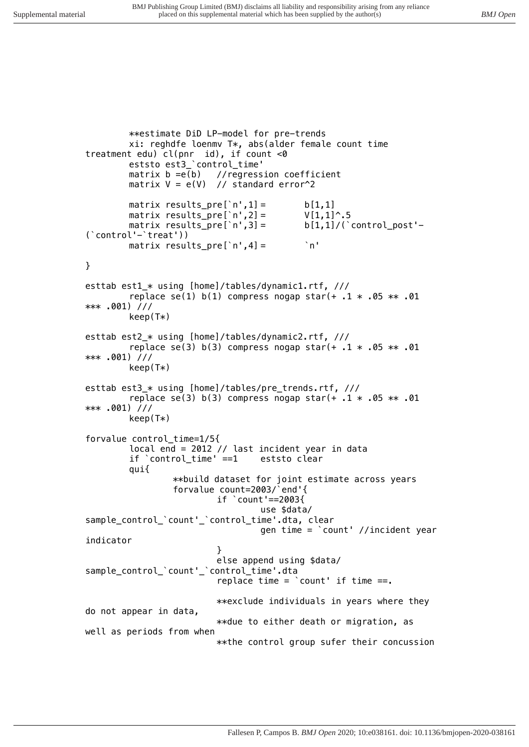```
        **estimate DiD LP-model for pre-trends
        xi: reghdfe loenmv T*, abs(alder female count time 
treatment edu) cl(pnr  id), if count <0
        eststo est3_`control_time'
        matrix b =e(b)   //regression coefficient
        matrix V = e(V)  // standard error^2

        matrix results_pre[`n',1] =       b[1,1]
        matrix results_pre[`n',2] =       V[1,1]^.5
        matrix results_pre[`n',3] =       b[1,1]/(`control_post'-
(`control'-`treat'))
        matrix results_pre[`n',4] =       `n'

}

esttab est1_* using [home]/tables/dynamic1.rtf, ///
        replace se(1) b(1) compress nogap star(+ .1 * .05 ** .01 
*** .001) ///
        keep(T*)

esttab est2_* using [home]/tables/dynamic2.rtf, ///
        replace se(3) b(3) compress nogap star(+ .1 * .05 ** .01 
*** .001) ///
        keep(T*)

esttab est3_* using [home]/tables/pre_trends.rtf, ///
        replace se(3) b(3) compress nogap star(+ .1 * .05 ** .01 
*** .001) ///
        keep(T*)

forvalue control_time=1/5{
        local end = 2012 // last incident year in data
        if `control_time' ==1    eststo clear
        qui{
                **build dataset for joint estimate across years
                forvalue count=2003/`end'{
                        if `count'==2003{
                                use $data/
sample_control_`count'_`control_time'.dta, clear
                                gen time = `count' //incident year 
indicator
                        }
                        else append using $data/
sample_control_`count'_`control_time'.dta
                        replace time = `count' if time ==.

                        **exclude individuals in years where they 
do not appear in data,
                        **due to either death or migration, as 
well as periods from when
                        **the control group sufer their concussion
```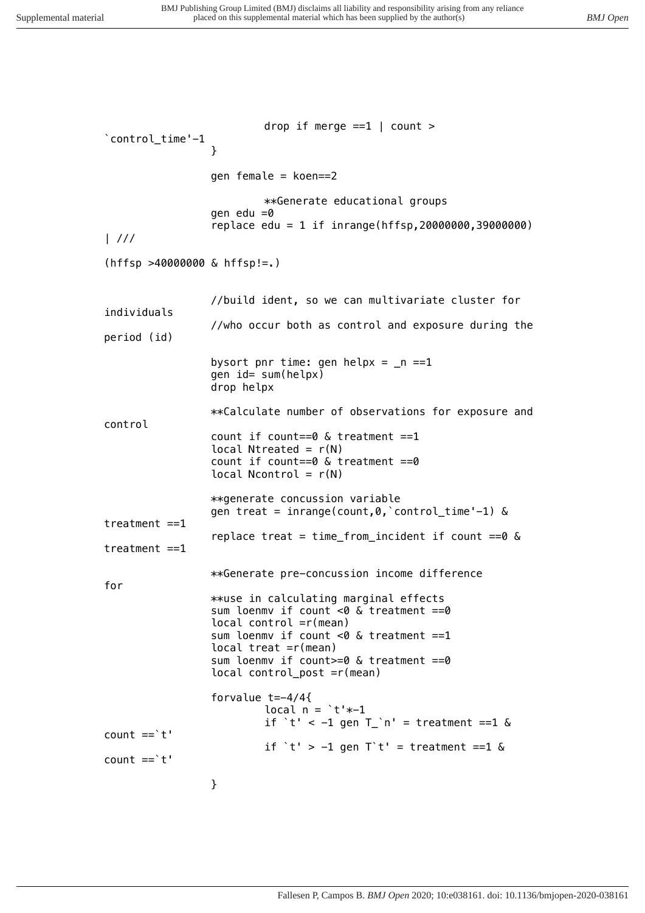```
			drop if merge ==1 | count > 
`control_time'-1
		}

		gen female = koen==2

			**Generate educational groups
		gen edu =0
		replace edu = 1 if inrange(hffsp,20000000,39000000) 
| ///

(hffsp >40000000 & hffsp!=.)


		//build ident, so we can multivariate cluster for 
individuals
		//who occur both as control and exposure during the 
period (id)

		bysort pnr time: gen helpx = _n ==1
		gen id= sum(helpx)
		drop helpx

		**Calculate number of observations for exposure and 
control
		count if count==0 & treatment ==1
		local Ntreated = r(N)
		count if count==0 & treatment ==0
		local Ncontrol = r(N)

		**generate concussion variable
		gen treat = inrange(count,0,`control_time'-1) & 
treatment ==1
		replace treat = time_from_incident if count ==0 & 
treatment ==1

		**Generate pre-concussion income difference 
for
		**use in calculating marginal effects
		sum loenmv if count <0 & treatment ==0
		local control =r(mean)
		sum loenmv if count <0 & treatment ==1
		local treat =r(mean)
		sum loenmv if count>=0 & treatment ==0
		local control_post =r(mean)

		forvalue t=-4/4{
			local n = `t'*-1
			if `t' < -1 gen T_`n' = treatment ==1 & 
count ==`t'
			if `t' > -1 gen T`t' = treatment ==1 & 
count ==`t'

		}
```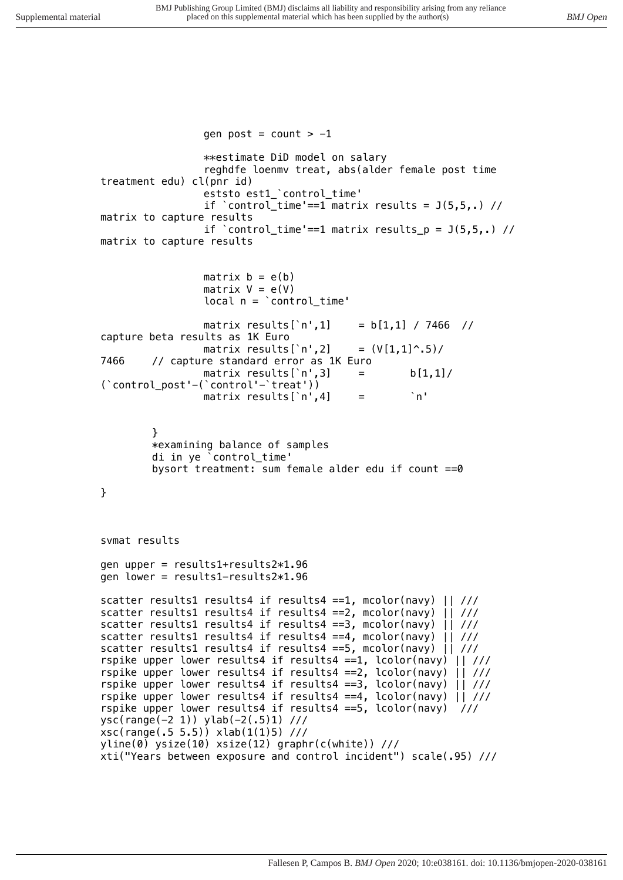```
                gen post = count > -1

                **estimate DiD model on salary
                reghdfe loenmv treat, abs(alder female post time
treatment edu) cl(pnr id)
                eststo est1_`control_time'
                if `control_time'==1 matrix results = J(5,5,.) //
matrix to capture results
                if `control_time'==1 matrix results_p = J(5,5,.) //
matrix to capture results


                matrix b = e(b)
                matrix V = e(V)
                local n = `control_time'

                matrix results[`n',1]     = b[1,1] / 7466  //
capture beta results as 1K Euro
                matrix results[`n',2]     = (V[1,1]^.5)/
7466    // capture standard error as 1K Euro
                matrix results[`n',3]     =       b[1,1]/
(`control_post'-(`control'-`treat'))
                matrix results[`n',4]     =       `n'


        }
        *examining balance of samples
        di in ye `control_time'
        bysort treatment: sum female alder edu if count ==0

}



svmat results

gen upper = results1+results2*1.96
gen lower = results1-results2*1.96

scatter results1 results4 if results4 ==1, mcolor(navy) || ///
scatter results1 results4 if results4 ==2, mcolor(navy) || ///
scatter results1 results4 if results4 ==3, mcolor(navy) || ///
scatter results1 results4 if results4 ==4, mcolor(navy) || ///
scatter results1 results4 if results4 ==5, mcolor(navy) || ///
rspike upper lower results4 if results4 ==1, lcolor(navy) || ///
rspike upper lower results4 if results4 ==2, lcolor(navy) || ///
rspike upper lower results4 if results4 ==3, lcolor(navy) || ///
rspike upper lower results4 if results4 ==4, lcolor(navy) || ///
rspike upper lower results4 if results4 ==5, lcolor(navy)  ///
ysc(range(-2 1)) ylab(-2(.5)1) ///
xsc(range(.5 5.5)) xlab(1(1)5) ///
yline(0) ysize(10) xsize(12) graphr(c(white)) ///
xti("Years between exposure and control incident") scale(.95) ///
```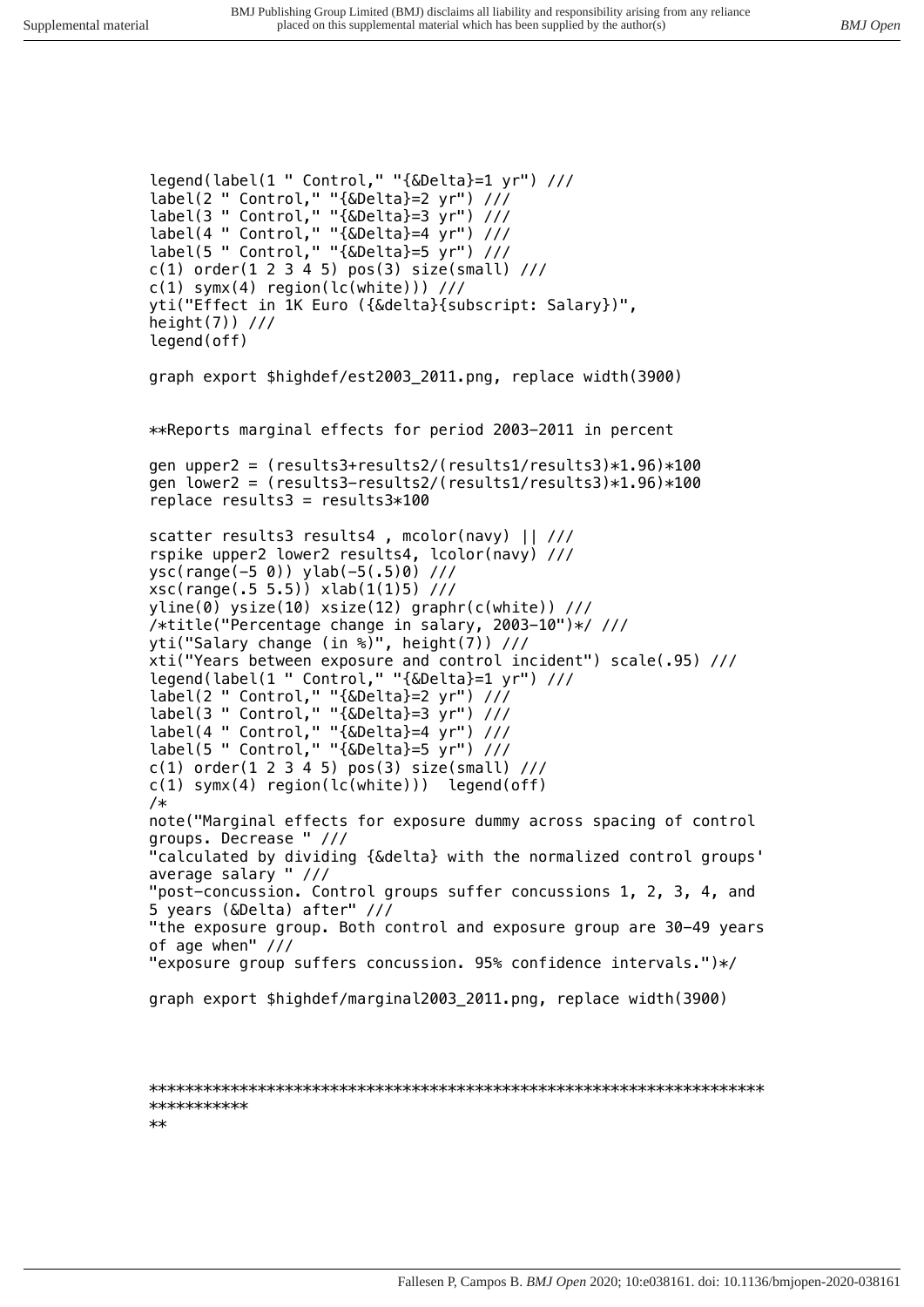```
legend(label(1 " Control," "{&Delta}=1 yr") ///
label(2 " Control," "{&Delta}=2 yr") ///
label(3 " Control," "{&Delta}=3 yr") ///
label(4 " Control," "{&Delta}=4 yr") ///
label(5 " Control," "{&Delta}=5 yr") ///
c(1) order(1 2 3 4 5) pos(3) size(small) ///
c(1) symx(4) region(lc(white))) ///
yti("Effect in 1K Euro ({&delta}{subscript: Salary})",
height(7)) ///
legend(off)

graph export $highdef/est2003_2011.png, replace width(3900)


**Reports marginal effects for period 2003-2011 in percent

gen upper2 = (results3+results2/(results1/results3)*1.96)*100
gen lower2 = (results3-results2/(results1/results3)*1.96)*100
replace results3 = results3*100

scatter results3 results4 , mcolor(navy) || ///
rspike upper2 lower2 results4, lcolor(navy) ///
ysc(range(-5 0)) ylab(-5(.5)0) ///
xsc(range(.5 5.5)) xlab(1(1)5) ///
yline(0) ysize(10) xsize(12) graphr(c(white)) ///
/*title("Percentage change in salary, 2003-10")*/ ///
yti("Salary change (in %)", height(7)) ///
xti("Years between exposure and control incident") scale(.95) ///
legend(label(1 " Control," "{&Delta}=1 yr") ///
label(2 " Control," "{&Delta}=2 yr") ///
label(3 " Control," "{&Delta}=3 yr") ///
label(4 " Control," "{&Delta}=4 yr") ///
label(5 " Control," "{&Delta}=5 yr") ///
c(1) order(1 2 3 4 5) pos(3) size(small) ///
c(1) symx(4) region(lc(white)))  legend(off)
/*
note("Marginal effects for exposure dummy across spacing of control
groups. Decrease " ///
"calculated by dividing {&delta} with the normalized control groups'
average salary " ///
"post-concussion. Control groups suffer concussions 1, 2, 3, 4, and
5 years (&Delta) after" ///
"the exposure group. Both control and exposure group are 30-49 years
of age when" ///
"exposure group suffers concussion. 95% confidence intervals.")*/

graph export $highdef/marginal2003_2011.png, replace width(3900)



*******************************************************************
***********
**
```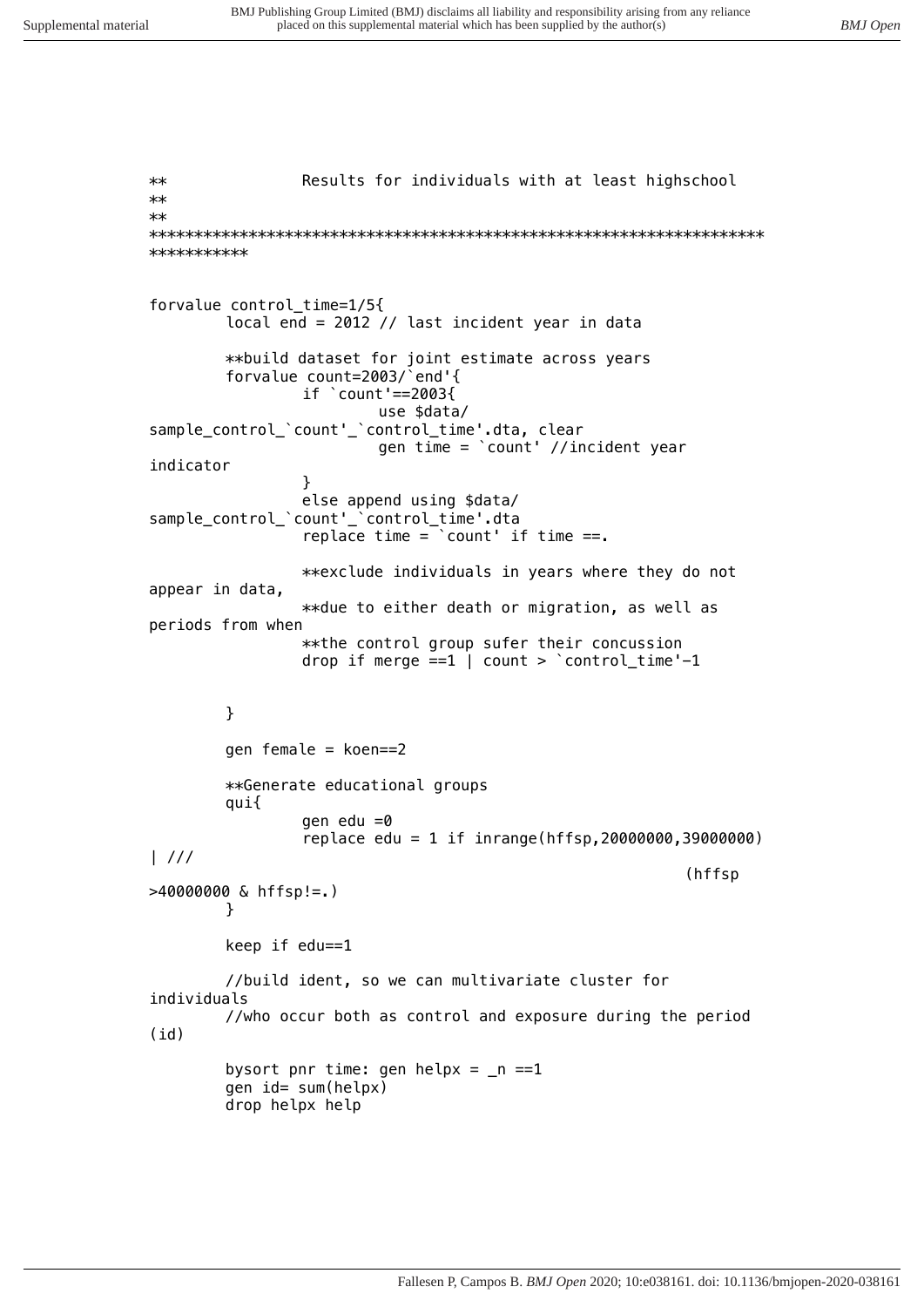```
**              Results for individuals with at least highschool
**
**
******************************************************************
***********


forvalue control_time=1/5{
        local end = 2012 // last incident year in data

        **build dataset for joint estimate across years
        forvalue count=2003/`end'{
                if `count'==2003{
                        use $data/
sample_control_`count'_`control_time'.dta, clear
                        gen time = `count' //incident year
indicator
                }
                else append using $data/
sample_control_`count'_`control_time'.dta
                replace time = `count' if time ==.

                **exclude individuals in years where they do not
appear in data,
                **due to either death or migration, as well as
periods from when
                **the control group sufer their concussion
                drop if merge ==1 | count > `control_time'-1


        }

        gen female = koen==2

        **Generate educational groups
        qui{
                gen edu =0
                replace edu = 1 if inrange(hffsp,20000000,39000000)
| ///
                                                        (hffsp
>40000000 & hffsp!=.)
        }

        keep if edu==1

        //build ident, so we can multivariate cluster for
individuals
        //who occur both as control and exposure during the period
(id)

        bysort pnr time: gen helpx = _n ==1
        gen id= sum(helpx)
        drop helpx help
```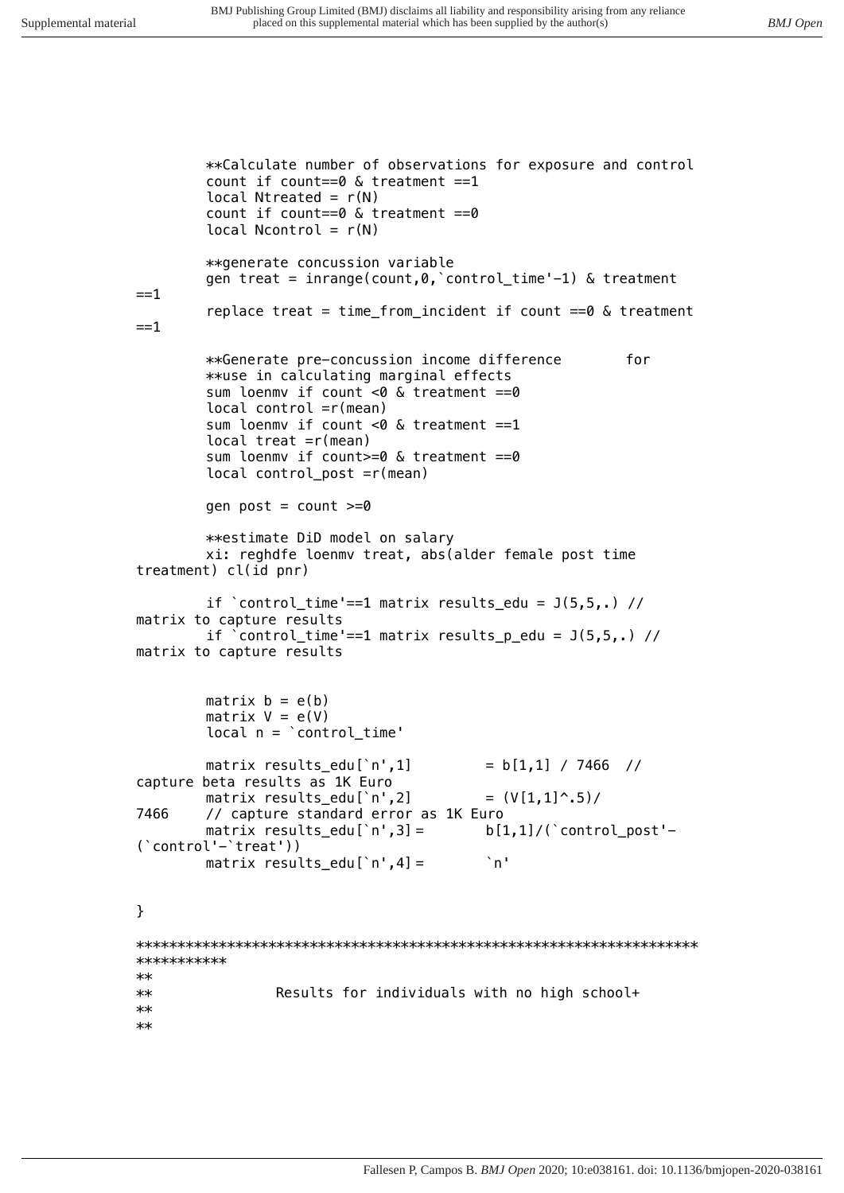```
        **Calculate number of observations for exposure and control
        count if count==0 & treatment ==1
        local Ntreated = r(N)
        count if count==0 & treatment ==0
        local Ncontrol = r(N)

        **generate concussion variable
        gen treat = inrange(count,0,`control_time'-1) & treatment
==1
        replace treat = time_from_incident if count ==0 & treatment
==1

        **Generate pre-concussion income difference        for
        **use in calculating marginal effects
        sum loenmv if count <0 & treatment ==0
        local control =r(mean)
        sum loenmv if count <0 & treatment ==1
        local treat =r(mean)
        sum loenmv if count>=0 & treatment ==0
        local control_post =r(mean)

        gen post = count >=0

        **estimate DiD model on salary
        xi: reghdfe loenmv treat, abs(alder female post time
treatment) cl(id pnr)

        if `control_time'==1 matrix results_edu = J(5,5,.) //
matrix to capture results
        if `control_time'==1 matrix results_p_edu = J(5,5,.) //
matrix to capture results


        matrix b = e(b)
        matrix V = e(V)
        local n = `control_time'

        matrix results_edu[`n',1]         = b[1,1] / 7466  //
capture beta results as 1K Euro
        matrix results_edu[`n',2]         = (V[1,1]^.5)/
7466    // capture standard error as 1K Euro
        matrix results_edu[`n',3] =       b[1,1]/(`control_post'-
(`control'-`treat'))
        matrix results_edu[`n',4] =       `n'


}

*********************************************************************
***********
**
**              Results for individuals with no high school+
**
**
```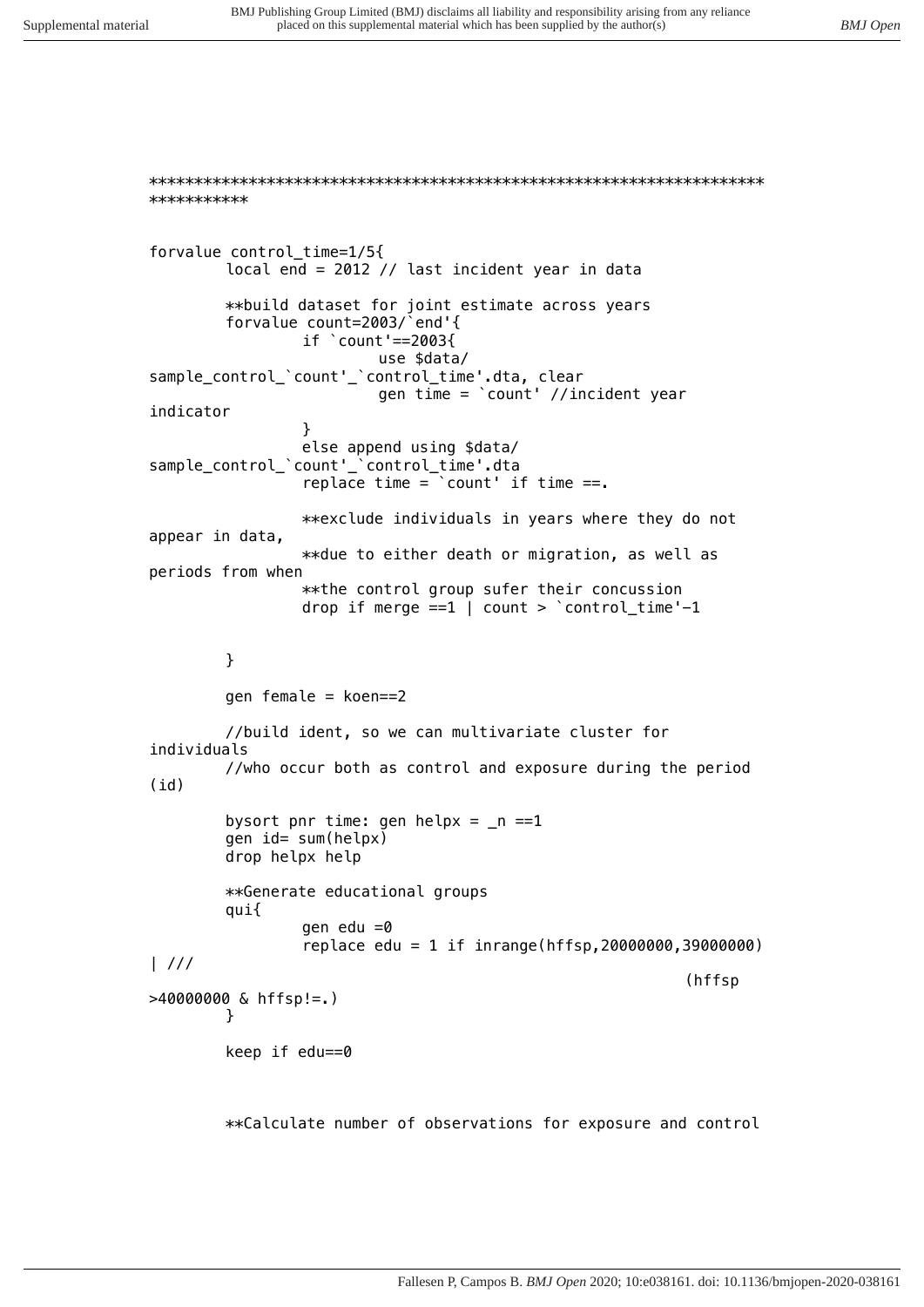```
********************************************************************
**********


forvalue control_time=1/5{
        local end = 2012 // last incident year in data

        **build dataset for joint estimate across years
        forvalue count=2003/`end'{
                if `count'==2003{
                        use $data/
sample_control_`count'_`control_time'.dta, clear
                        gen time = `count' //incident year
indicator
                }
                else append using $data/
sample_control_`count'_`control_time'.dta
                replace time = `count' if time ==.

                **exclude individuals in years where they do not
appear in data,
                **due to either death or migration, as well as
periods from when
                **the control group sufer their concussion
                drop if merge ==1 | count > `control_time'-1


        }

        gen female = koen==2

        //build ident, so we can multivariate cluster for
individuals
        //who occur both as control and exposure during the period
(id)

        bysort pnr time: gen helpx = _n ==1
        gen id= sum(helpx)
        drop helpx help

        **Generate educational groups
        qui{
                gen edu =0
                replace edu = 1 if inrange(hffsp,20000000,39000000)
| ///
                                                                (hffsp
>40000000 & hffsp!=.)
        }

        keep if edu==0



        **Calculate number of observations for exposure and control
```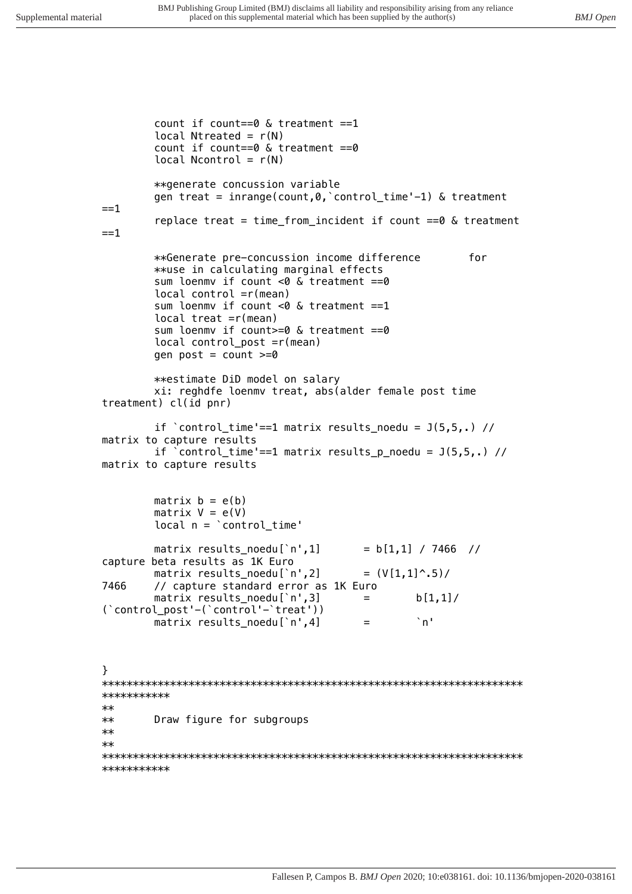```
        count if count==0 & treatment ==1
        local Ntreated = r(N)
        count if count==0 & treatment ==0
        local Ncontrol = r(N)

        **generate concussion variable
        gen treat = inrange(count,0,`control_time'-1) & treatment
==1
        replace treat = time_from_incident if count ==0 & treatment
==1

        **Generate pre-concussion income difference        for
        **use in calculating marginal effects
        sum loenmv if count <0 & treatment ==0
        local control =r(mean)
        sum loenmv if count <0 & treatment ==1
        local treat =r(mean)
        sum loenmv if count>=0 & treatment ==0
        local control_post =r(mean)
        gen post = count >=0

        **estimate DiD model on salary
        xi: reghdfe loenmv treat, abs(alder female post time
treatment) cl(id pnr)

        if `control_time'==1 matrix results_noedu = J(5,5,.) //
matrix to capture results
        if `control_time'==1 matrix results_p_noedu = J(5,5,.) //
matrix to capture results


        matrix b = e(b)
        matrix V = e(V)
        local n = `control_time'

        matrix results_noedu[`n',1]       = b[1,1] / 7466  //
capture beta results as 1K Euro
        matrix results_noedu[`n',2]       = (V[1,1]^.5)/
7466    // capture standard error as 1K Euro
        matrix results_noedu[`n',3]       =       b[1,1]/
(`control_post'-(`control'-`treat'))
        matrix results_noedu[`n',4]       =       `n'


}
*********************************************************************
***********
**
**      Draw figure for subgroups
**
**
*********************************************************************
***********
```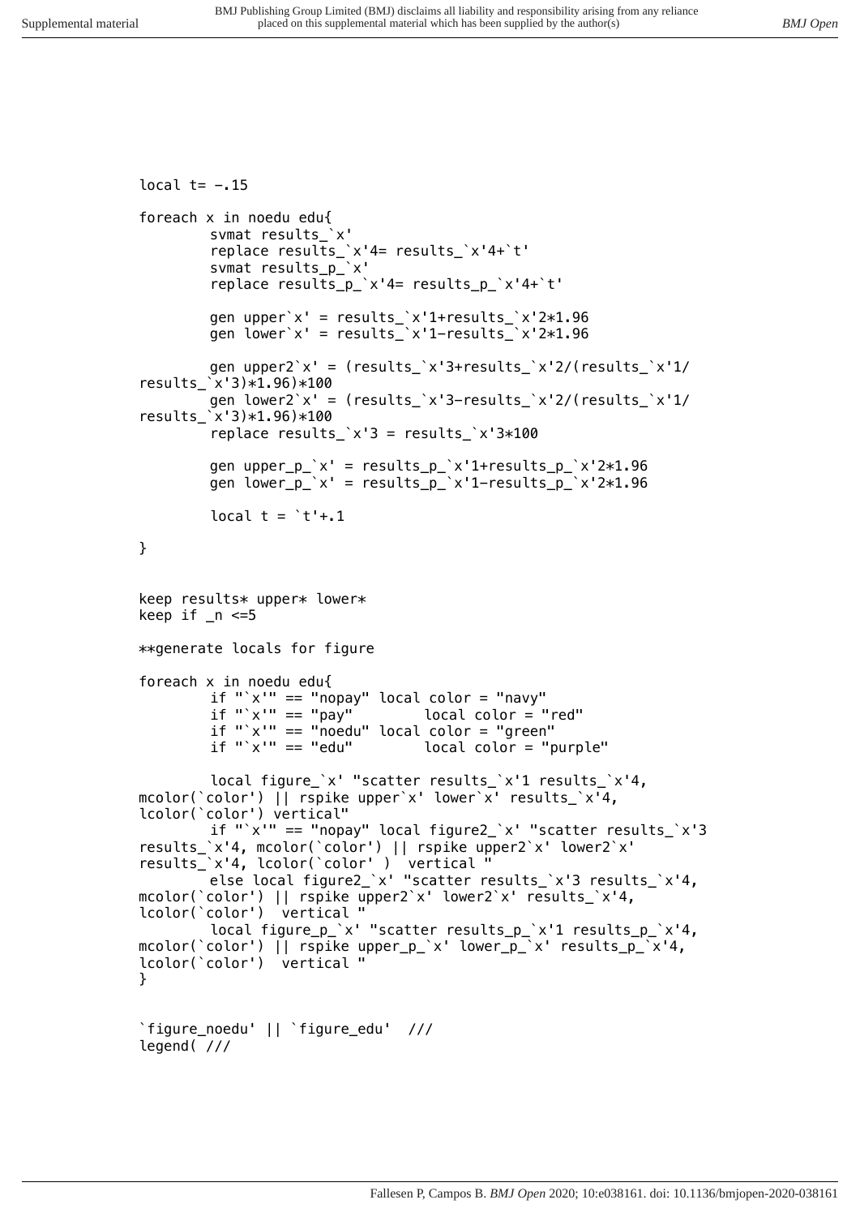```
local t= -.15

foreach x in noedu edu{
        svmat results_`x'
        replace results_`x'4= results_`x'4+`t'
        svmat results_p_`x'
        replace results_p_`x'4= results_p_`x'4+`t'

        gen upper`x' = results_`x'1+results_`x'2*1.96
        gen lower`x' = results_`x'1-results_`x'2*1.96

        gen upper2`x' = (results_`x'3+results_`x'2/(results_`x'1/
results_`x'3)*1.96)*100
        gen lower2`x' = (results_`x'3-results_`x'2/(results_`x'1/
results_`x'3)*1.96)*100
        replace results_`x'3 = results_`x'3*100

        gen upper_p_`x' = results_p_`x'1+results_p_`x'2*1.96
        gen lower_p_`x' = results_p_`x'1-results_p_`x'2*1.96

        local t = `t'+.1

}


keep results* upper* lower*
keep if _n <=5

**generate locals for figure

foreach x in noedu edu{
        if "`x'" == "nopay" local color = "navy"
        if "`x'" == "pay"        local color = "red"
        if "`x'" == "noedu" local color = "green"
        if "`x'" == "edu"        local color = "purple"

        local figure_`x' "scatter results_`x'1 results_`x'4,
mcolor(`color') || rspike upper`x' lower`x' results_`x'4,
lcolor(`color') vertical"
        if "`x'" == "nopay" local figure2_`x' "scatter results_`x'3
results_`x'4, mcolor(`color') || rspike upper2`x' lower2`x'
results_`x'4, lcolor(`color' )  vertical "
        else local figure2_`x' "scatter results_`x'3 results_`x'4,
mcolor(`color') || rspike upper2`x' lower2`x' results_`x'4,
lcolor(`color')  vertical "
        local figure_p_`x' "scatter results_p_`x'1 results_p_`x'4,
mcolor(`color') || rspike upper_p_`x' lower_p_`x' results_p_`x'4,
lcolor(`color')  vertical "
}


`figure_noedu' || `figure_edu'  ///
legend( ///
```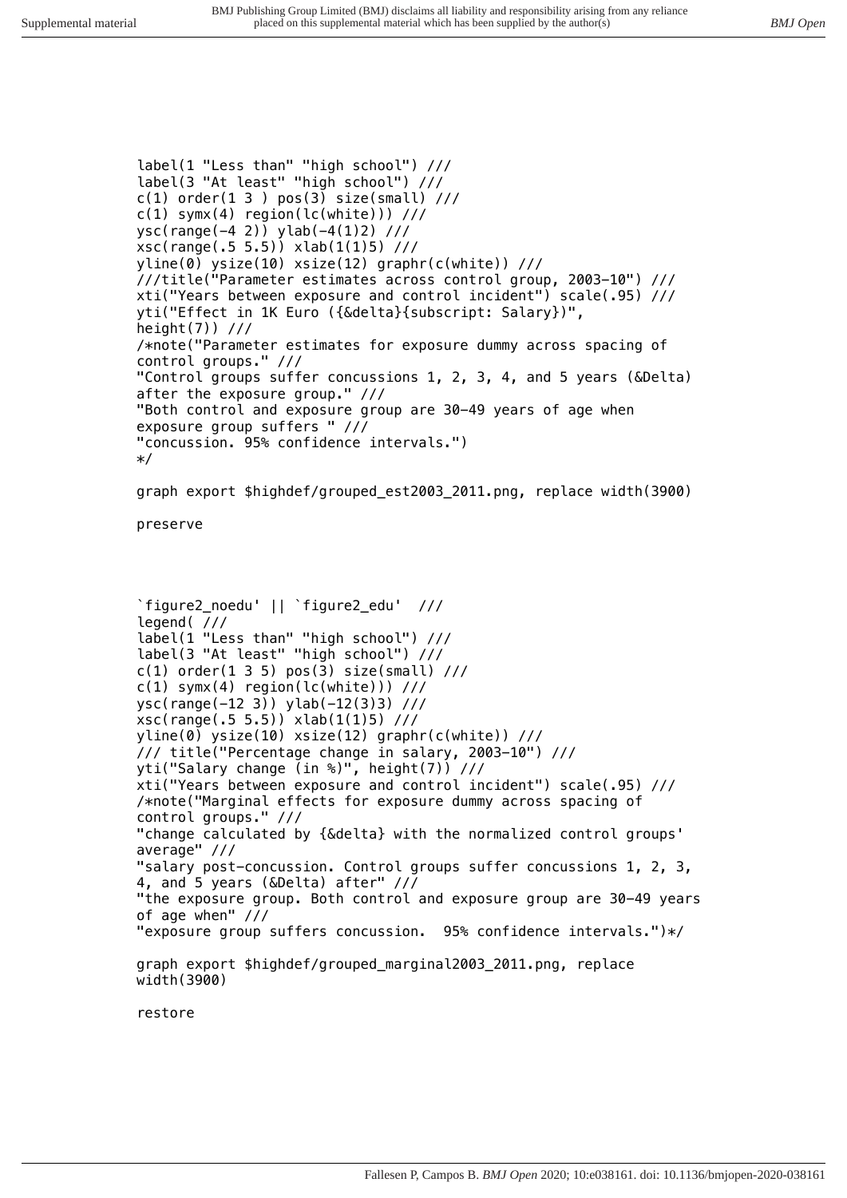```
label(1 "Less than" "high school") ///
label(3 "At least" "high school") ///
c(1) order(1 3 ) pos(3) size(small) ///
c(1) symx(4) region(lc(white))) ///
ysc(range(-4 2)) ylab(-4(1)2) ///
xsc(range(.5 5.5)) xlab(1(1)5) ///
yline(0) ysize(10) xsize(12) graphr(c(white)) ///
///title("Parameter estimates across control group, 2003-10") ///
xti("Years between exposure and control incident") scale(.95) ///
yti("Effect in 1K Euro ({&delta}{subscript: Salary})",
height(7)) ///
/*note("Parameter estimates for exposure dummy across spacing of
control groups." ///
"Control groups suffer concussions 1, 2, 3, 4, and 5 years (&Delta)
after the exposure group." ///
"Both control and exposure group are 30-49 years of age when
exposure group suffers " ///
"concussion. 95% confidence intervals.")
*/

graph export $highdef/grouped_est2003_2011.png, replace width(3900)

preserve



`figure2_noedu' || `figure2_edu'  ///
legend( ///
label(1 "Less than" "high school") ///
label(3 "At least" "high school") ///
c(1) order(1 3 5) pos(3) size(small) ///
c(1) symx(4) region(lc(white))) ///
ysc(range(-12 3)) ylab(-12(3)3) ///
xsc(range(.5 5.5)) xlab(1(1)5) ///
yline(0) ysize(10) xsize(12) graphr(c(white)) ///
/// title("Percentage change in salary, 2003-10") ///
yti("Salary change (in %)", height(7)) ///
xti("Years between exposure and control incident") scale(.95) ///
/*note("Marginal effects for exposure dummy across spacing of
control groups." ///
"change calculated by {&delta} with the normalized control groups'
average" ///
"salary post-concussion. Control groups suffer concussions 1, 2, 3,
4, and 5 years (&Delta) after" ///
"the exposure group. Both control and exposure group are 30-49 years
of age when" ///
"exposure group suffers concussion.  95% confidence intervals.")*/

graph export $highdef/grouped_marginal2003_2011.png, replace
width(3900)

restore
```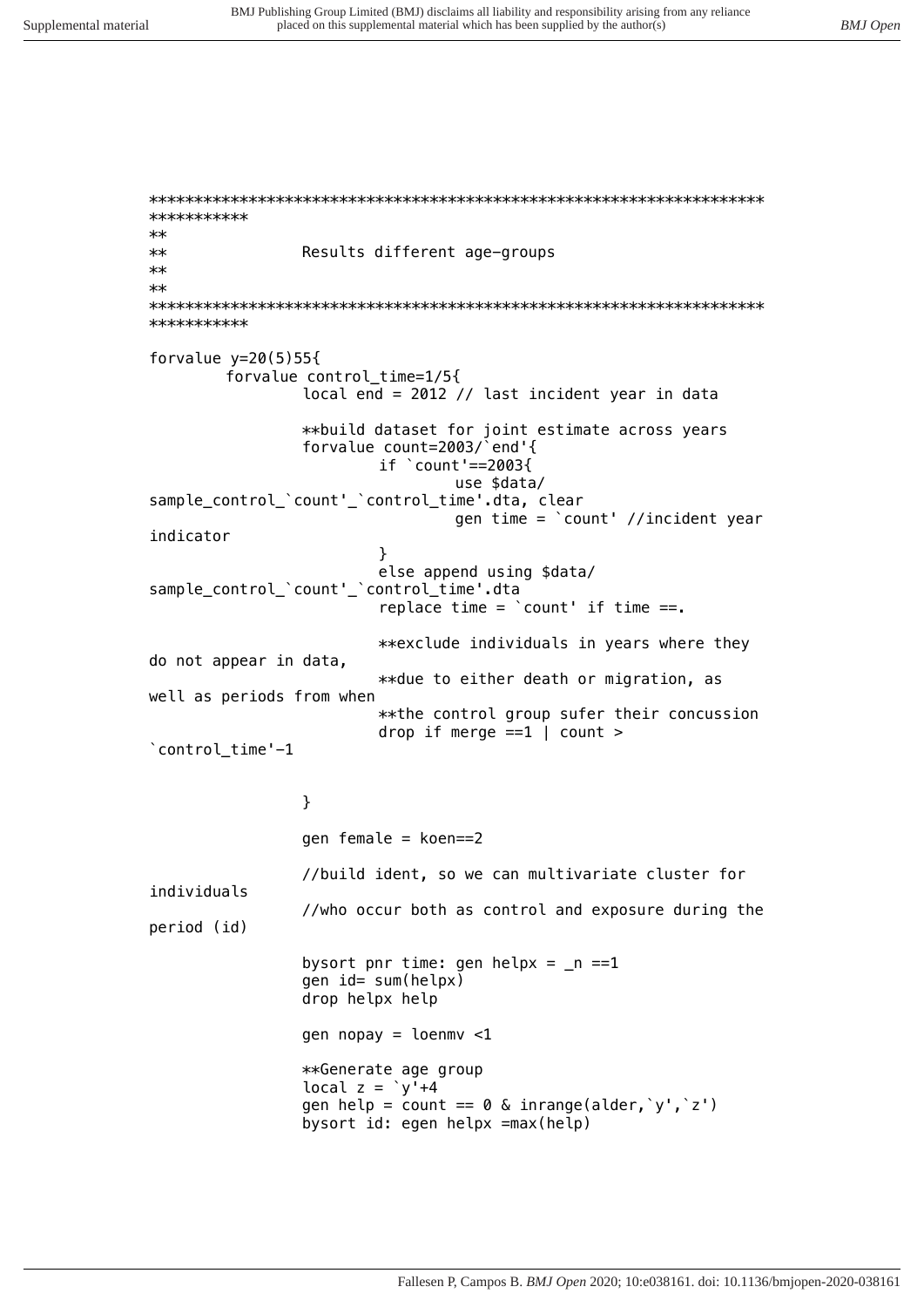```
***********************************************************************
***********
**
**              Results different age-groups
**
**
***********************************************************************
***********

forvalue y=20(5)55{
        forvalue control_time=1/5{
                local end = 2012 // last incident year in data

                **build dataset for joint estimate across years
                forvalue count=2003/`end'{
                        if `count'==2003{
                                use $data/
sample_control_`count'_`control_time'.dta, clear
                                gen time = `count' //incident year
indicator
                        }
                        else append using $data/
sample_control_`count'_`control_time'.dta
                        replace time = `count' if time ==.

                        **exclude individuals in years where they
do not appear in data,
                        **due to either death or migration, as
well as periods from when
                        **the control group sufer their concussion
                        drop if merge ==1 | count >
`control_time'-1


                }

                gen female = koen==2

                //build ident, so we can multivariate cluster for
individuals
                //who occur both as control and exposure during the
period (id)

                bysort pnr time: gen helpx = _n ==1
                gen id= sum(helpx)
                drop helpx help

                gen nopay = loenmv <1

                **Generate age group
                local z = `y'+4
                gen help = count == 0 & inrange(alder,`y',`z')
                bysort id: egen helpx =max(help)
```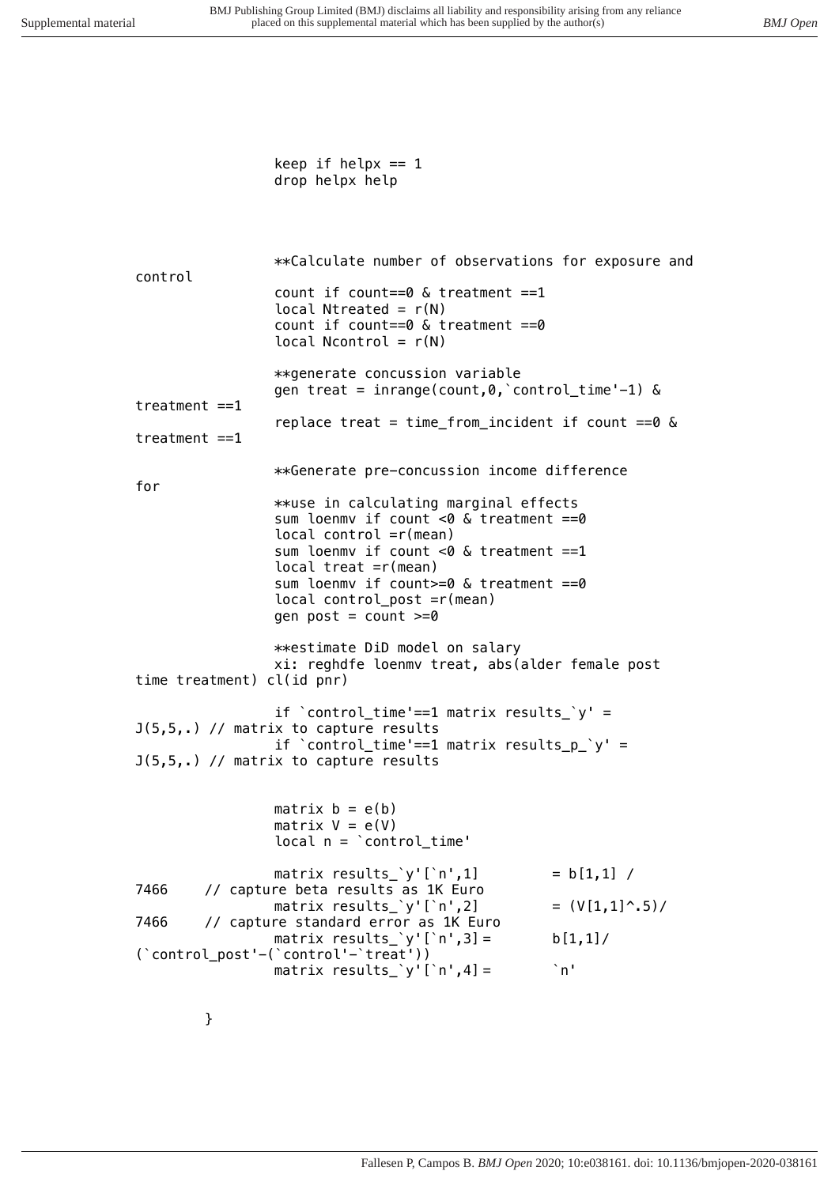```
			keep if helpx == 1
			drop helpx help



			**Calculate number of observations for exposure and
control
			count if count==0 & treatment ==1
			local Ntreated = r(N)
			count if count==0 & treatment ==0
			local Ncontrol = r(N)

			**generate concussion variable
			gen treat = inrange(count,0,`control_time'-1) &
treatment ==1
			replace treat = time_from_incident if count ==0 &
treatment ==1

			**Generate pre-concussion income difference
for
			**use in calculating marginal effects
			sum loenmv if count <0 & treatment ==0
			local control =r(mean)
			sum loenmv if count <0 & treatment ==1
			local treat =r(mean)
			sum loenmv if count>=0 & treatment ==0
			local control_post =r(mean)
			gen post = count >=0

			**estimate DiD model on salary
			xi: reghdfe loenmv treat, abs(alder female post
time treatment) cl(id pnr)

			if `control_time'==1 matrix results_`y' =
J(5,5,.) // matrix to capture results
			if `control_time'==1 matrix results_p_`y' =
J(5,5,.) // matrix to capture results


			matrix b = e(b)
			matrix V = e(V)
			local n = `control_time'

			matrix results_`y'[`n',1]	= b[1,1] /
7466	// capture beta results as 1K Euro
			matrix results_`y'[`n',2]	= (V[1,1]^.5)/
7466	// capture standard error as 1K Euro
			matrix results_`y'[`n',3] =	b[1,1]/
(`control_post'-(`control'-`treat'))
			matrix results_`y'[`n',4] =	`n'


	}
```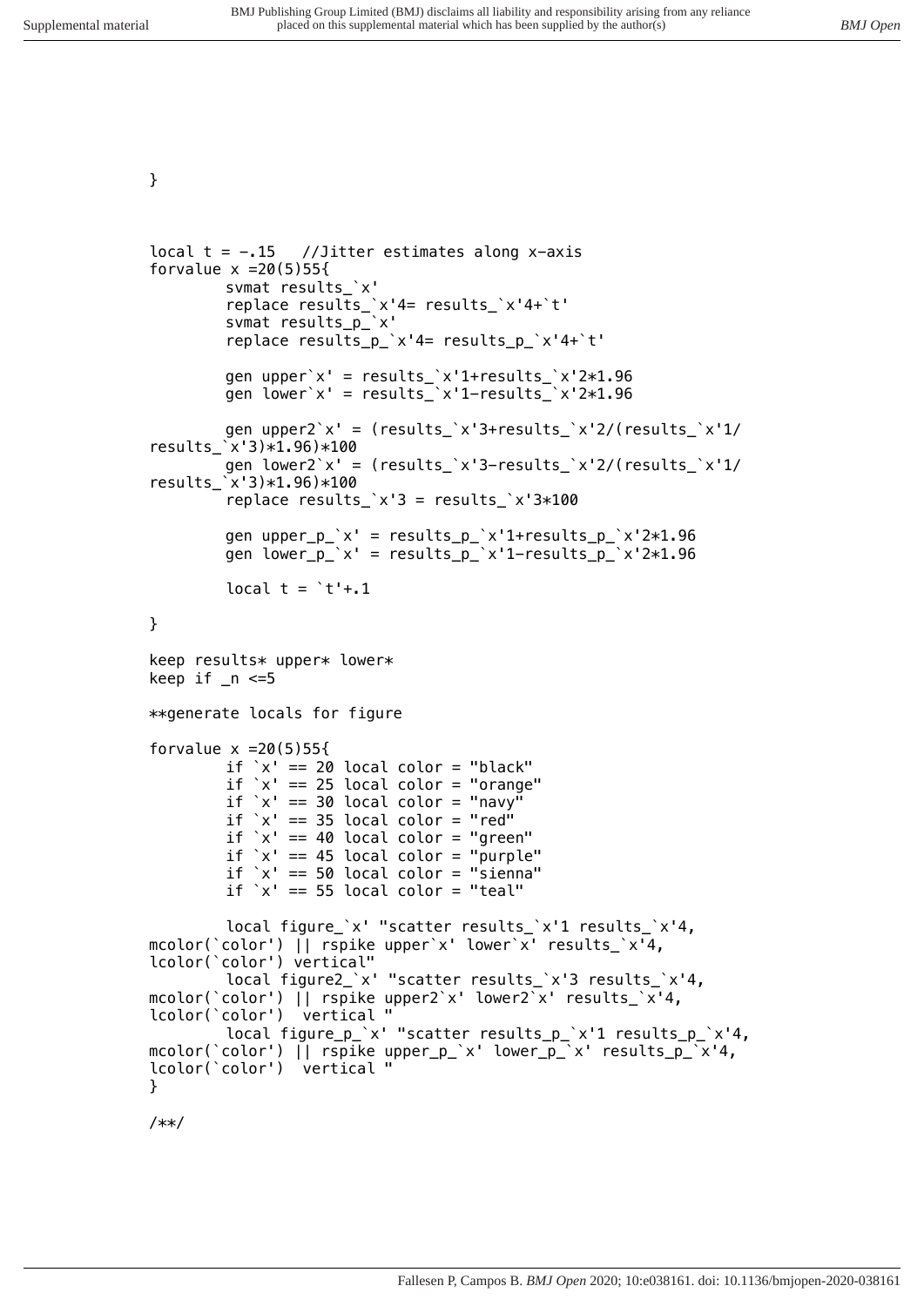```
}



local t = -.15   //Jitter estimates along x-axis
forvalue x =20(5)55{
        svmat results_`x'
        replace results_`x'4= results_`x'4+`t'
        svmat results_p_`x'
        replace results_p_`x'4= results_p_`x'4+`t'

        gen upper`x' = results_`x'1+results_`x'2*1.96
        gen lower`x' = results_`x'1-results_`x'2*1.96

        gen upper2`x' = (results_`x'3+results_`x'2/(results_`x'1/
results_`x'3)*1.96)*100
        gen lower2`x' = (results_`x'3-results_`x'2/(results_`x'1/
results_`x'3)*1.96)*100
        replace results_`x'3 = results_`x'3*100

        gen upper_p_`x' = results_p_`x'1+results_p_`x'2*1.96
        gen lower_p_`x' = results_p_`x'1-results_p_`x'2*1.96

        local t = `t'+.1

}

keep results* upper* lower*
keep if _n <=5

**generate locals for figure

forvalue x =20(5)55{
        if `x' == 20 local color = "black"
        if `x' == 25 local color = "orange"
        if `x' == 30 local color = "navy"
        if `x' == 35 local color = "red"
        if `x' == 40 local color = "green"
        if `x' == 45 local color = "purple"
        if `x' == 50 local color = "sienna"
        if `x' == 55 local color = "teal"

        local figure_`x' "scatter results_`x'1 results_`x'4,
mcolor(`color') || rspike upper`x' lower`x' results_`x'4,
lcolor(`color') vertical"
        local figure2_`x' "scatter results_`x'3 results_`x'4,
mcolor(`color') || rspike upper2`x' lower2`x' results_`x'4,
lcolor(`color')  vertical "
        local figure_p_`x' "scatter results_p_`x'1 results_p_`x'4,
mcolor(`color') || rspike upper_p_`x' lower_p_`x' results_p_`x'4,
lcolor(`color')  vertical "
}

/**/
```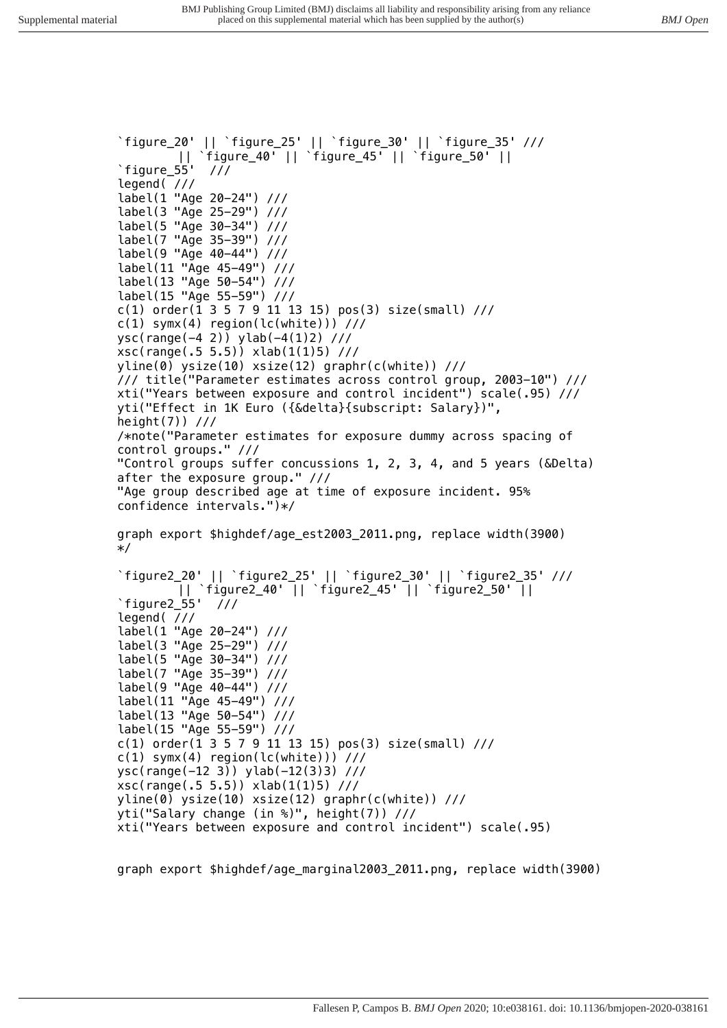```
`figure_20' || `figure_25' || `figure_30' || `figure_35' ///
        || `figure_40' || `figure_45' || `figure_50' ||
`figure_55'  ///
legend( ///
label(1 "Age 20-24") ///
label(3 "Age 25-29") ///
label(5 "Age 30-34") ///
label(7 "Age 35-39") ///
label(9 "Age 40-44") ///
label(11 "Age 45-49") ///
label(13 "Age 50-54") ///
label(15 "Age 55-59") ///
c(1) order(1 3 5 7 9 11 13 15) pos(3) size(small) ///
c(1) symx(4) region(lc(white))) ///
ysc(range(-4 2)) ylab(-4(1)2) ///
xsc(range(.5 5.5)) xlab(1(1)5) ///
yline(0) ysize(10) xsize(12) graphr(c(white)) ///
/// title("Parameter estimates across control group, 2003-10") ///
xti("Years between exposure and control incident") scale(.95) ///
yti("Effect in 1K Euro ({&delta}{subscript: Salary})",
height(7)) ///
/*note("Parameter estimates for exposure dummy across spacing of
control groups." ///
"Control groups suffer concussions 1, 2, 3, 4, and 5 years (&Delta)
after the exposure group." ///
"Age group described age at time of exposure incident. 95%
confidence intervals.")*/

graph export $highdef/age_est2003_2011.png, replace width(3900)
*/

`figure2_20' || `figure2_25' || `figure2_30' || `figure2_35' ///
        || `figure2_40' || `figure2_45' || `figure2_50' ||
`figure2_55'  ///
legend( ///
label(1 "Age 20-24") ///
label(3 "Age 25-29") ///
label(5 "Age 30-34") ///
label(7 "Age 35-39") ///
label(9 "Age 40-44") ///
label(11 "Age 45-49") ///
label(13 "Age 50-54") ///
label(15 "Age 55-59") ///
c(1) order(1 3 5 7 9 11 13 15) pos(3) size(small) ///
c(1) symx(4) region(lc(white))) ///
ysc(range(-12 3)) ylab(-12(3)3) ///
xsc(range(.5 5.5)) xlab(1(1)5) ///
yline(0) ysize(10) xsize(12) graphr(c(white)) ///
yti("Salary change (in %)", height(7)) ///
xti("Years between exposure and control incident") scale(.95)


graph export $highdef/age_marginal2003_2011.png, replace width(3900)
```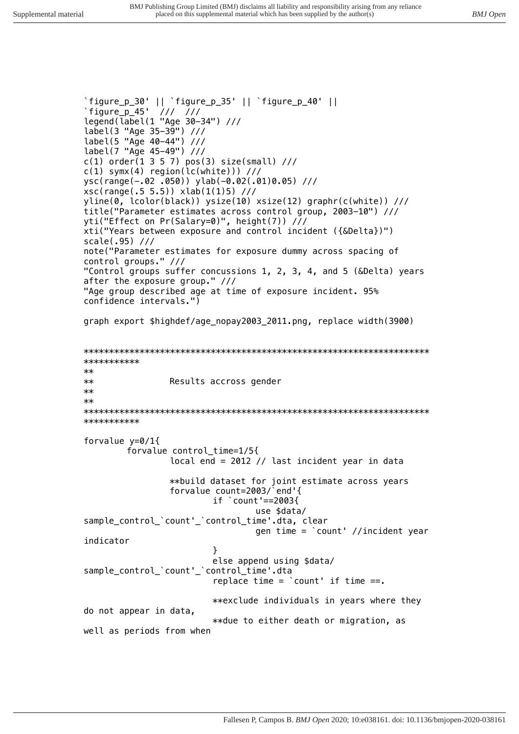```
`figure_p_30' || `figure_p_35' || `figure_p_40' ||
`figure_p_45'  ///  ///
legend(label(1 "Age 30-34") ///
label(3 "Age 35-39") ///
label(5 "Age 40-44") ///
label(7 "Age 45-49") ///
c(1) order(1 3 5 7) pos(3) size(small) ///
c(1) symx(4) region(lc(white))) ///
ysc(range(-.02 .050)) ylab(-0.02(.01)0.05) ///
xsc(range(.5 5.5)) xlab(1(1)5) ///
yline(0, lcolor(black)) ysize(10) xsize(12) graphr(c(white)) ///
title("Parameter estimates across control group, 2003-10") ///
yti("Effect on Pr(Salary=0)", height(7)) ///
xti("Years between exposure and control incident ({&Delta})")
scale(.95) ///
note("Parameter estimates for exposure dummy across spacing of
control groups." ///
"Control groups suffer concussions 1, 2, 3, 4, and 5 (&Delta) years
after the exposure group." ///
"Age group described age at time of exposure incident. 95%
confidence intervals.")

graph export $highdef/age_nopay2003_2011.png, replace width(3900)


*********************************************************************
***********
**
**              Results accross gender
**
**
*********************************************************************
***********

forvalue y=0/1{
        forvalue control_time=1/5{
                local end = 2012 // last incident year in data

                **build dataset for joint estimate across years
                forvalue count=2003/`end'{
                        if `count'==2003{
                                use $data/
sample_control_`count'_`control_time'.dta, clear
                                gen time = `count' //incident year
indicator
                        }
                        else append using $data/
sample_control_`count'_`control_time'.dta
                        replace time = `count' if time ==.

                        **exclude individuals in years where they
do not appear in data,
                        **due to either death or migration, as
well as periods from when
```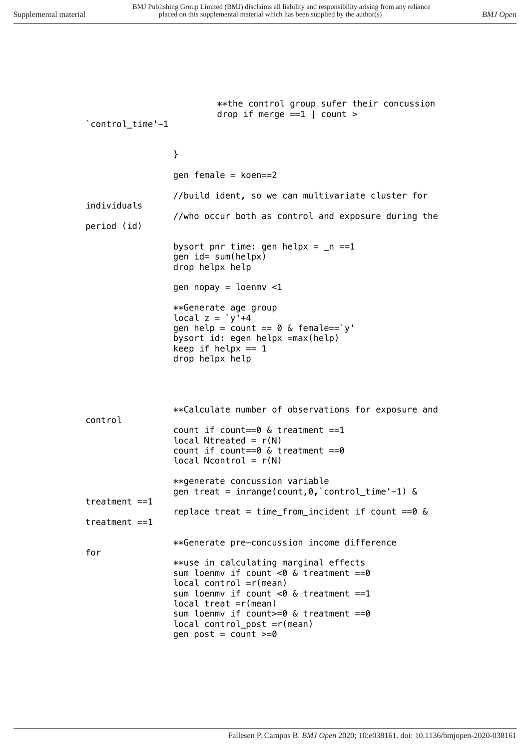```
			**the control group sufer their concussion
			drop if merge ==1 | count >
`control_time'-1


		}

		gen female = koen==2

		//build ident, so we can multivariate cluster for
individuals
		//who occur both as control and exposure during the
period (id)

		bysort pnr time: gen helpx = _n ==1
		gen id= sum(helpx)
		drop helpx help

		gen nopay = loenmv <1

		**Generate age group
		local z = `y'+4
		gen help = count == 0 & female==`y'
		bysort id: egen helpx =max(help)
		keep if helpx == 1
		drop helpx help



		**Calculate number of observations for exposure and
control
		count if count==0 & treatment ==1
		local Ntreated = r(N)
		count if count==0 & treatment ==0
		local Ncontrol = r(N)

		**generate concussion variable
		gen treat = inrange(count,0,`control_time'-1) &
treatment ==1
		replace treat = time_from_incident if count ==0 &
treatment ==1

		**Generate pre-concussion income difference
for
		**use in calculating marginal effects
		sum loenmv if count <0 & treatment ==0
		local control =r(mean)
		sum loenmv if count <0 & treatment ==1
		local treat =r(mean)
		sum loenmv if count>=0 & treatment ==0
		local control_post =r(mean)
		gen post = count >=0
```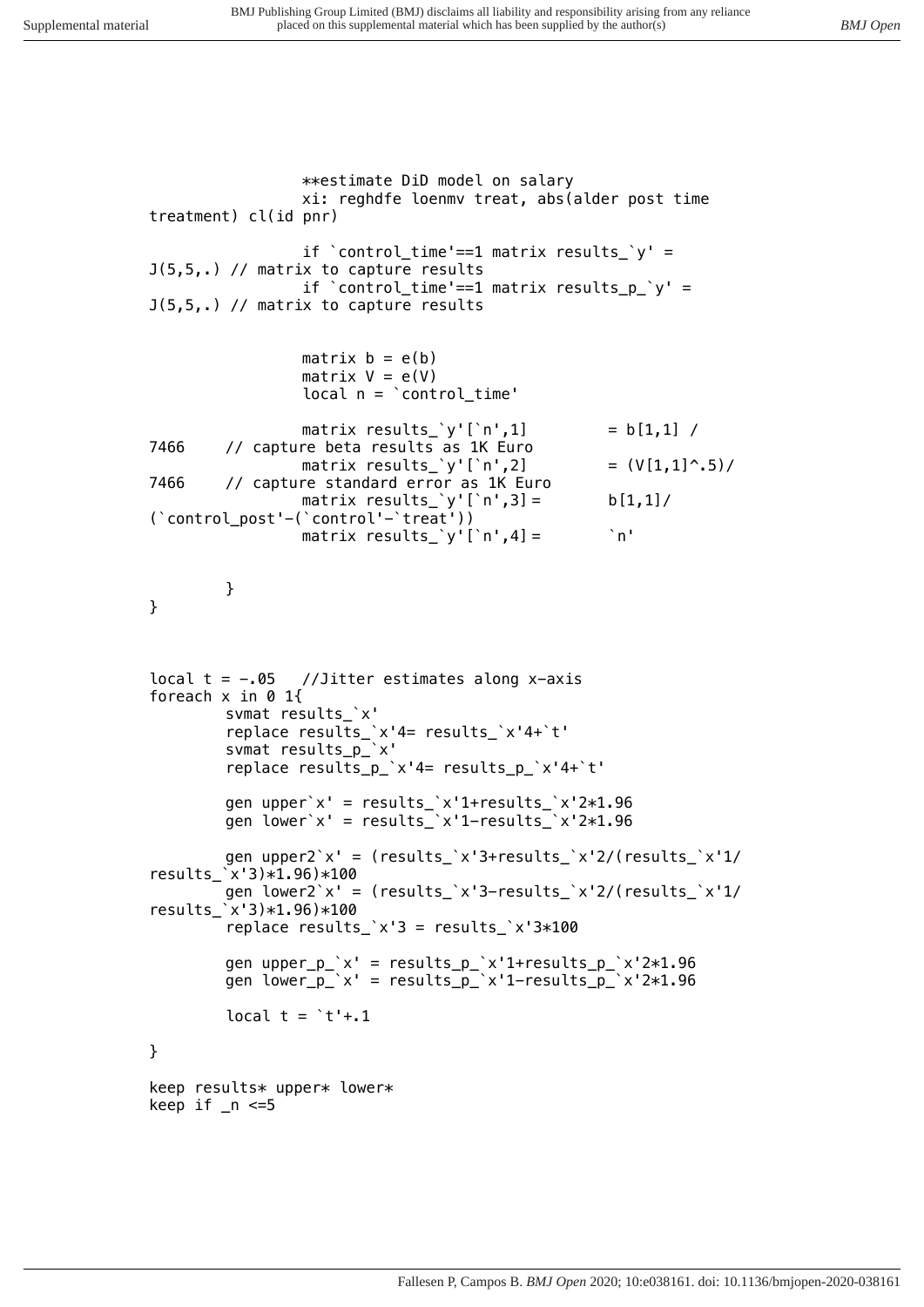```
                **estimate DiD model on salary
                xi: reghdfe loenmv treat, abs(alder post time 
treatment) cl(id pnr)

                if `control_time'==1 matrix results_`y' = 
J(5,5,.) // matrix to capture results
                if `control_time'==1 matrix results_p_`y' = 
J(5,5,.) // matrix to capture results


                matrix b = e(b)
                matrix V = e(V)
                local n = `control_time'

                matrix results_`y'[`n',1]        = b[1,1] /
7466    // capture beta results as 1K Euro
                matrix results_`y'[`n',2]        = (V[1,1]^.5)/
7466    // capture standard error as 1K Euro
                matrix results_`y'[`n',3] =      b[1,1]/
(`control_post'-(`control'-`treat'))
                matrix results_`y'[`n',4] =      `n'


        }
}



local t = -.05   //Jitter estimates along x-axis
foreach x in 0 1{
        svmat results_`x'
        replace results_`x'4= results_`x'4+`t'
        svmat results_p_`x'
        replace results_p_`x'4= results_p_`x'4+`t'

        gen upper`x' = results_`x'1+results_`x'2*1.96
        gen lower`x' = results_`x'1-results_`x'2*1.96

        gen upper2`x' = (results_`x'3+results_`x'2/(results_`x'1/
results_`x'3)*1.96)*100
        gen lower2`x' = (results_`x'3-results_`x'2/(results_`x'1/
results_`x'3)*1.96)*100
        replace results_`x'3 = results_`x'3*100

        gen upper_p_`x' = results_p_`x'1+results_p_`x'2*1.96
        gen lower_p_`x' = results_p_`x'1-results_p_`x'2*1.96

        local t = `t'+.1

}

keep results* upper* lower*
keep if _n <=5
```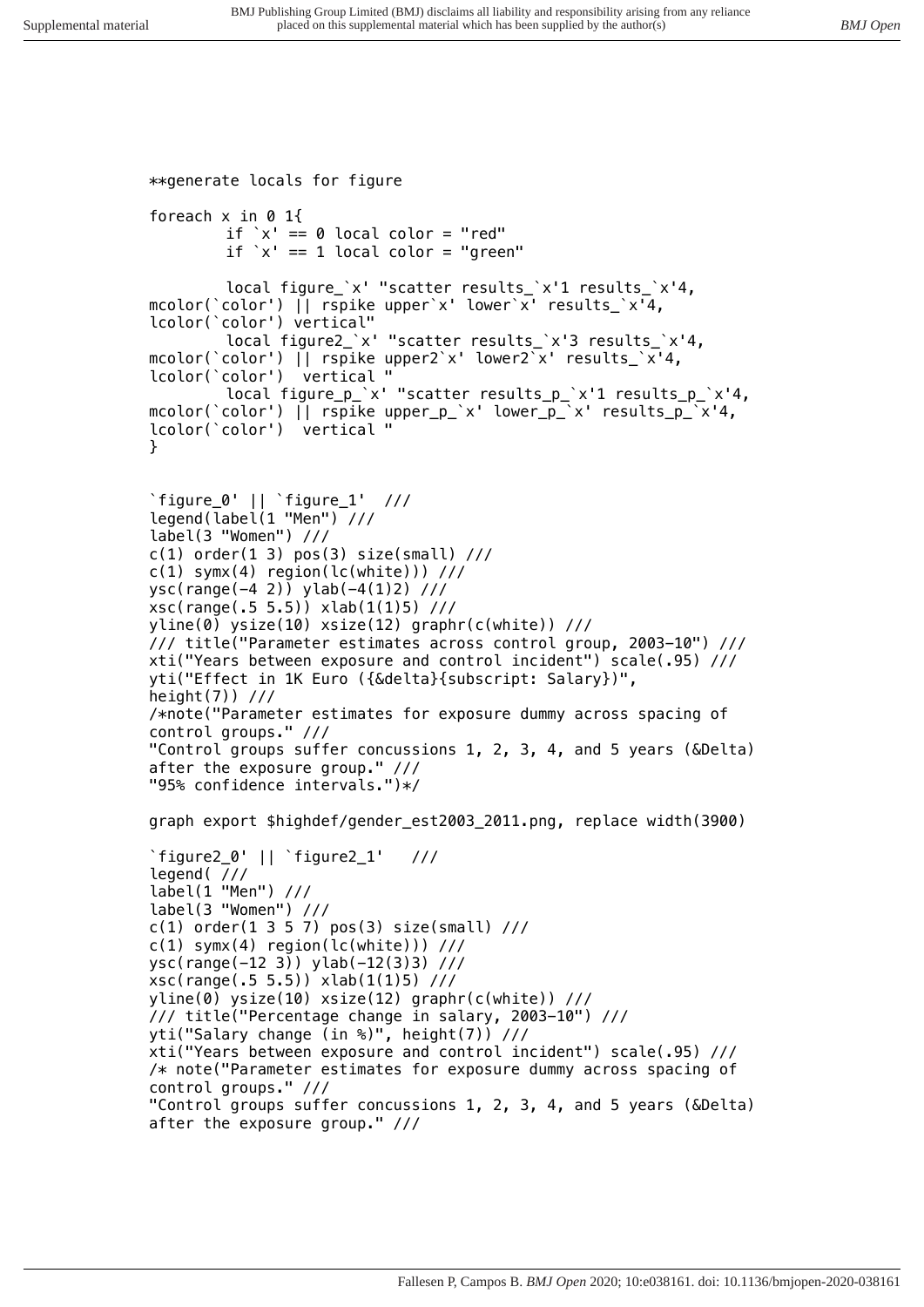```
**generate locals for figure

foreach x in 0 1{
        if `x' == 0 local color = "red"
        if `x' == 1 local color = "green"

        local figure_`x' "scatter results_`x'1 results_`x'4,
mcolor(`color') || rspike upper`x' lower`x' results_`x'4,
lcolor(`color') vertical"
        local figure2_`x' "scatter results_`x'3 results_`x'4,
mcolor(`color') || rspike upper2`x' lower2`x' results_`x'4,
lcolor(`color')  vertical "
        local figure_p_`x' "scatter results_p_`x'1 results_p_`x'4,
mcolor(`color') || rspike upper_p_`x' lower_p_`x' results_p_`x'4,
lcolor(`color')  vertical "
}


`figure_0' || `figure_1'  ///
legend(label(1 "Men") ///
label(3 "Women") ///
c(1) order(1 3) pos(3) size(small) ///
c(1) symx(4) region(lc(white))) ///
ysc(range(-4 2)) ylab(-4(1)2) ///
xsc(range(.5 5.5)) xlab(1(1)5) ///
yline(0) ysize(10) xsize(12) graphr(c(white)) ///
/// title("Parameter estimates across control group, 2003-10") ///
xti("Years between exposure and control incident") scale(.95) ///
yti("Effect in 1K Euro ({&delta}{subscript: Salary})",
height(7)) ///
/*note("Parameter estimates for exposure dummy across spacing of
control groups." ///
"Control groups suffer concussions 1, 2, 3, 4, and 5 years (&Delta)
after the exposure group." ///
"95% confidence intervals.")*/

graph export $highdef/gender_est2003_2011.png, replace width(3900)

`figure2_0' || `figure2_1'   ///
legend( ///
label(1 "Men") ///
label(3 "Women") ///
c(1) order(1 3 5 7) pos(3) size(small) ///
c(1) symx(4) region(lc(white))) ///
ysc(range(-12 3)) ylab(-12(3)3) ///
xsc(range(.5 5.5)) xlab(1(1)5) ///
yline(0) ysize(10) xsize(12) graphr(c(white)) ///
/// title("Percentage change in salary, 2003-10") ///
yti("Salary change (in %)", height(7)) ///
xti("Years between exposure and control incident") scale(.95) ///
/* note("Parameter estimates for exposure dummy across spacing of
control groups." ///
"Control groups suffer concussions 1, 2, 3, 4, and 5 years (&Delta)
after the exposure group." ///
```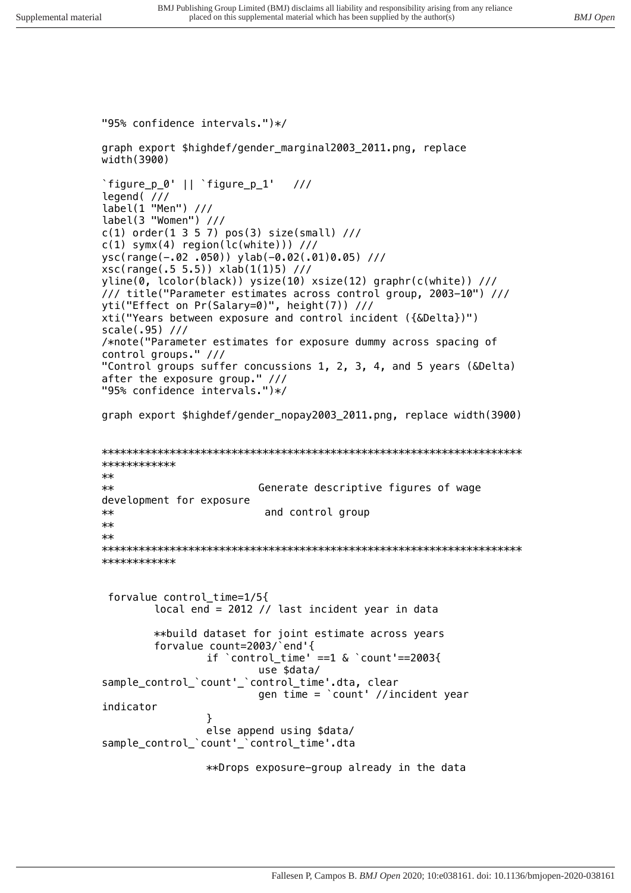```
"95% confidence intervals.")*/

graph export $highdef/gender_marginal2003_2011.png, replace
width(3900)

`figure_p_0' || `figure_p_1'   ///
legend( ///
label(1 "Men") ///
label(3 "Women") ///
c(1) order(1 3 5 7) pos(3) size(small) ///
c(1) symx(4) region(lc(white))) ///
ysc(range(-.02 .050)) ylab(-0.02(.01)0.05) ///
xsc(range(.5 5.5)) xlab(1(1)5) ///
yline(0, lcolor(black)) ysize(10) xsize(12) graphr(c(white)) ///
/// title("Parameter estimates across control group, 2003-10") ///
yti("Effect on Pr(Salary=0)", height(7)) ///
xti("Years between exposure and control incident ({&Delta})")
scale(.95) ///
/*note("Parameter estimates for exposure dummy across spacing of
control groups." ///
"Control groups suffer concussions 1, 2, 3, 4, and 5 years (&Delta)
after the exposure group." ///
"95% confidence intervals.")*/

graph export $highdef/gender_nopay2003_2011.png, replace width(3900)


*******************************************************************
************
**
**                       Generate descriptive figures of wage
development for exposure
**                        and control group
**
**
*******************************************************************
************


 forvalue control_time=1/5{
        local end = 2012 // last incident year in data

        **build dataset for joint estimate across years
        forvalue count=2003/`end'{
                if `control_time' ==1 & `count'==2003{
                        use $data/
sample_control_`count'_`control_time'.dta, clear
                        gen time = `count' //incident year
indicator
                }
                else append using $data/
sample_control_`count'_`control_time'.dta

                **Drops exposure-group already in the data
```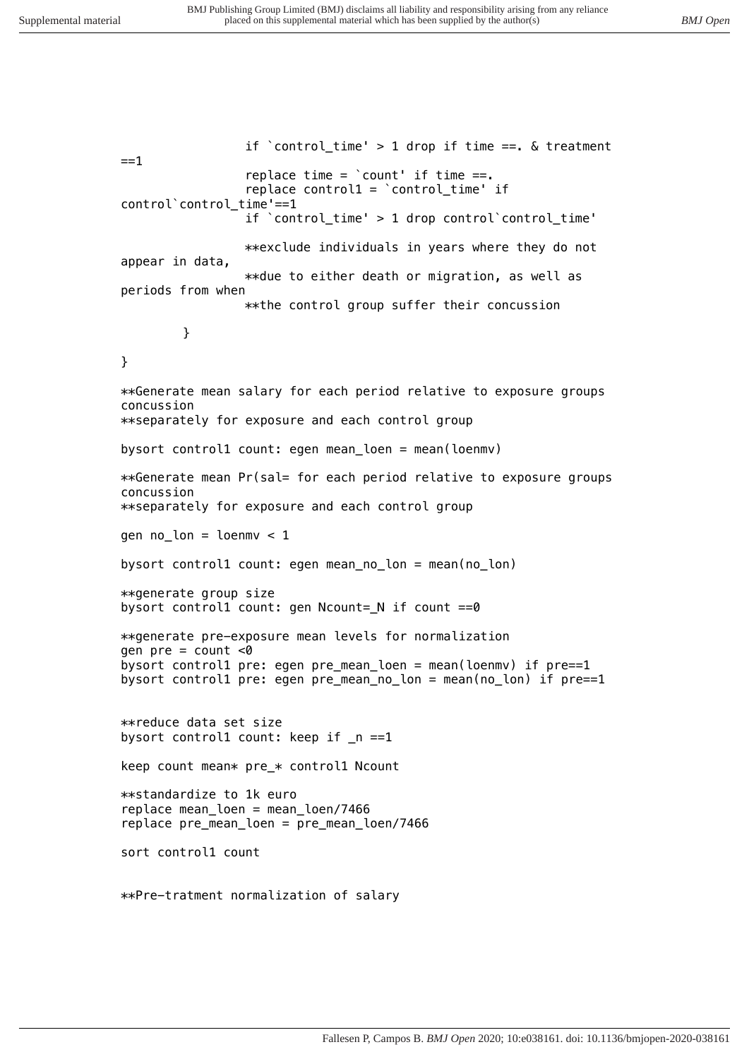```
                if `control_time' > 1 drop if time ==. & treatment ==1
                replace time = `count' if time ==.
                replace control1 = `control_time' if control`control_time'==1
                if `control_time' > 1 drop control`control_time'

                **exclude individuals in years where they do not appear in data,
                **due to either death or migration, as well as periods from when
                **the control group suffer their concussion

        }

}

**Generate mean salary for each period relative to exposure groups concussion
**separately for exposure and each control group

bysort control1 count: egen mean_loen = mean(loenmv)

**Generate mean Pr(sal= for each period relative to exposure groups concussion
**separately for exposure and each control group

gen no_lon = loenmv < 1

bysort control1 count: egen mean_no_lon = mean(no_lon)

**generate group size
bysort control1 count: gen Ncount=_N if count ==0

**generate pre-exposure mean levels for normalization
gen pre = count <0
bysort control1 pre: egen pre_mean_loen = mean(loenmv) if pre==1
bysort control1 pre: egen pre_mean_no_lon = mean(no_lon) if pre==1


**reduce data set size
bysort control1 count: keep if _n ==1

keep count mean* pre_* control1 Ncount

**standardize to 1k euro
replace mean_loen = mean_loen/7466
replace pre_mean_loen = pre_mean_loen/7466

sort control1 count


**Pre-tratment normalization of salary
```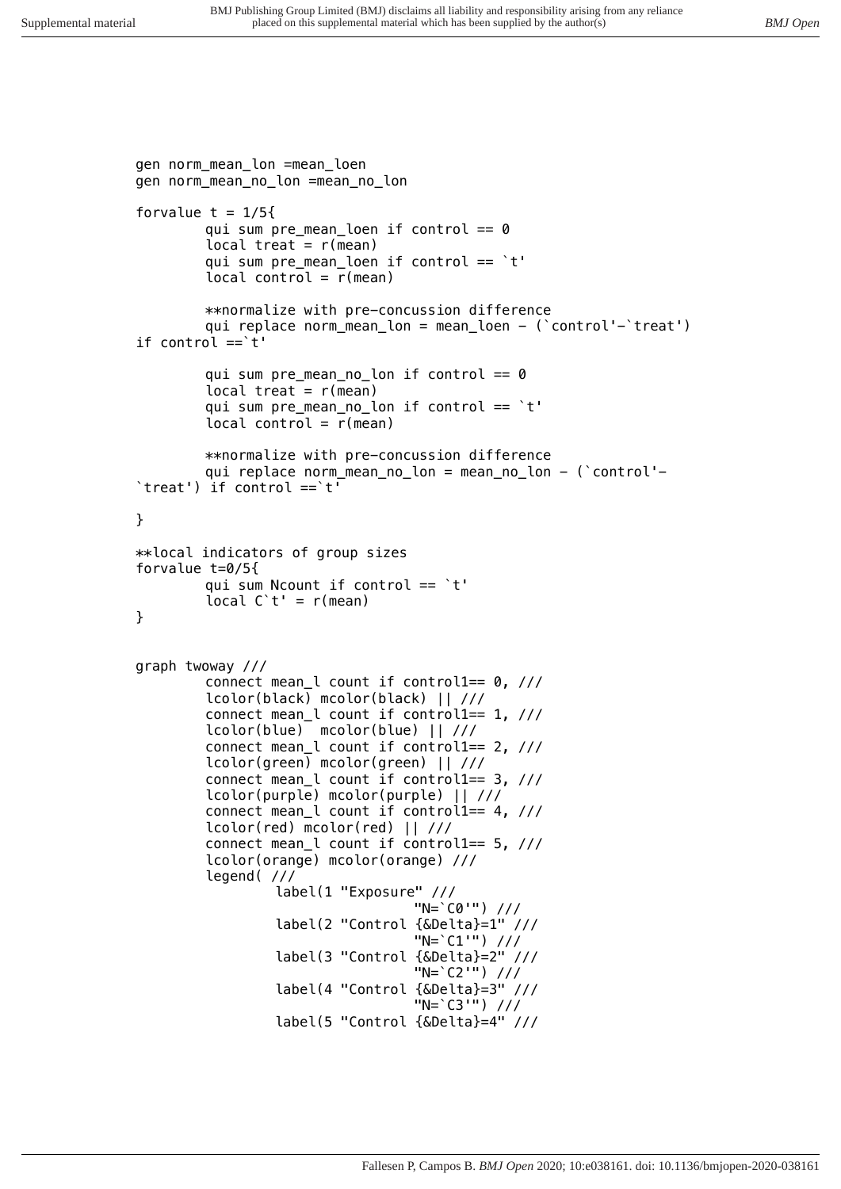```
gen norm_mean_lon =mean_loen
gen norm_mean_no_lon =mean_no_lon

forvalue t = 1/5{
        qui sum pre_mean_loen if control == 0
        local treat = r(mean)
        qui sum pre_mean_loen if control == `t'
        local control = r(mean)

        **normalize with pre-concussion difference
        qui replace norm_mean_lon = mean_loen - (`control'-`treat')
if control ==`t'

        qui sum pre_mean_no_lon if control == 0
        local treat = r(mean)
        qui sum pre_mean_no_lon if control == `t'
        local control = r(mean)

        **normalize with pre-concussion difference
        qui replace norm_mean_no_lon = mean_no_lon - (`control'-
`treat') if control ==`t'

}

**local indicators of group sizes
forvalue t=0/5{
        qui sum Ncount if control == `t'
        local C`t' = r(mean)
}


graph twoway ///
        connect mean_l count if control1== 0, ///
        lcolor(black) mcolor(black) || ///
        connect mean_l count if control1== 1, ///
        lcolor(blue)  mcolor(blue) || ///
        connect mean_l count if control1== 2, ///
        lcolor(green) mcolor(green) || ///
        connect mean_l count if control1== 3, ///
        lcolor(purple) mcolor(purple) || ///
        connect mean_l count if control1== 4, ///
        lcolor(red) mcolor(red) || ///
        connect mean_l count if control1== 5, ///
        lcolor(orange) mcolor(orange) ///
        legend( ///
                label(1 "Exposure" ///
                                "N=`C0'") ///
                label(2 "Control {&Delta}=1" ///
                                "N=`C1'") ///
                label(3 "Control {&Delta}=2" ///
                                "N=`C2'") ///
                label(4 "Control {&Delta}=3" ///
                                "N=`C3'") ///
                label(5 "Control {&Delta}=4" ///
```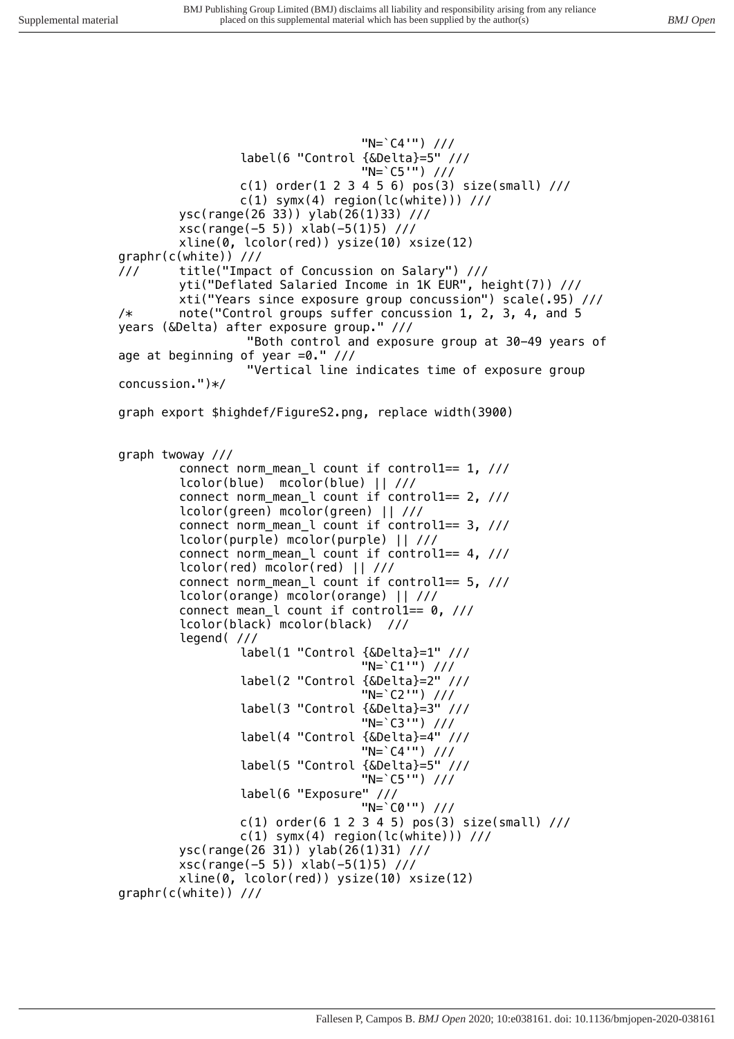```
                                "N=`C4'") ///
                label(6 "Control {&Delta}=5" ///
                                "N=`C5'") ///
                c(1) order(1 2 3 4 5 6) pos(3) size(small) ///
                c(1) symx(4) region(lc(white))) ///
        ysc(range(26 33)) ylab(26(1)33) ///
        xsc(range(-5 5)) xlab(-5(1)5) ///
        xline(0, lcolor(red)) ysize(10) xsize(12)
graphr(c(white)) ///
///     title("Impact of Concussion on Salary") ///
        yti("Deflated Salaried Income in 1K EUR", height(7)) ///
        xti("Years since exposure group concussion") scale(.95) ///
/*      note("Control groups suffer concussion 1, 2, 3, 4, and 5
years (&Delta) after exposure group." ///
                "Both control and exposure group at 30-49 years of
age at beginning of year =0." ///
                "Vertical line indicates time of exposure group
concussion.")*/

graph export $highdef/FigureS2.png, replace width(3900)


graph twoway ///
        connect norm_mean_l count if control1== 1, ///
        lcolor(blue)  mcolor(blue) || ///
        connect norm_mean_l count if control1== 2, ///
        lcolor(green) mcolor(green) || ///
        connect norm_mean_l count if control1== 3, ///
        lcolor(purple) mcolor(purple) || ///
        connect norm_mean_l count if control1== 4, ///
        lcolor(red) mcolor(red) || ///
        connect norm_mean_l count if control1== 5, ///
        lcolor(orange) mcolor(orange) || ///
        connect mean_l count if control1== 0, ///
        lcolor(black) mcolor(black)  ///
        legend( ///
                label(1 "Control {&Delta}=1" ///
                                "N=`C1'") ///
                label(2 "Control {&Delta}=2" ///
                                "N=`C2'") ///
                label(3 "Control {&Delta}=3" ///
                                "N=`C3'") ///
                label(4 "Control {&Delta}=4" ///
                                "N=`C4'") ///
                label(5 "Control {&Delta}=5" ///
                                "N=`C5'") ///
                label(6 "Exposure" ///
                                "N=`C0'") ///
                c(1) order(6 1 2 3 4 5) pos(3) size(small) ///
                c(1) symx(4) region(lc(white))) ///
        ysc(range(26 31)) ylab(26(1)31) ///
        xsc(range(-5 5)) xlab(-5(1)5) ///
        xline(0, lcolor(red)) ysize(10) xsize(12)
graphr(c(white)) ///
```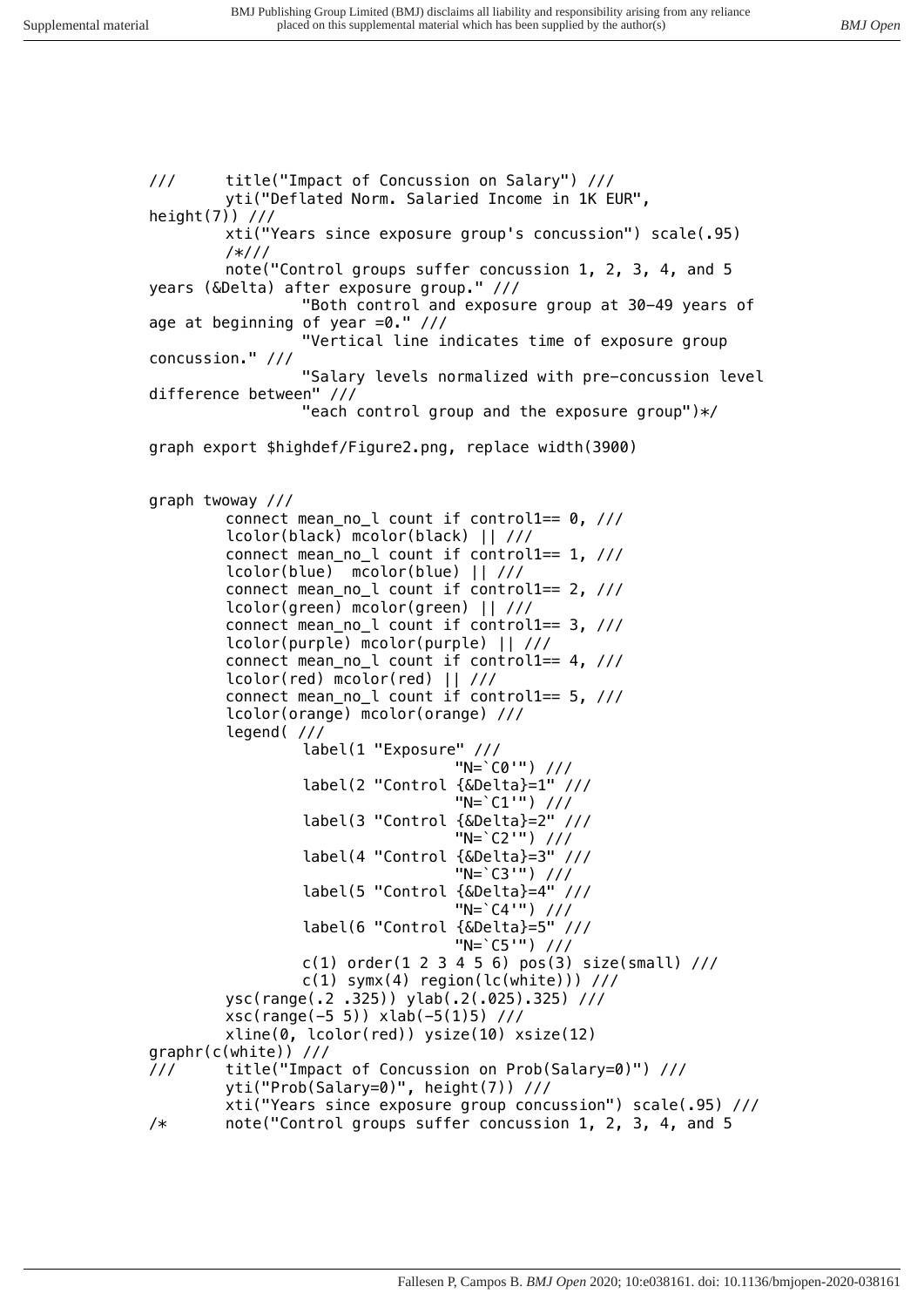```
///      title("Impact of Concussion on Salary") ///
         yti("Deflated Norm. Salaried Income in 1K EUR",
height(7)) ///
         xti("Years since exposure group's concussion") scale(.95)
         /*///
         note("Control groups suffer concussion 1, 2, 3, 4, and 5
years (&Delta) after exposure group." ///
                 "Both control and exposure group at 30-49 years of
age at beginning of year =0." ///
                 "Vertical line indicates time of exposure group
concussion." ///
                 "Salary levels normalized with pre-concussion level
difference between" ///
                 "each control group and the exposure group")*/

graph export $highdef/Figure2.png, replace width(3900)


graph twoway ///
         connect mean_no_l count if control1== 0, ///
         lcolor(black) mcolor(black) || ///
         connect mean_no_l count if control1== 1, ///
         lcolor(blue)  mcolor(blue) || ///
         connect mean_no_l count if control1== 2, ///
         lcolor(green) mcolor(green) || ///
         connect mean_no_l count if control1== 3, ///
         lcolor(purple) mcolor(purple) || ///
         connect mean_no_l count if control1== 4, ///
         lcolor(red) mcolor(red) || ///
         connect mean_no_l count if control1== 5, ///
         lcolor(orange) mcolor(orange) ///
         legend( ///
                 label(1 "Exposure" ///
                                 "N=`C0'") ///
                 label(2 "Control {&Delta}=1" ///
                                 "N=`C1'") ///
                 label(3 "Control {&Delta}=2" ///
                                 "N=`C2'") ///
                 label(4 "Control {&Delta}=3" ///
                                 "N=`C3'") ///
                 label(5 "Control {&Delta}=4" ///
                                 "N=`C4'") ///
                 label(6 "Control {&Delta}=5" ///
                                 "N=`C5'") ///
                 c(1) order(1 2 3 4 5 6) pos(3) size(small) ///
                 c(1) symx(4) region(lc(white))) ///
         ysc(range(.2 .325)) ylab(.2(.025).325) ///
         xsc(range(-5 5)) xlab(-5(1)5) ///
         xline(0, lcolor(red)) ysize(10) xsize(12)
graphr(c(white)) ///
///      title("Impact of Concussion on Prob(Salary=0)") ///
         yti("Prob(Salary=0)", height(7)) ///
         xti("Years since exposure group concussion") scale(.95) ///
/*       note("Control groups suffer concussion 1, 2, 3, 4, and 5
```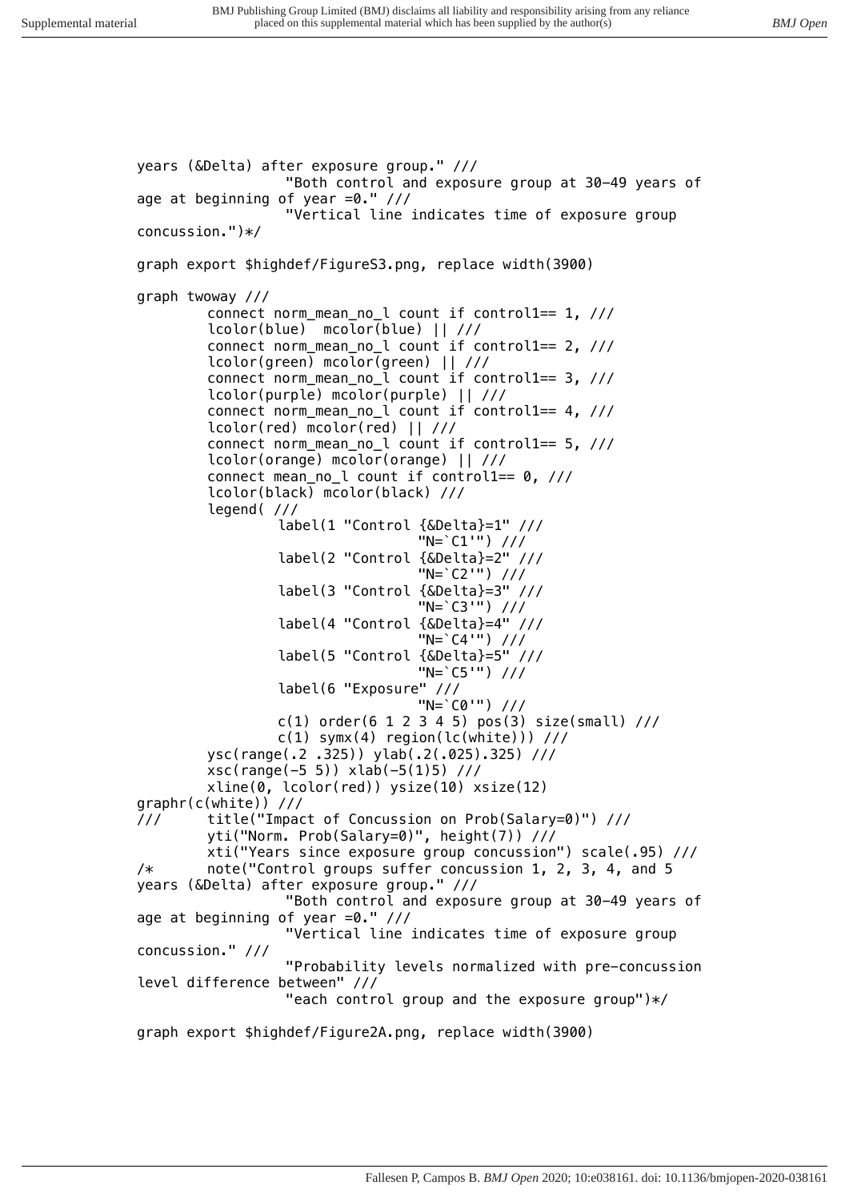```
years (&Delta) after exposure group." ///
                "Both control and exposure group at 30-49 years of
age at beginning of year =0." ///
                "Vertical line indicates time of exposure group
concussion.")*/

graph export $highdef/FigureS3.png, replace width(3900)

graph twoway ///
        connect norm_mean_no_l count if control1== 1, ///
        lcolor(blue)  mcolor(blue) || ///
        connect norm_mean_no_l count if control1== 2, ///
        lcolor(green) mcolor(green) || ///
        connect norm_mean_no_l count if control1== 3, ///
        lcolor(purple) mcolor(purple) || ///
        connect norm_mean_no_l count if control1== 4, ///
        lcolor(red) mcolor(red) || ///
        connect norm_mean_no_l count if control1== 5, ///
        lcolor(orange) mcolor(orange) || ///
        connect mean_no_l count if control1== 0, ///
        lcolor(black) mcolor(black) ///
        legend( ///
                label(1 "Control {&Delta}=1" ///
                                "N=`C1'") ///
                label(2 "Control {&Delta}=2" ///
                                "N=`C2'") ///
                label(3 "Control {&Delta}=3" ///
                                "N=`C3'") ///
                label(4 "Control {&Delta}=4" ///
                                "N=`C4'") ///
                label(5 "Control {&Delta}=5" ///
                                "N=`C5'") ///
                label(6 "Exposure" ///
                                "N=`C0'") ///
                c(1) order(6 1 2 3 4 5) pos(3) size(small) ///
                c(1) symx(4) region(lc(white))) ///
        ysc(range(.2 .325)) ylab(.2(.025).325) ///
        xsc(range(-5 5)) xlab(-5(1)5) ///
        xline(0, lcolor(red)) ysize(10) xsize(12)
graphr(c(white)) ///
///     title("Impact of Concussion on Prob(Salary=0)") ///
        yti("Norm. Prob(Salary=0)", height(7)) ///
        xti("Years since exposure group concussion") scale(.95) ///
/*      note("Control groups suffer concussion 1, 2, 3, 4, and 5
years (&Delta) after exposure group." ///
                "Both control and exposure group at 30-49 years of
age at beginning of year =0." ///
                "Vertical line indicates time of exposure group
concussion." ///
                "Probability levels normalized with pre-concussion
level difference between" ///
                "each control group and the exposure group")*/

graph export $highdef/Figure2A.png, replace width(3900)
```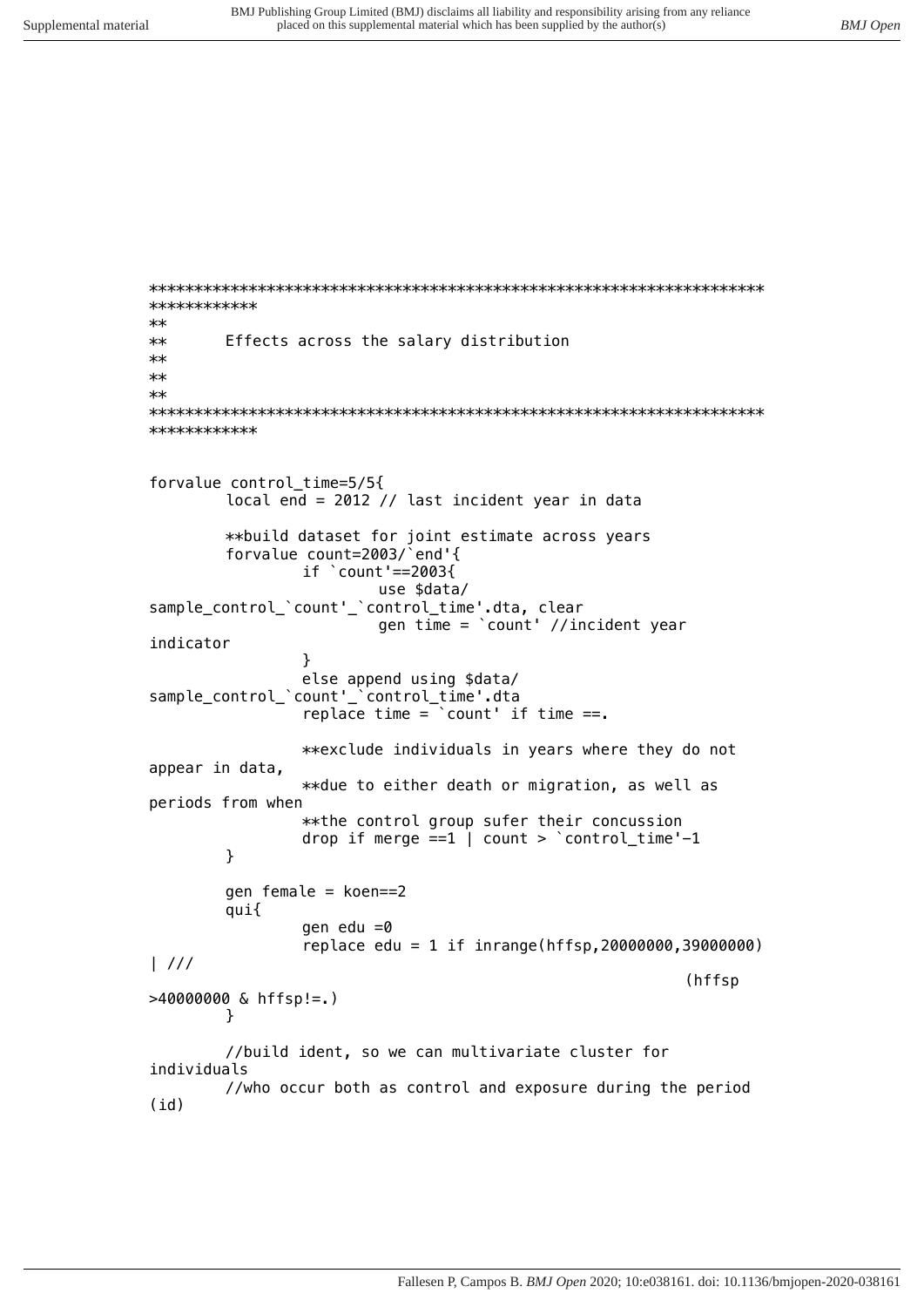```
********************************************************************
************
**
**      Effects across the salary distribution
**
**
**
********************************************************************
************


forvalue control_time=5/5{
        local end = 2012 // last incident year in data

        **build dataset for joint estimate across years
        forvalue count=2003/`end'{
                if `count'==2003{
                        use $data/
sample_control_`count'_`control_time'.dta, clear
                        gen time = `count' //incident year
indicator
                }
                else append using $data/
sample_control_`count'_`control_time'.dta
                replace time = `count' if time ==.

                **exclude individuals in years where they do not
appear in data,
                **due to either death or migration, as well as
periods from when
                **the control group sufer their concussion
                drop if merge ==1 | count > `control_time'-1
        }

        gen female = koen==2
        qui{
                gen edu =0
                replace edu = 1 if inrange(hffsp,20000000,39000000)
| ///
                                                                (hffsp
>40000000 & hffsp!=.)
        }

        //build ident, so we can multivariate cluster for
individuals
        //who occur both as control and exposure during the period
(id)
```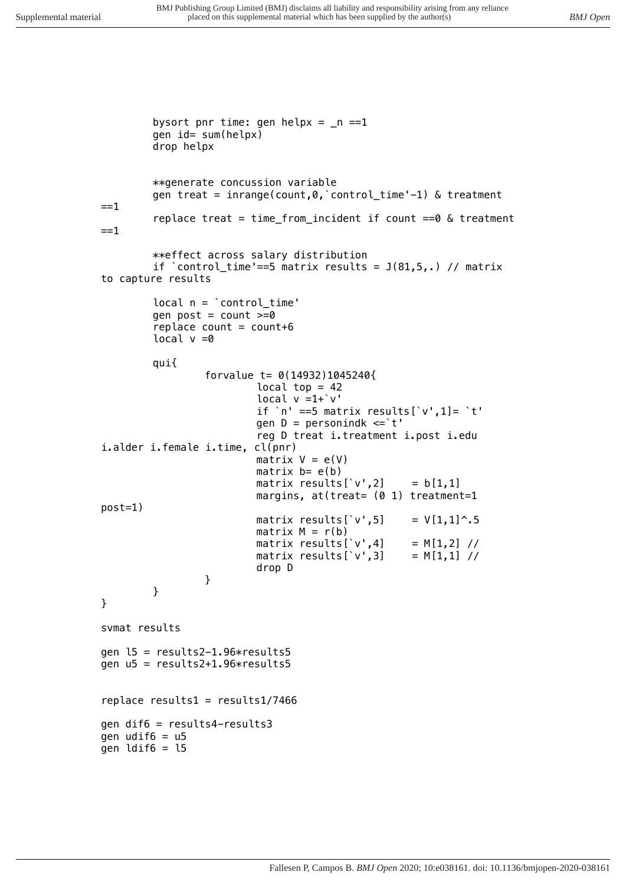```
        bysort pnr time: gen helpx = _n ==1
        gen id= sum(helpx)
        drop helpx


        **generate concussion variable
        gen treat = inrange(count,0,`control_time'-1) & treatment
==1
        replace treat = time_from_incident if count ==0 & treatment
==1

        **effect across salary distribution
        if `control_time'==5 matrix results = J(81,5,.) // matrix
to capture results

        local n = `control_time'
        gen post = count >=0
        replace count = count+6
        local v =0

        qui{
                forvalue t= 0(14932)1045240{
                        local top = 42
                        local v =1+`v'
                        if `n' ==5 matrix results[`v',1]= `t'
                        gen D = personindk <=`t'
                        reg D treat i.treatment i.post i.edu
i.alder i.female i.time, cl(pnr)
                        matrix V = e(V)
                        matrix b= e(b)
                        matrix results[`v',2]     = b[1,1]
                        margins, at(treat= (0 1) treatment=1
post=1)
                        matrix results[`v',5]     = V[1,1]^.5
                        matrix M = r(b)
                        matrix results[`v',4]     = M[1,2] //
                        matrix results[`v',3]     = M[1,1] //
                        drop D
                }
        }
}

svmat results

gen l5 = results2-1.96*results5
gen u5 = results2+1.96*results5


replace results1 = results1/7466

gen dif6 = results4-results3
gen udif6 = u5
gen ldif6 = l5
```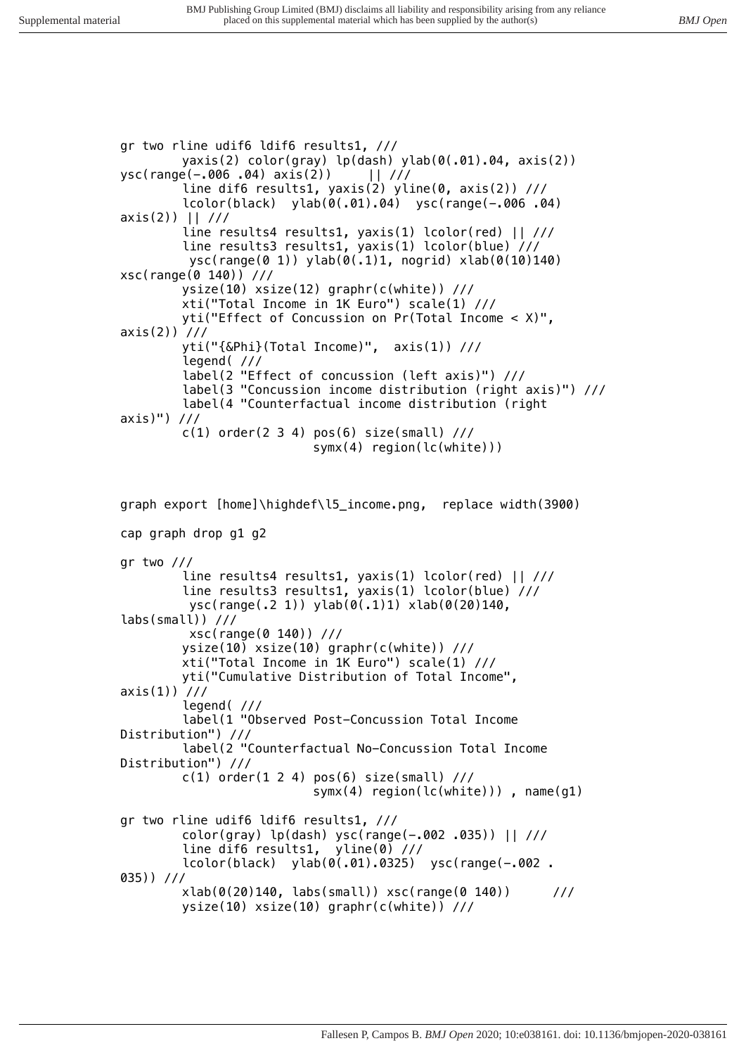```
gr two rline udif6 ldif6 results1, ///
        yaxis(2) color(gray) lp(dash) ylab(0(.01).04, axis(2))
ysc(range(-.006 .04) axis(2))     || ///
        line dif6 results1, yaxis(2) yline(0, axis(2)) ///
        lcolor(black)  ylab(0(.01).04)  ysc(range(-.006 .04)
axis(2)) || ///
        line results4 results1, yaxis(1) lcolor(red) || ///
        line results3 results1, yaxis(1) lcolor(blue) ///
         ysc(range(0 1)) ylab(0(.1)1, nogrid) xlab(0(10)140)
xsc(range(0 140)) ///
        ysize(10) xsize(12) graphr(c(white)) ///
        xti("Total Income in 1K Euro") scale(1) ///
        yti("Effect of Concussion on Pr(Total Income < X)",
axis(2)) ///
        yti("{&Phi}(Total Income)",  axis(1)) ///
        legend( ///
        label(2 "Effect of concussion (left axis)") ///
        label(3 "Concussion income distribution (right axis)") ///
        label(4 "Counterfactual income distribution (right
axis)") ///
        c(1) order(2 3 4) pos(6) size(small) ///
                        symx(4) region(lc(white)))



graph export [home]\highdef\l5_income.png,  replace width(3900)

cap graph drop g1 g2

gr two ///
        line results4 results1, yaxis(1) lcolor(red) || ///
        line results3 results1, yaxis(1) lcolor(blue) ///
         ysc(range(.2 1)) ylab(0(.1)1) xlab(0(20)140,
labs(small)) ///
         xsc(range(0 140)) ///
        ysize(10) xsize(10) graphr(c(white)) ///
        xti("Total Income in 1K Euro") scale(1) ///
        yti("Cumulative Distribution of Total Income",
axis(1)) ///
        legend( ///
        label(1 "Observed Post-Concussion Total Income
Distribution") ///
        label(2 "Counterfactual No-Concussion Total Income
Distribution") ///
        c(1) order(1 2 4) pos(6) size(small) ///
                        symx(4) region(lc(white))) , name(g1)

gr two rline udif6 ldif6 results1, ///
        color(gray) lp(dash) ysc(range(-.002 .035)) || ///
        line dif6 results1,  yline(0) ///
        lcolor(black)  ylab(0(.01).0325)  ysc(range(-.002 .
035)) ///
        xlab(0(20)140, labs(small)) xsc(range(0 140))      ///
        ysize(10) xsize(10) graphr(c(white)) ///
```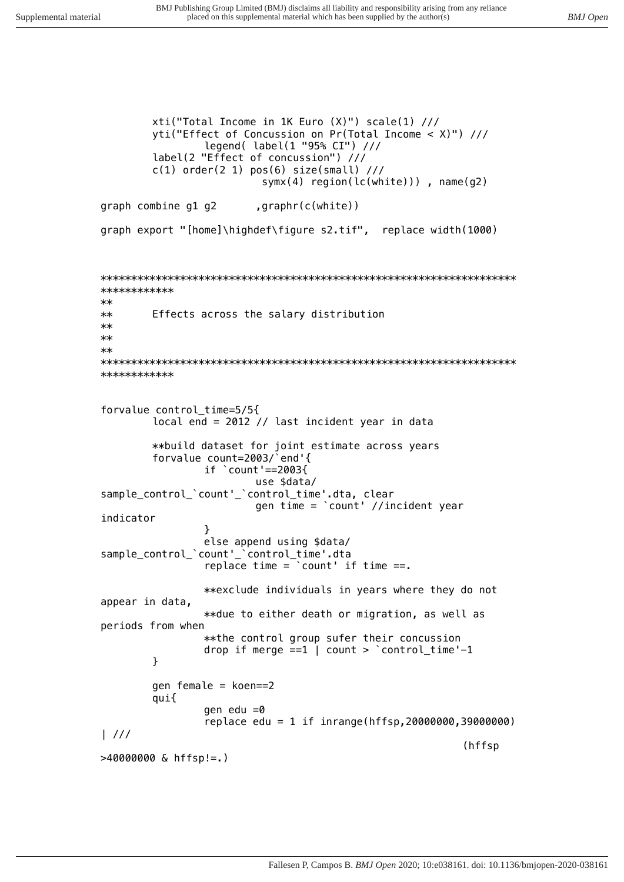```
        xti("Total Income in 1K Euro (X)") scale(1) ///
        yti("Effect of Concussion on Pr(Total Income < X)") ///
                legend( label(1 "95% CI") ///
        label(2 "Effect of concussion") ///
        c(1) order(2 1) pos(6) size(small) ///
                        symx(4) region(lc(white))) , name(g2)

graph combine g1 g2      ,graphr(c(white))

graph export "[home]\highdef\figure s2.tif",  replace width(1000)



********************************************************************
************
**
**      Effects across the salary distribution
**
**
**
********************************************************************
************


forvalue control_time=5/5{
        local end = 2012 // last incident year in data

        **build dataset for joint estimate across years
        forvalue count=2003/`end'{
                if `count'==2003{
                        use $data/
sample_control_`count'_`control_time'.dta, clear
                        gen time = `count' //incident year
indicator
                }
                else append using $data/
sample_control_`count'_`control_time'.dta
                replace time = `count' if time ==.

                **exclude individuals in years where they do not
appear in data,
                **due to either death or migration, as well as
periods from when
                **the control group sufer their concussion
                drop if merge ==1 | count > `control_time'-1
        }

        gen female = koen==2
        qui{
                gen edu =0
                replace edu = 1 if inrange(hffsp,20000000,39000000)
| ///
                                                        (hffsp
>40000000 & hffsp!=.)
```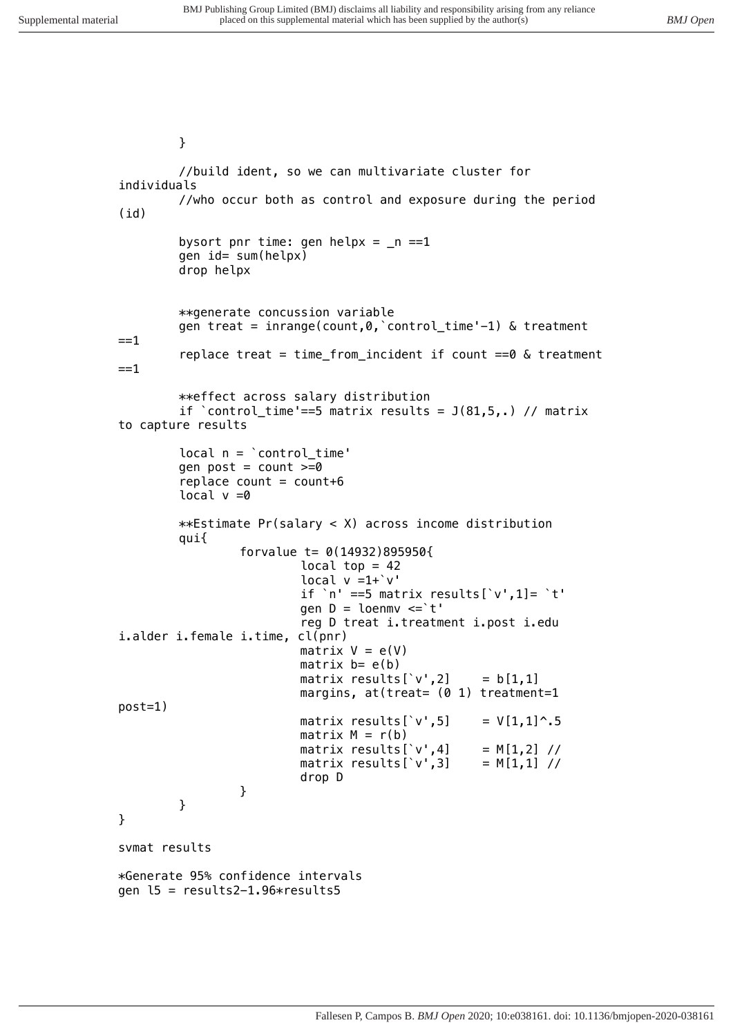```
	}

	//build ident, so we can multivariate cluster for 
individuals
	//who occur both as control and exposure during the period 
(id)

	bysort pnr time: gen helpx = _n ==1
	gen id= sum(helpx)
	drop helpx


	**generate concussion variable
	gen treat = inrange(count,0,`control_time'-1) & treatment 
==1
	replace treat = time_from_incident if count ==0 & treatment 
==1

	**effect across salary distribution
	if `control_time'==5 matrix results = J(81,5,.) // matrix 
to capture results

	local n = `control_time'
	gen post = count >=0
	replace count = count+6
	local v =0

	**Estimate Pr(salary < X) across income distribution
	qui{
		forvalue t= 0(14932)895950{
			local top = 42
			local v =1+`v'
			if `n' ==5 matrix results[`v',1]= `t'
			gen D = loenmv <=`t'
			reg D treat i.treatment i.post i.edu 
i.alder i.female i.time, cl(pnr)
			matrix V = e(V)
			matrix b= e(b)
			matrix results[`v',2]	= b[1,1]
			margins, at(treat= (0 1) treatment=1 
post=1)
			matrix results[`v',5]	= V[1,1]^.5
			matrix M = r(b)
			matrix results[`v',4]	= M[1,2] //
			matrix results[`v',3]	= M[1,1] //
			drop D
		}
	}
}

svmat results

*Generate 95% confidence intervals
gen l5 = results2-1.96*results5
```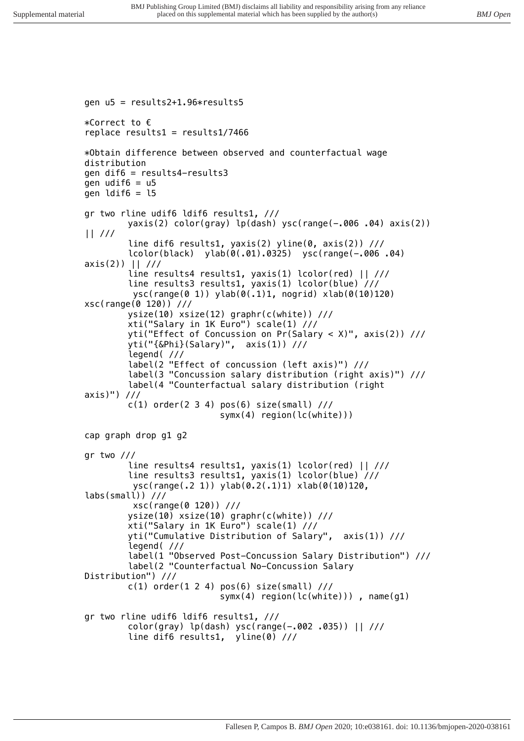```
gen u5 = results2+1.96*results5

*Correct to €
replace results1 = results1/7466

*Obtain difference between observed and counterfactual wage
distribution
gen dif6 = results4-results3
gen udif6 = u5
gen ldif6 = l5

gr two rline udif6 ldif6 results1, ///
        yaxis(2) color(gray) lp(dash) ysc(range(-.006 .04) axis(2))
|| ///
        line dif6 results1, yaxis(2) yline(0, axis(2)) ///
        lcolor(black)  ylab(0(.01).0325)  ysc(range(-.006 .04)
axis(2)) || ///
        line results4 results1, yaxis(1) lcolor(red) || ///
        line results3 results1, yaxis(1) lcolor(blue) ///
         ysc(range(0 1)) ylab(0(.1)1, nogrid) xlab(0(10)120)
xsc(range(0 120)) ///
        ysize(10) xsize(12) graphr(c(white)) ///
        xti("Salary in 1K Euro") scale(1) ///
        yti("Effect of Concussion on Pr(Salary < X)", axis(2)) ///
        yti("{&Phi}(Salary)",  axis(1)) ///
        legend( ///
        label(2 "Effect of concussion (left axis)") ///
        label(3 "Concussion salary distribution (right axis)") ///
        label(4 "Counterfactual salary distribution (right
axis)") ///
        c(1) order(2 3 4) pos(6) size(small) ///
                        symx(4) region(lc(white)))

cap graph drop g1 g2

gr two ///
        line results4 results1, yaxis(1) lcolor(red) || ///
        line results3 results1, yaxis(1) lcolor(blue) ///
         ysc(range(.2 1)) ylab(0.2(.1)1) xlab(0(10)120,
labs(small)) ///
         xsc(range(0 120)) ///
        ysize(10) xsize(10) graphr(c(white)) ///
        xti("Salary in 1K Euro") scale(1) ///
        yti("Cumulative Distribution of Salary",  axis(1)) ///
        legend( ///
        label(1 "Observed Post-Concussion Salary Distribution") ///
        label(2 "Counterfactual No-Concussion Salary
Distribution") ///
        c(1) order(1 2 4) pos(6) size(small) ///
                        symx(4) region(lc(white))) , name(g1)

gr two rline udif6 ldif6 results1, ///
        color(gray) lp(dash) ysc(range(-.002 .035)) || ///
        line dif6 results1,  yline(0) ///
```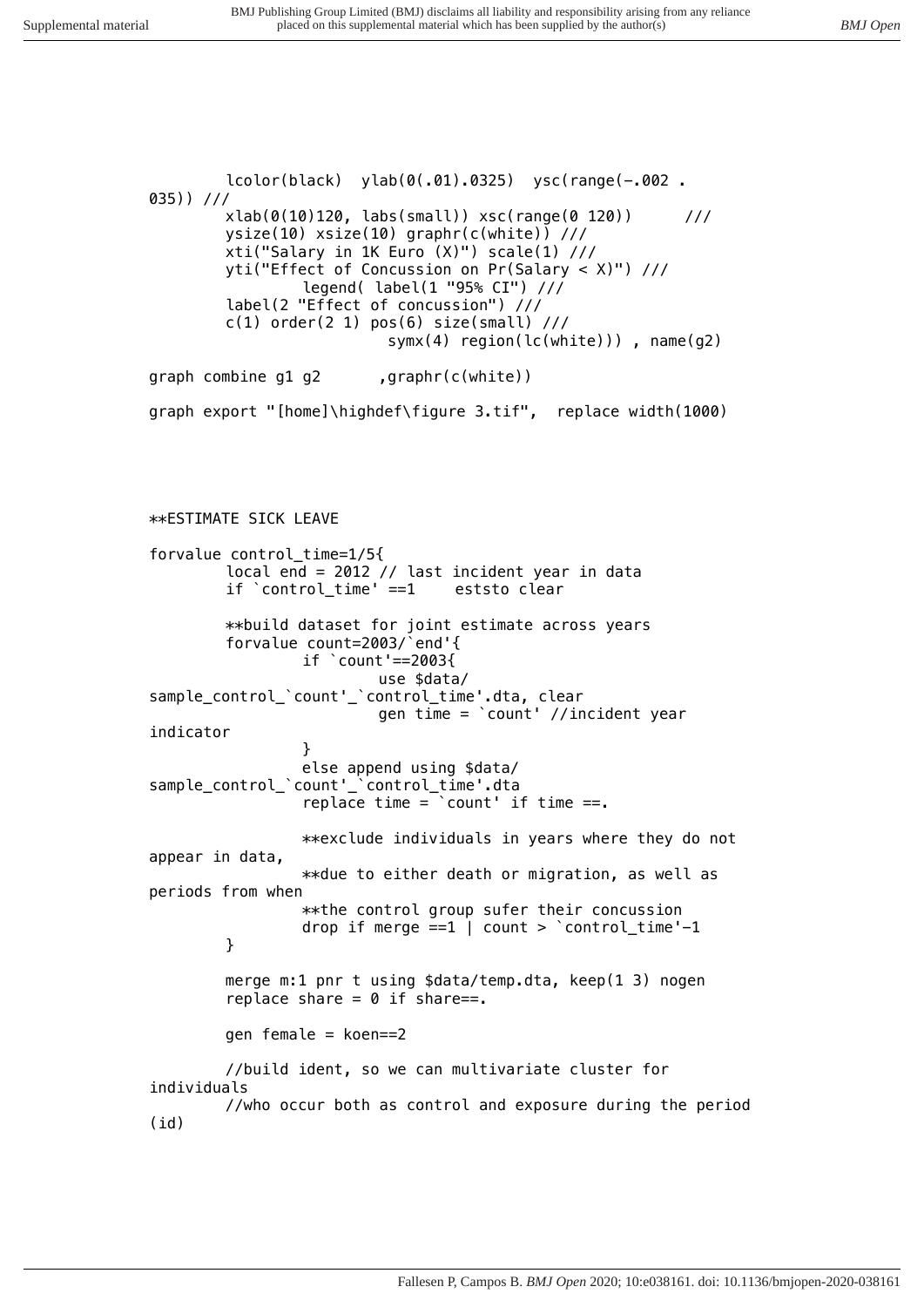```
        lcolor(black)  ylab(0(.01).0325)  ysc(range(-.002 .
035)) ///
        xlab(0(10)120, labs(small)) xsc(range(0 120))      ///
        ysize(10) xsize(10) graphr(c(white)) ///
        xti("Salary in 1K Euro (X)") scale(1) ///
        yti("Effect of Concussion on Pr(Salary < X)") ///
                legend( label(1 "95% CI") ///
        label(2 "Effect of concussion") ///
        c(1) order(2 1) pos(6) size(small) ///
                        symx(4) region(lc(white))) , name(g2)

graph combine g1 g2      ,graphr(c(white))

graph export "[home]\highdef\figure 3.tif",  replace width(1000)




**ESTIMATE SICK LEAVE

forvalue control_time=1/5{
        local end = 2012 // last incident year in data
        if `control_time' ==1    eststo clear

        **build dataset for joint estimate across years
        forvalue count=2003/`end'{
                if `count'==2003{
                        use $data/
sample_control_`count'_`control_time'.dta, clear
                        gen time = `count' //incident year
indicator
                }
                else append using $data/
sample_control_`count'_`control_time'.dta
                replace time = `count' if time ==.

                **exclude individuals in years where they do not
appear in data,
                **due to either death or migration, as well as
periods from when
                **the control group sufer their concussion
                drop if merge ==1 | count > `control_time'-1
        }

        merge m:1 pnr t using $data/temp.dta, keep(1 3) nogen
        replace share = 0 if share==.

        gen female = koen==2

        //build ident, so we can multivariate cluster for
individuals
        //who occur both as control and exposure during the period
(id)
```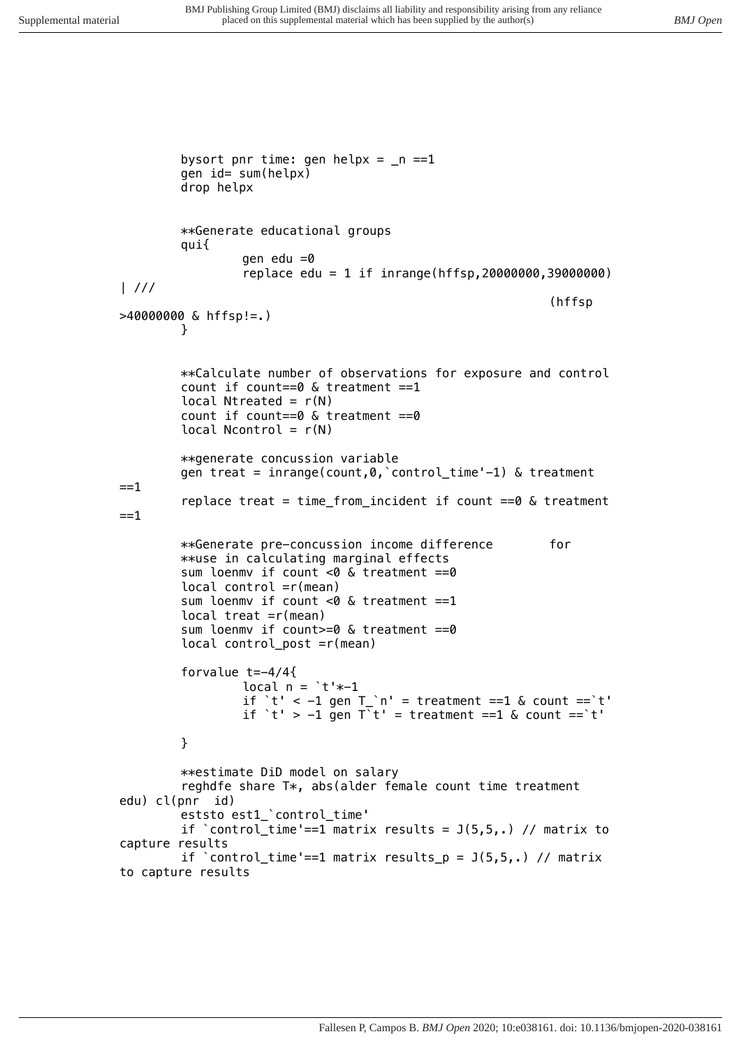```
        bysort pnr time: gen helpx = _n ==1
        gen id= sum(helpx)
        drop helpx


        **Generate educational groups
        qui{
                gen edu =0
                replace edu = 1 if inrange(hffsp,20000000,39000000)
| ///
                                                                (hffsp
>40000000 & hffsp!=.)
        }


        **Calculate number of observations for exposure and control
        count if count==0 & treatment ==1
        local Ntreated = r(N)
        count if count==0 & treatment ==0
        local Ncontrol = r(N)

        **generate concussion variable
        gen treat = inrange(count,0,`control_time'-1) & treatment
==1
        replace treat = time_from_incident if count ==0 & treatment
==1

        **Generate pre-concussion income difference        for
        **use in calculating marginal effects
        sum loenmv if count <0 & treatment ==0
        local control =r(mean)
        sum loenmv if count <0 & treatment ==1
        local treat =r(mean)
        sum loenmv if count>=0 & treatment ==0
        local control_post =r(mean)

        forvalue t=-4/4{
                local n = `t'*-1
                if `t' < -1 gen T_`n' = treatment ==1 & count ==`t'
                if `t' > -1 gen T`t' = treatment ==1 & count ==`t'

        }

        **estimate DiD model on salary
        reghdfe share T*, abs(alder female count time treatment
edu) cl(pnr  id)
        eststo est1_`control_time'
        if `control_time'==1 matrix results = J(5,5,.) // matrix to
capture results
        if `control_time'==1 matrix results_p = J(5,5,.) // matrix
to capture results
```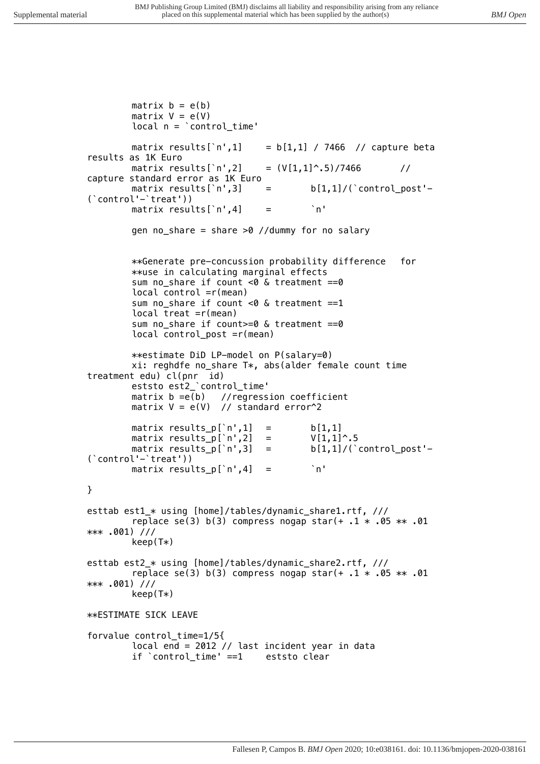```
        matrix b = e(b)
        matrix V = e(V)
        local n = `control_time'

        matrix results[`n',1]    = b[1,1] / 7466  // capture beta
results as 1K Euro
        matrix results[`n',2]    = (V[1,1]^.5)/7466       //
capture standard error as 1K Euro
        matrix results[`n',3]    =       b[1,1]/(`control_post'-
(`control'-`treat'))
        matrix results[`n',4]    =       `n'

        gen no_share = share >0 //dummy for no salary


        **Generate pre-concussion probability difference   for
        **use in calculating marginal effects
        sum no_share if count <0 & treatment ==0
        local control =r(mean)
        sum no_share if count <0 & treatment ==1
        local treat =r(mean)
        sum no_share if count>=0 & treatment ==0
        local control_post =r(mean)

        **estimate DiD LP-model on P(salary=0)
        xi: reghdfe no_share T*, abs(alder female count time
treatment edu) cl(pnr  id)
        eststo est2_`control_time'
        matrix b =e(b)   //regression coefficient
        matrix V = e(V)  // standard error^2

        matrix results_p[`n',1]  =       b[1,1]
        matrix results_p[`n',2]  =       V[1,1]^.5
        matrix results_p[`n',3]  =       b[1,1]/(`control_post'-
(`control'-`treat'))
        matrix results_p[`n',4]  =       `n'

}

esttab est1_* using [home]/tables/dynamic_share1.rtf, ///
        replace se(3) b(3) compress nogap star(+ .1 * .05 ** .01
*** .001) ///
        keep(T*)

esttab est2_* using [home]/tables/dynamic_share2.rtf, ///
        replace se(3) b(3) compress nogap star(+ .1 * .05 ** .01
*** .001) ///
        keep(T*)

**ESTIMATE SICK LEAVE

forvalue control_time=1/5{
        local end = 2012 // last incident year in data
        if `control_time' ==1    eststo clear
```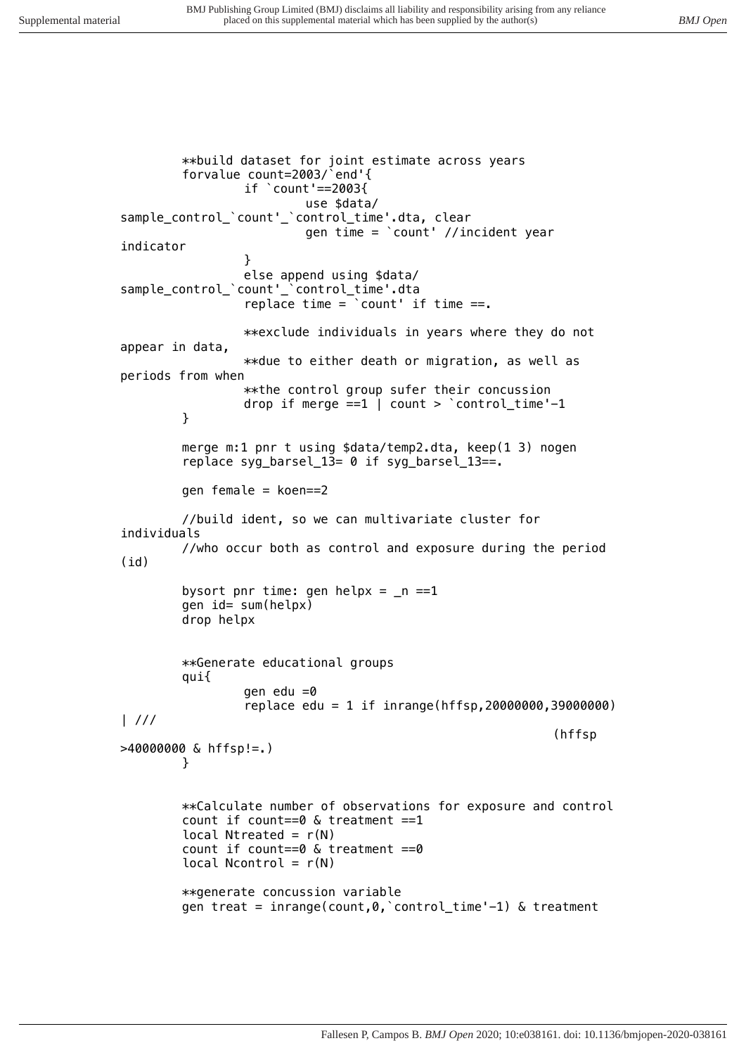```
        **build dataset for joint estimate across years
        forvalue count=2003/`end'{
                if `count'==2003{
                        use $data/
sample_control_`count'_`control_time'.dta, clear
                        gen time = `count' //incident year
indicator
                }
                else append using $data/
sample_control_`count'_`control_time'.dta
                replace time = `count' if time ==.

                **exclude individuals in years where they do not
appear in data,
                **due to either death or migration, as well as
periods from when
                **the control group sufer their concussion
                drop if merge ==1 | count > `control_time'-1
        }

        merge m:1 pnr t using $data/temp2.dta, keep(1 3) nogen
        replace syg_barsel_13= 0 if syg_barsel_13==.

        gen female = koen==2

        //build ident, so we can multivariate cluster for
individuals
        //who occur both as control and exposure during the period
(id)

        bysort pnr time: gen helpx = _n ==1
        gen id= sum(helpx)
        drop helpx


        **Generate educational groups
        qui{
                gen edu =0
                replace edu = 1 if inrange(hffsp,20000000,39000000)
| ///
                                                        (hffsp
>40000000 & hffsp!=.)
        }


        **Calculate number of observations for exposure and control
        count if count==0 & treatment ==1
        local Ntreated = r(N)
        count if count==0 & treatment ==0
        local Ncontrol = r(N)

        **generate concussion variable
        gen treat = inrange(count,0,`control_time'-1) & treatment
```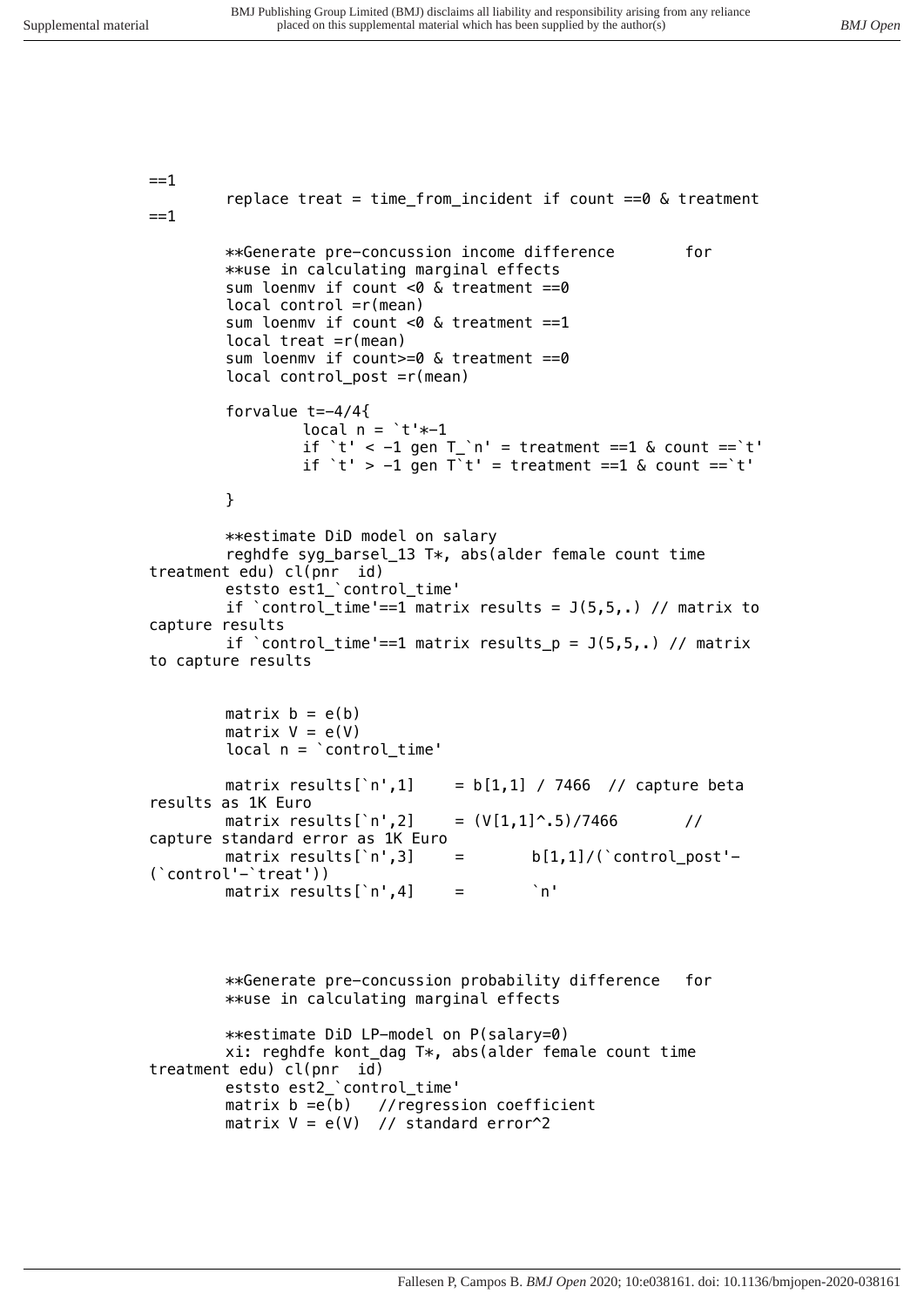```
==1
        replace treat = time_from_incident if count ==0 & treatment
==1

        **Generate pre-concussion income difference        for
        **use in calculating marginal effects
        sum loenmv if count <0 & treatment ==0
        local control =r(mean)
        sum loenmv if count <0 & treatment ==1
        local treat =r(mean)
        sum loenmv if count>=0 & treatment ==0
        local control_post =r(mean)

        forvalue t=-4/4{
                local n = `t'*-1
                if `t' < -1 gen T_`n' = treatment ==1 & count ==`t'
                if `t' > -1 gen T`t' = treatment ==1 & count ==`t'

        }

        **estimate DiD model on salary
        reghdfe syg_barsel_13 T*, abs(alder female count time
treatment edu) cl(pnr  id)
        eststo est1_`control_time'
        if `control_time'==1 matrix results = J(5,5,.) // matrix to
capture results
        if `control_time'==1 matrix results_p = J(5,5,.) // matrix
to capture results


        matrix b = e(b)
        matrix V = e(V)
        local n = `control_time'

        matrix results[`n',1]     = b[1,1] / 7466  // capture beta
results as 1K Euro
        matrix results[`n',2]     = (V[1,1]^.5)/7466       //
capture standard error as 1K Euro
        matrix results[`n',3]     =       b[1,1]/(`control_post'-
(`control'-`treat'))
        matrix results[`n',4]     =       `n'



        **Generate pre-concussion probability difference   for
        **use in calculating marginal effects

        **estimate DiD LP-model on P(salary=0)
        xi: reghdfe kont_dag T*, abs(alder female count time
treatment edu) cl(pnr  id)
        eststo est2_`control_time'
        matrix b =e(b)   //regression coefficient
        matrix V = e(V)  // standard error^2
```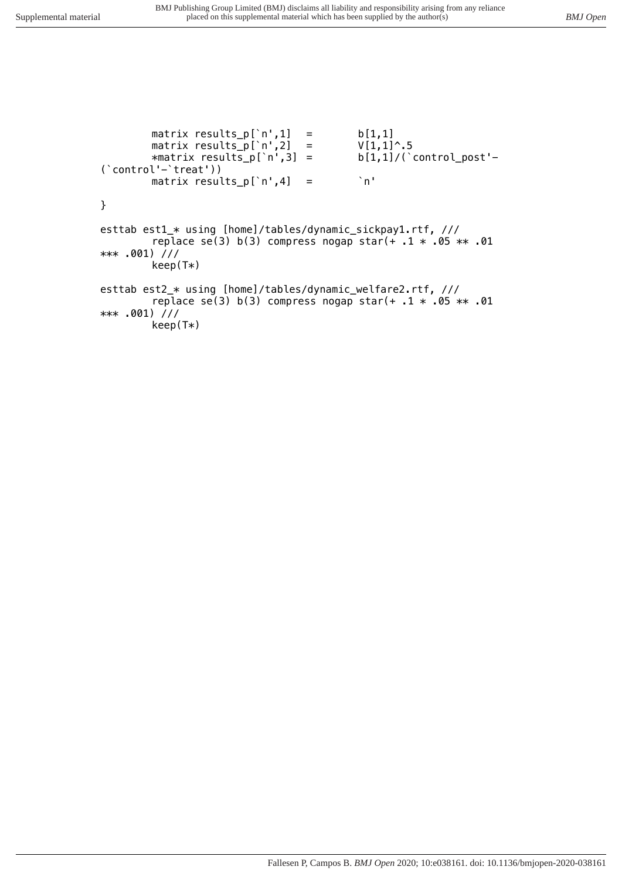```
        matrix results_p[`n',1]  =       b[1,1]
        matrix results_p[`n',2]  =       V[1,1]^.5
        *matrix results_p[`n',3] =       b[1,1]/(`control_post'-
(`control'-`treat'))
        matrix results_p[`n',4]  =       `n'

}

esttab est1_* using [home]/tables/dynamic_sickpay1.rtf, ///
        replace se(3) b(3) compress nogap star(+ .1 * .05 ** .01
*** .001) ///
        keep(T*)

esttab est2_* using [home]/tables/dynamic_welfare2.rtf, ///
        replace se(3) b(3) compress nogap star(+ .1 * .05 ** .01
*** .001) ///
        keep(T*)
```